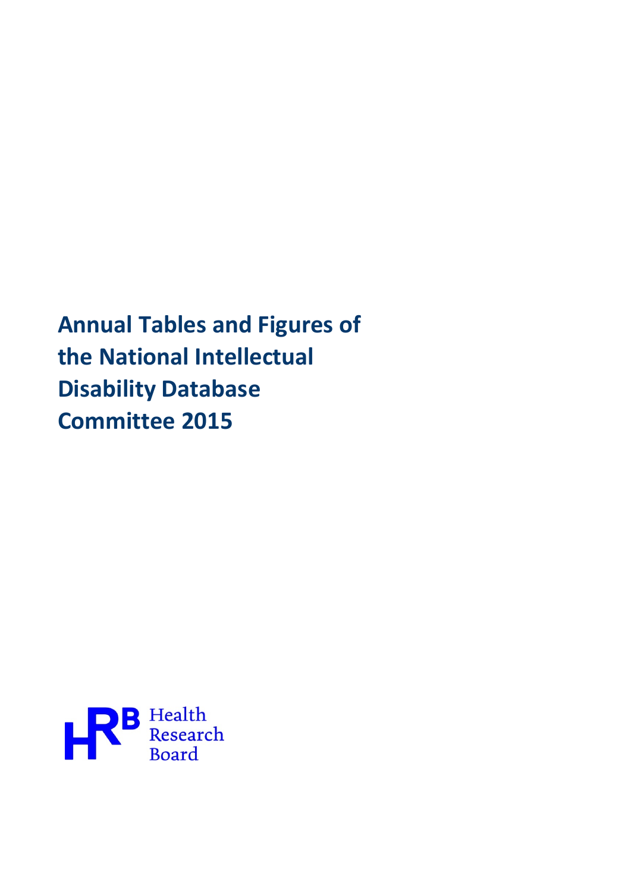# Annual Tables and Figures of the National Intellectual Disability Database Committee 2015

Health Research Board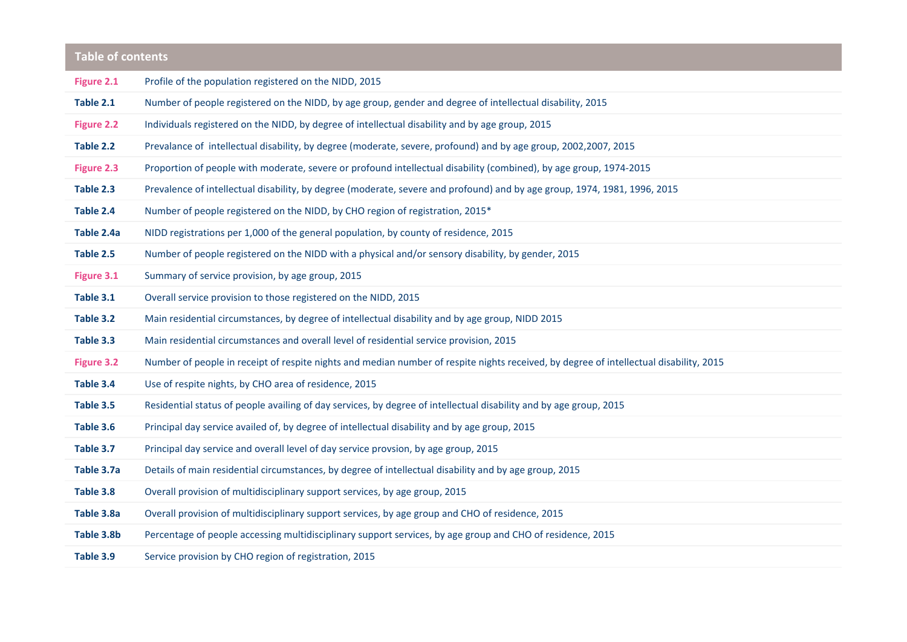## Table of contents

| | |
|---|---|
| **Figure 2.1** | Profile of the population registered on the NIDD, 2015 |
| **Table 2.1** | Number of people registered on the NIDD, by age group, gender and degree of intellectual disability, 2015 |
| **Figure 2.2** | Individuals registered on the NIDD, by degree of intellectual disability and by age group, 2015 |
| **Table 2.2** | Prevalance of intellectual disability, by degree (moderate, severe, profound) and by age group, 2002,2007, 2015 |
| **Figure 2.3** | Proportion of people with moderate, severe or profound intellectual disability (combined), by age group, 1974-2015 |
| **Table 2.3** | Prevalence of intellectual disability, by degree (moderate, severe and profound) and by age group, 1974, 1981, 1996, 2015 |
| **Table 2.4** | Number of people registered on the NIDD, by CHO region of registration, 2015* |
| **Table 2.4a** | NIDD registrations per 1,000 of the general population, by county of residence, 2015 |
| **Table 2.5** | Number of people registered on the NIDD with a physical and/or sensory disability, by gender, 2015 |
| **Figure 3.1** | Summary of service provision, by age group, 2015 |
| **Table 3.1** | Overall service provision to those registered on the NIDD, 2015 |
| **Table 3.2** | Main residential circumstances, by degree of intellectual disability and by age group, NIDD 2015 |
| **Table 3.3** | Main residential circumstances and overall level of residential service provision, 2015 |
| **Figure 3.2** | Number of people in receipt of respite nights and median number of respite nights received, by degree of intellectual disability, 2015 |
| **Table 3.4** | Use of respite nights, by CHO area of residence, 2015 |
| **Table 3.5** | Residential status of people availing of day services, by degree of intellectual disability and by age group, 2015 |
| **Table 3.6** | Principal day service availed of, by degree of intellectual disability and by age group, 2015 |
| **Table 3.7** | Principal day service and overall level of day service provsion, by age group, 2015 |
| **Table 3.7a** | Details of main residential circumstances, by degree of intellectual disability and by age group, 2015 |
| **Table 3.8** | Overall provision of multidisciplinary support services, by age group, 2015 |
| **Table 3.8a** | Overall provision of multidisciplinary support services, by age group and CHO of residence, 2015 |
| **Table 3.8b** | Percentage of people accessing multidisciplinary support services, by age group and CHO of residence, 2015 |
| **Table 3.9** | Service provision by CHO region of registration, 2015 |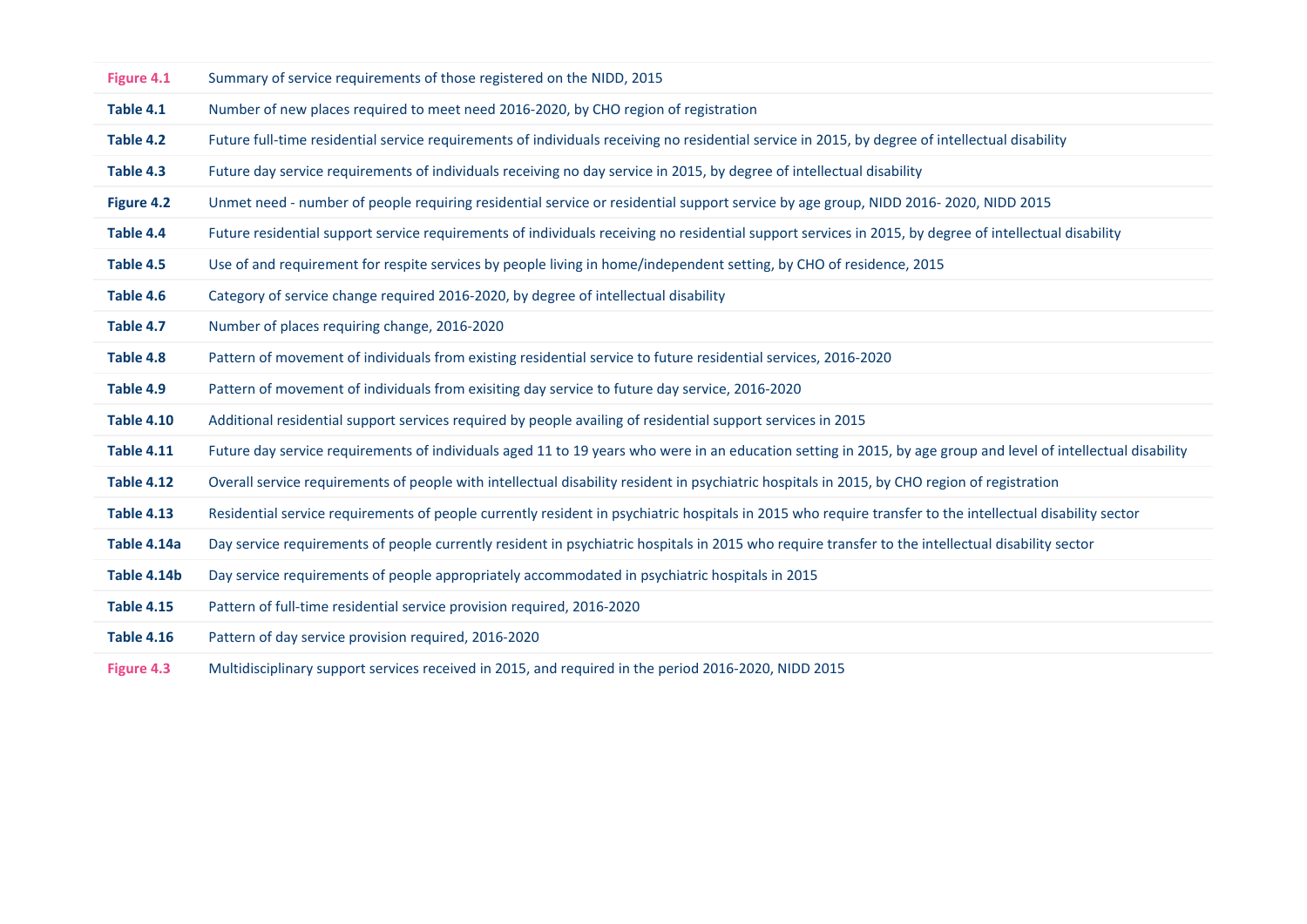| | |
|---|---|
| **Figure 4.1** | Summary of service requirements of those registered on the NIDD, 2015 |
| **Table 4.1** | Number of new places required to meet need 2016-2020, by CHO region of registration |
| **Table 4.2** | Future full-time residential service requirements of individuals receiving no residential service in 2015, by degree of intellectual disability |
| **Table 4.3** | Future day service requirements of individuals receiving no day service in 2015, by degree of intellectual disability |
| **Figure 4.2** | Unmet need - number of people requiring residential service or residential support service by age group, NIDD 2016- 2020, NIDD 2015 |
| **Table 4.4** | Future residential support service requirements of individuals receiving no residential support services in 2015, by degree of intellectual disability |
| **Table 4.5** | Use of and requirement for respite services by people living in home/independent setting, by CHO of residence, 2015 |
| **Table 4.6** | Category of service change required 2016-2020, by degree of intellectual disability |
| **Table 4.7** | Number of places requiring change, 2016-2020 |
| **Table 4.8** | Pattern of movement of individuals from existing residential service to future residential services, 2016-2020 |
| **Table 4.9** | Pattern of movement of individuals from exisiting day service to future day service, 2016-2020 |
| **Table 4.10** | Additional residential support services required by people availing of residential support services in 2015 |
| **Table 4.11** | Future day service requirements of individuals aged 11 to 19 years who were in an education setting in 2015, by age group and level of intellectual disability |
| **Table 4.12** | Overall service requirements of people with intellectual disability resident in psychiatric hospitals in 2015, by CHO region of registration |
| **Table 4.13** | Residential service requirements of people currently resident in psychiatric hospitals in 2015 who require transfer to the intellectual disability sector |
| **Table 4.14a** | Day service requirements of people currently resident in psychiatric hospitals in 2015 who require transfer to the intellectual disability sector |
| **Table 4.14b** | Day service requirements of people appropriately accommodated in psychiatric hospitals in 2015 |
| **Table 4.15** | Pattern of full-time residential service provision required, 2016-2020 |
| **Table 4.16** | Pattern of day service provision required, 2016-2020 |
| **Figure 4.3** | Multidisciplinary support services received in 2015, and required in the period 2016-2020, NIDD 2015 |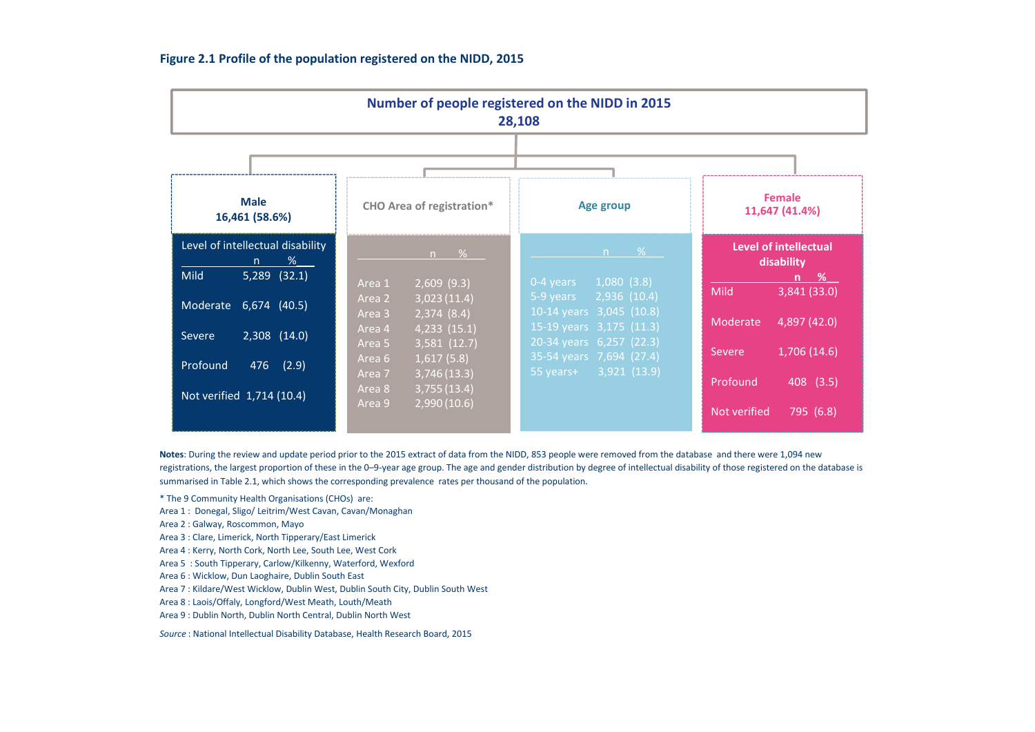**Figure 2.1 Profile of the population registered on the NIDD, 2015**

**Number of people registered on the NIDD in 2015**
**28,108**

**Male**
**16,461 (58.6%)**

| Level of intellectual disability | n | % |
|---|---|---|
| Mild | 5,289 | (32.1) |
| Moderate | 6,674 | (40.5) |
| Severe | 2,308 | (14.0) |
| Profound | 476 | (2.9) |
| Not verified | 1,714 | (10.4) |

**CHO Area of registration***

| | n | % |
|---|---|---|
| Area 1 | 2,609 | (9.3) |
| Area 2 | 3,023 | (11.4) |
| Area 3 | 2,374 | (8.4) |
| Area 4 | 4,233 | (15.1) |
| Area 5 | 3,581 | (12.7) |
| Area 6 | 1,617 | (5.8) |
| Area 7 | 3,746 | (13.3) |
| Area 8 | 3,755 | (13.4) |
| Area 9 | 2,990 | (10.6) |

**Age group**

| | n | % |
|---|---|---|
| 0-4 years | 1,080 | (3.8) |
| 5-9 years | 2,936 | (10.4) |
| 10-14 years | 3,045 | (10.8) |
| 15-19 years | 3,175 | (11.3) |
| 20-34 years | 6,257 | (22.3) |
| 35-54 years | 7,694 | (27.4) |
| 55 years+ | 3,921 | (13.9) |

**Female**
**11,647 (41.4%)**

| Level of intellectual disability | n | % |
|---|---|---|
| Mild | 3,841 | (33.0) |
| Moderate | 4,897 | (42.0) |
| Severe | 1,706 | (14.6) |
| Profound | 408 | (3.5) |
| Not verified | 795 | (6.8) |

**Notes**: During the review and update period prior to the 2015 extract of data from the NIDD, 853 people were removed from the database and there were 1,094 new registrations, the largest proportion of these in the 0–9-year age group. The age and gender distribution by degree of intellectual disability of those registered on the database is summarised in Table 2.1, which shows the corresponding prevalence rates per thousand of the population.

* The 9 Community Health Organisations (CHOs) are:
Area 1 : Donegal, Sligo/ Leitrim/West Cavan, Cavan/Monaghan
Area 2 : Galway, Roscommon, Mayo
Area 3 : Clare, Limerick, North Tipperary/East Limerick
Area 4 : Kerry, North Cork, North Lee, South Lee, West Cork
Area 5 : South Tipperary, Carlow/Kilkenny, Waterford, Wexford
Area 6 : Wicklow, Dun Laoghaire, Dublin South East
Area 7 : Kildare/West Wicklow, Dublin West, Dublin South City, Dublin South West
Area 8 : Laois/Offaly, Longford/West Meath, Louth/Meath
Area 9 : Dublin North, Dublin North Central, Dublin North West

*Source* : National Intellectual Disability Database, Health Research Board, 2015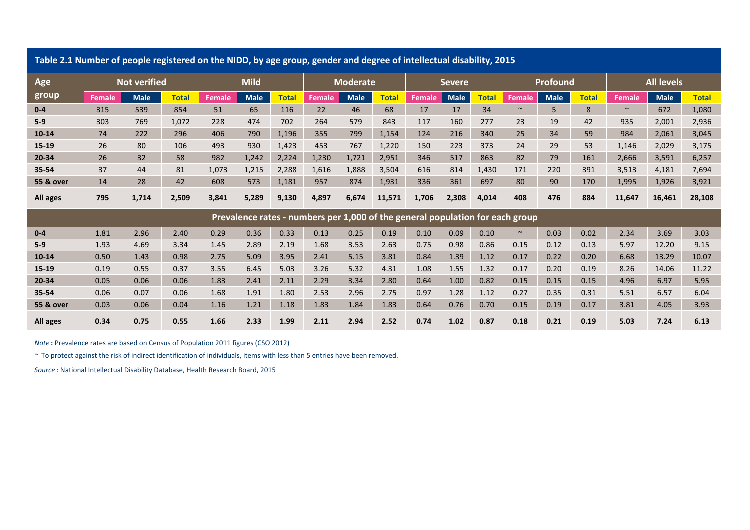### Table 2.1 Number of people registered on the NIDD, by age group, gender and degree of intellectual disability, 2015

| Age group | Not verified | | | Mild | | | Moderate | | | Severe | | | Profound | | | All levels | | |
|---|---|---|---|---|---|---|---|---|---|---|---|---|---|---|---|---|---|---|
| | Female | Male | Total | Female | Male | Total | Female | Male | Total | Female | Male | Total | Female | Male | Total | Female | Male | Total |
| **0-4** | 315 | 539 | 854 | 51 | 65 | 116 | 22 | 46 | 68 | 17 | 17 | 34 | ~ | 5 | 8 | ~ | 672 | 1,080 |
| **5-9** | 303 | 769 | 1,072 | 228 | 474 | 702 | 264 | 579 | 843 | 117 | 160 | 277 | 23 | 19 | 42 | 935 | 2,001 | 2,936 |
| **10-14** | 74 | 222 | 296 | 406 | 790 | 1,196 | 355 | 799 | 1,154 | 124 | 216 | 340 | 25 | 34 | 59 | 984 | 2,061 | 3,045 |
| **15-19** | 26 | 80 | 106 | 493 | 930 | 1,423 | 453 | 767 | 1,220 | 150 | 223 | 373 | 24 | 29 | 53 | 1,146 | 2,029 | 3,175 |
| **20-34** | 26 | 32 | 58 | 982 | 1,242 | 2,224 | 1,230 | 1,721 | 2,951 | 346 | 517 | 863 | 82 | 79 | 161 | 2,666 | 3,591 | 6,257 |
| **35-54** | 37 | 44 | 81 | 1,073 | 1,215 | 2,288 | 1,616 | 1,888 | 3,504 | 616 | 814 | 1,430 | 171 | 220 | 391 | 3,513 | 4,181 | 7,694 |
| **55 & over** | 14 | 28 | 42 | 608 | 573 | 1,181 | 957 | 874 | 1,931 | 336 | 361 | 697 | 80 | 90 | 170 | 1,995 | 1,926 | 3,921 |
| **All ages** | **795** | **1,714** | **2,509** | **3,841** | **5,289** | **9,130** | **4,897** | **6,674** | **11,571** | **1,706** | **2,308** | **4,014** | **408** | **476** | **884** | **11,647** | **16,461** | **28,108** |
| **Prevalence rates - numbers per 1,000 of the general population for each group** | | | | | | | | | | | | | | | | | | |
| **0-4** | 1.81 | 2.96 | 2.40 | 0.29 | 0.36 | 0.33 | 0.13 | 0.25 | 0.19 | 0.10 | 0.09 | 0.10 | ~ | 0.03 | 0.02 | 2.34 | 3.69 | 3.03 |
| **5-9** | 1.93 | 4.69 | 3.34 | 1.45 | 2.89 | 2.19 | 1.68 | 3.53 | 2.63 | 0.75 | 0.98 | 0.86 | 0.15 | 0.12 | 0.13 | 5.97 | 12.20 | 9.15 |
| **10-14** | 0.50 | 1.43 | 0.98 | 2.75 | 5.09 | 3.95 | 2.41 | 5.15 | 3.81 | 0.84 | 1.39 | 1.12 | 0.17 | 0.22 | 0.20 | 6.68 | 13.29 | 10.07 |
| **15-19** | 0.19 | 0.55 | 0.37 | 3.55 | 6.45 | 5.03 | 3.26 | 5.32 | 4.31 | 1.08 | 1.55 | 1.32 | 0.17 | 0.20 | 0.19 | 8.26 | 14.06 | 11.22 |
| **20-34** | 0.05 | 0.06 | 0.06 | 1.83 | 2.41 | 2.11 | 2.29 | 3.34 | 2.80 | 0.64 | 1.00 | 0.82 | 0.15 | 0.15 | 0.15 | 4.96 | 6.97 | 5.95 |
| **35-54** | 0.06 | 0.07 | 0.06 | 1.68 | 1.91 | 1.80 | 2.53 | 2.96 | 2.75 | 0.97 | 1.28 | 1.12 | 0.27 | 0.35 | 0.31 | 5.51 | 6.57 | 6.04 |
| **55 & over** | 0.03 | 0.06 | 0.04 | 1.16 | 1.21 | 1.18 | 1.83 | 1.84 | 1.83 | 0.64 | 0.76 | 0.70 | 0.15 | 0.19 | 0.17 | 3.81 | 4.05 | 3.93 |
| **All ages** | **0.34** | **0.75** | **0.55** | **1.66** | **2.33** | **1.99** | **2.11** | **2.94** | **2.52** | **0.74** | **1.02** | **0.87** | **0.18** | **0.21** | **0.19** | **5.03** | **7.24** | **6.13** |

*Note* **:** Prevalence rates are based on Census of Population 2011 figures (CSO 2012)

~ To protect against the risk of indirect identification of individuals, items with less than 5 entries have been removed.

*Source* : National Intellectual Disability Database, Health Research Board, 2015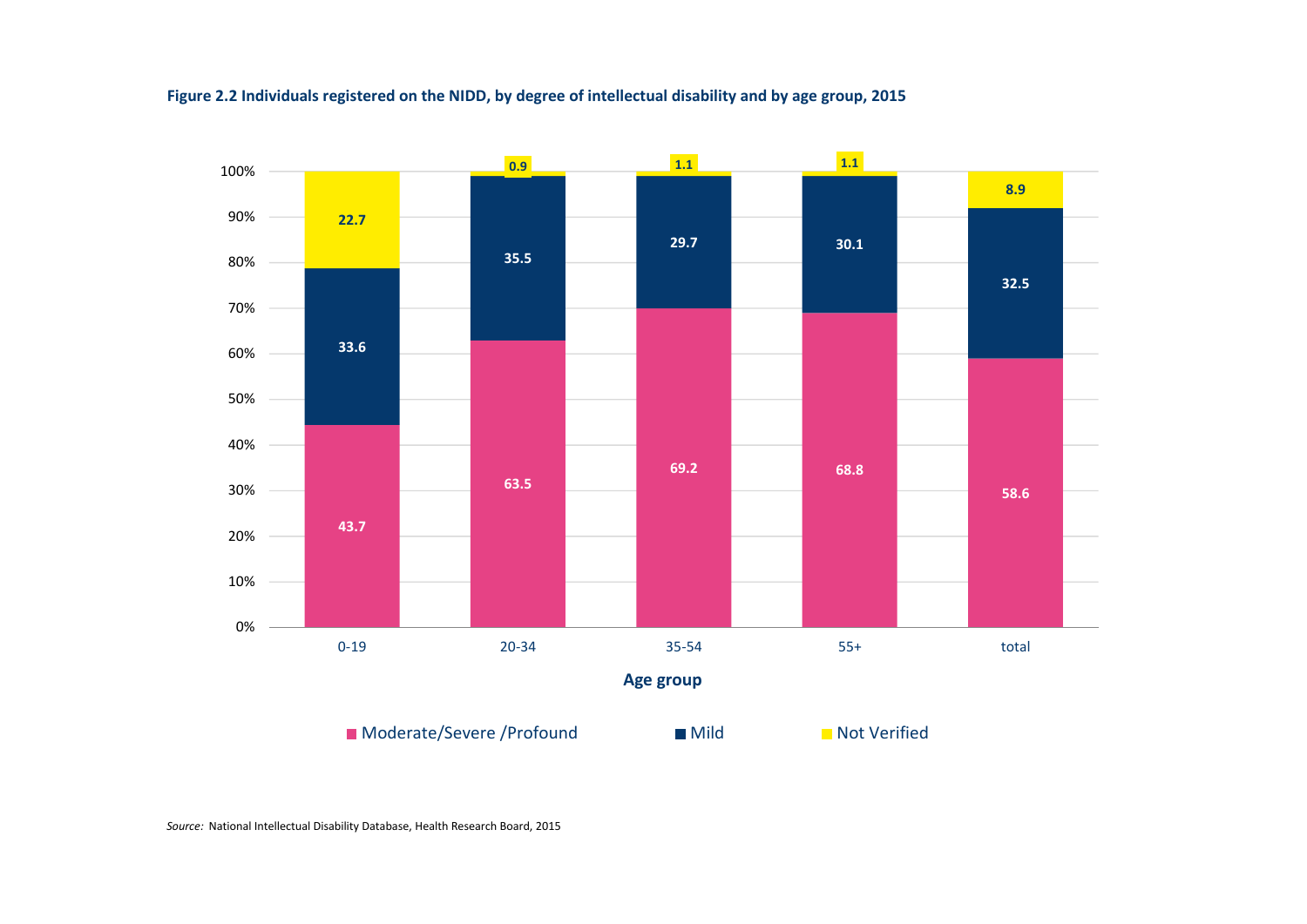**Figure 2.2 Individuals registered on the NIDD, by degree of intellectual disability and by age group, 2015**

| Age group | Moderate/Severe /Profound | Mild | Not Verified |
|---|---|---|---|
| 0-19 | 43.7 | 33.6 | 22.7 |
| 20-34 | 63.5 | 35.5 | 0.9 |
| 35-54 | 69.2 | 29.7 | 1.1 |
| 55+ | 68.8 | 30.1 | 1.1 |
| total | 58.6 | 32.5 | 8.9 |

*Source:* National Intellectual Disability Database, Health Research Board, 2015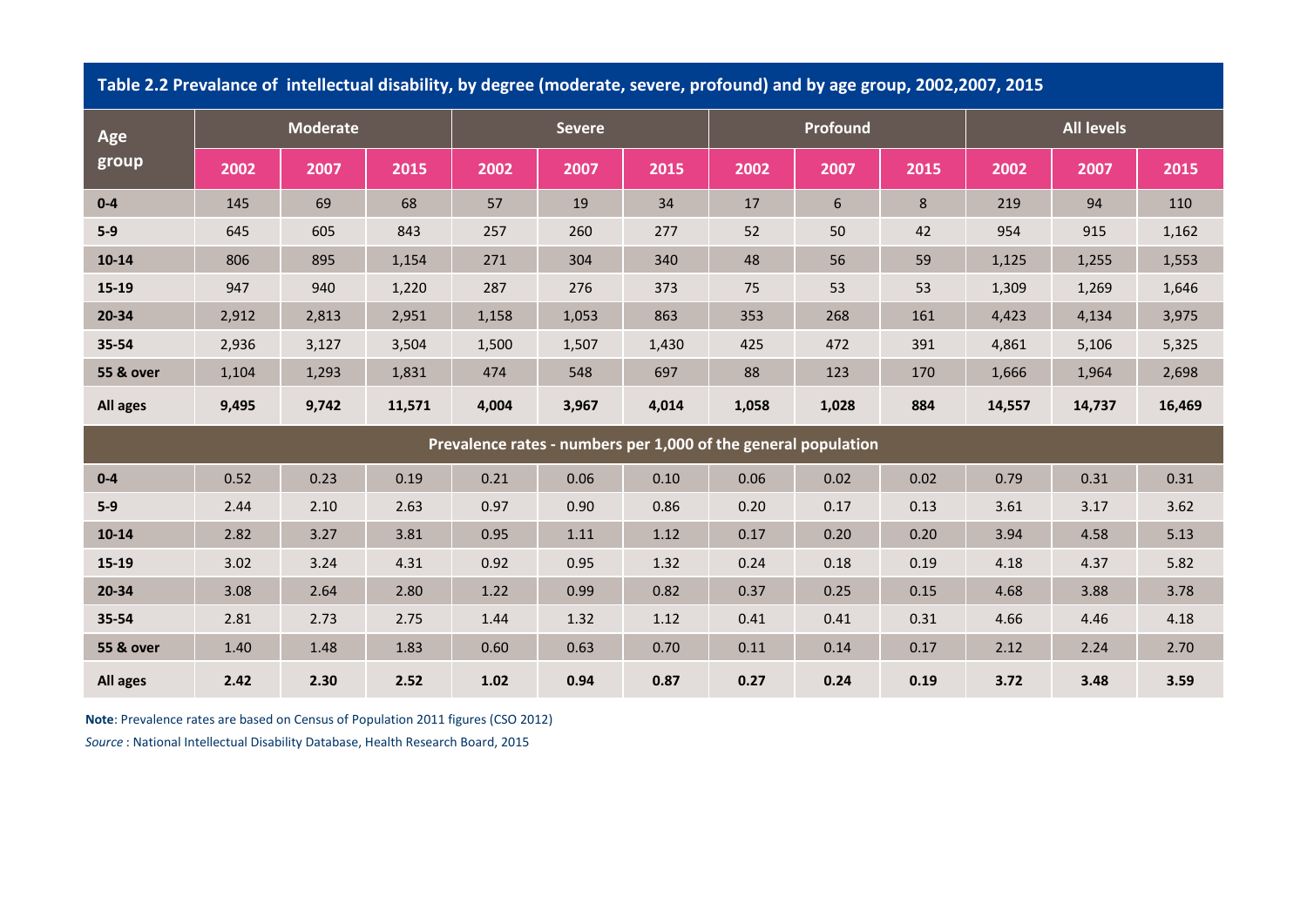**Table 2.2 Prevalance of intellectual disability, by degree (moderate, severe, profound) and by age group, 2002,2007, 2015**

| Age group | Moderate | | | Severe | | | Profound | | | All levels | | |
|---|---|---|---|---|---|---|---|---|---|---|---|---|
| | 2002 | 2007 | 2015 | 2002 | 2007 | 2015 | 2002 | 2007 | 2015 | 2002 | 2007 | 2015 |
| 0-4 | 145 | 69 | 68 | 57 | 19 | 34 | 17 | 6 | 8 | 219 | 94 | 110 |
| 5-9 | 645 | 605 | 843 | 257 | 260 | 277 | 52 | 50 | 42 | 954 | 915 | 1,162 |
| 10-14 | 806 | 895 | 1,154 | 271 | 304 | 340 | 48 | 56 | 59 | 1,125 | 1,255 | 1,553 |
| 15-19 | 947 | 940 | 1,220 | 287 | 276 | 373 | 75 | 53 | 53 | 1,309 | 1,269 | 1,646 |
| 20-34 | 2,912 | 2,813 | 2,951 | 1,158 | 1,053 | 863 | 353 | 268 | 161 | 4,423 | 4,134 | 3,975 |
| 35-54 | 2,936 | 3,127 | 3,504 | 1,500 | 1,507 | 1,430 | 425 | 472 | 391 | 4,861 | 5,106 | 5,325 |
| 55 & over | 1,104 | 1,293 | 1,831 | 474 | 548 | 697 | 88 | 123 | 170 | 1,666 | 1,964 | 2,698 |
| **All ages** | **9,495** | **9,742** | **11,571** | **4,004** | **3,967** | **4,014** | **1,058** | **1,028** | **884** | **14,557** | **14,737** | **16,469** |
| **Prevalence rates - numbers per 1,000 of the general population** | | | | | | | | | | | | |
| 0-4 | 0.52 | 0.23 | 0.19 | 0.21 | 0.06 | 0.10 | 0.06 | 0.02 | 0.02 | 0.79 | 0.31 | 0.31 |
| 5-9 | 2.44 | 2.10 | 2.63 | 0.97 | 0.90 | 0.86 | 0.20 | 0.17 | 0.13 | 3.61 | 3.17 | 3.62 |
| 10-14 | 2.82 | 3.27 | 3.81 | 0.95 | 1.11 | 1.12 | 0.17 | 0.20 | 0.20 | 3.94 | 4.58 | 5.13 |
| 15-19 | 3.02 | 3.24 | 4.31 | 0.92 | 0.95 | 1.32 | 0.24 | 0.18 | 0.19 | 4.18 | 4.37 | 5.82 |
| 20-34 | 3.08 | 2.64 | 2.80 | 1.22 | 0.99 | 0.82 | 0.37 | 0.25 | 0.15 | 4.68 | 3.88 | 3.78 |
| 35-54 | 2.81 | 2.73 | 2.75 | 1.44 | 1.32 | 1.12 | 0.41 | 0.41 | 0.31 | 4.66 | 4.46 | 4.18 |
| 55 & over | 1.40 | 1.48 | 1.83 | 0.60 | 0.63 | 0.70 | 0.11 | 0.14 | 0.17 | 2.12 | 2.24 | 2.70 |
| **All ages** | **2.42** | **2.30** | **2.52** | **1.02** | **0.94** | **0.87** | **0.27** | **0.24** | **0.19** | **3.72** | **3.48** | **3.59** |

**Note**: Prevalence rates are based on Census of Population 2011 figures (CSO 2012)

*Source* : National Intellectual Disability Database, Health Research Board, 2015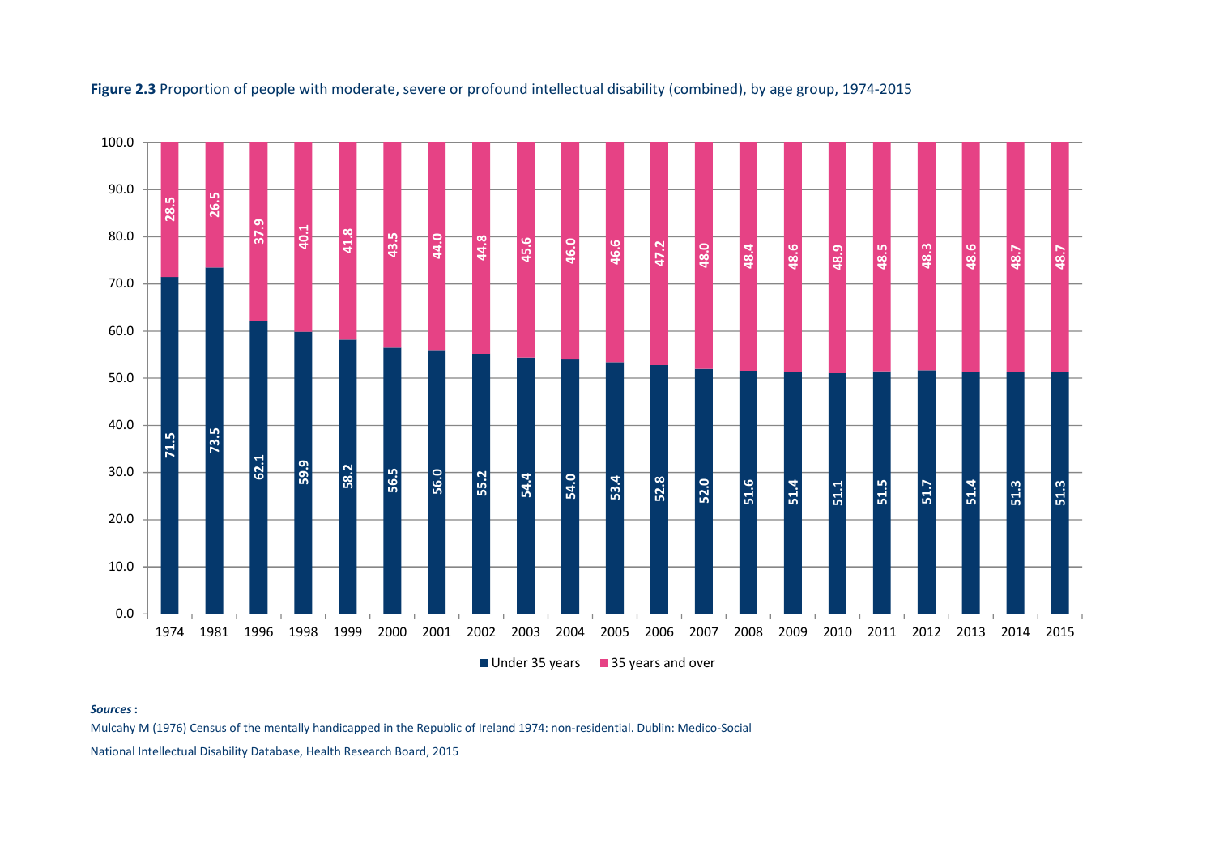**Figure 2.3** Proportion of people with moderate, severe or profound intellectual disability (combined), by age group, 1974-2015

| Year | Under 35 years | 35 years and over |
|---|---|---|
| 1974 | 71.5 | 28.5 |
| 1981 | 73.5 | 26.5 |
| 1996 | 62.1 | 37.9 |
| 1998 | 59.9 | 40.1 |
| 1999 | 58.2 | 41.8 |
| 2000 | 56.5 | 43.5 |
| 2001 | 56.0 | 44.0 |
| 2002 | 55.2 | 44.8 |
| 2003 | 54.4 | 45.6 |
| 2004 | 54.0 | 46.0 |
| 2005 | 53.4 | 46.6 |
| 2006 | 52.8 | 47.2 |
| 2007 | 52.0 | 48.0 |
| 2008 | 51.6 | 48.4 |
| 2009 | 51.4 | 48.6 |
| 2010 | 51.1 | 48.9 |
| 2011 | 51.5 | 48.5 |
| 2012 | 51.7 | 48.3 |
| 2013 | 51.4 | 48.6 |
| 2014 | 51.3 | 48.7 |
| 2015 | 51.3 | 48.7 |

***Sources*:**

Mulcahy M (1976) Census of the mentally handicapped in the Republic of Ireland 1974: non-residential. Dublin: Medico-Social

National Intellectual Disability Database, Health Research Board, 2015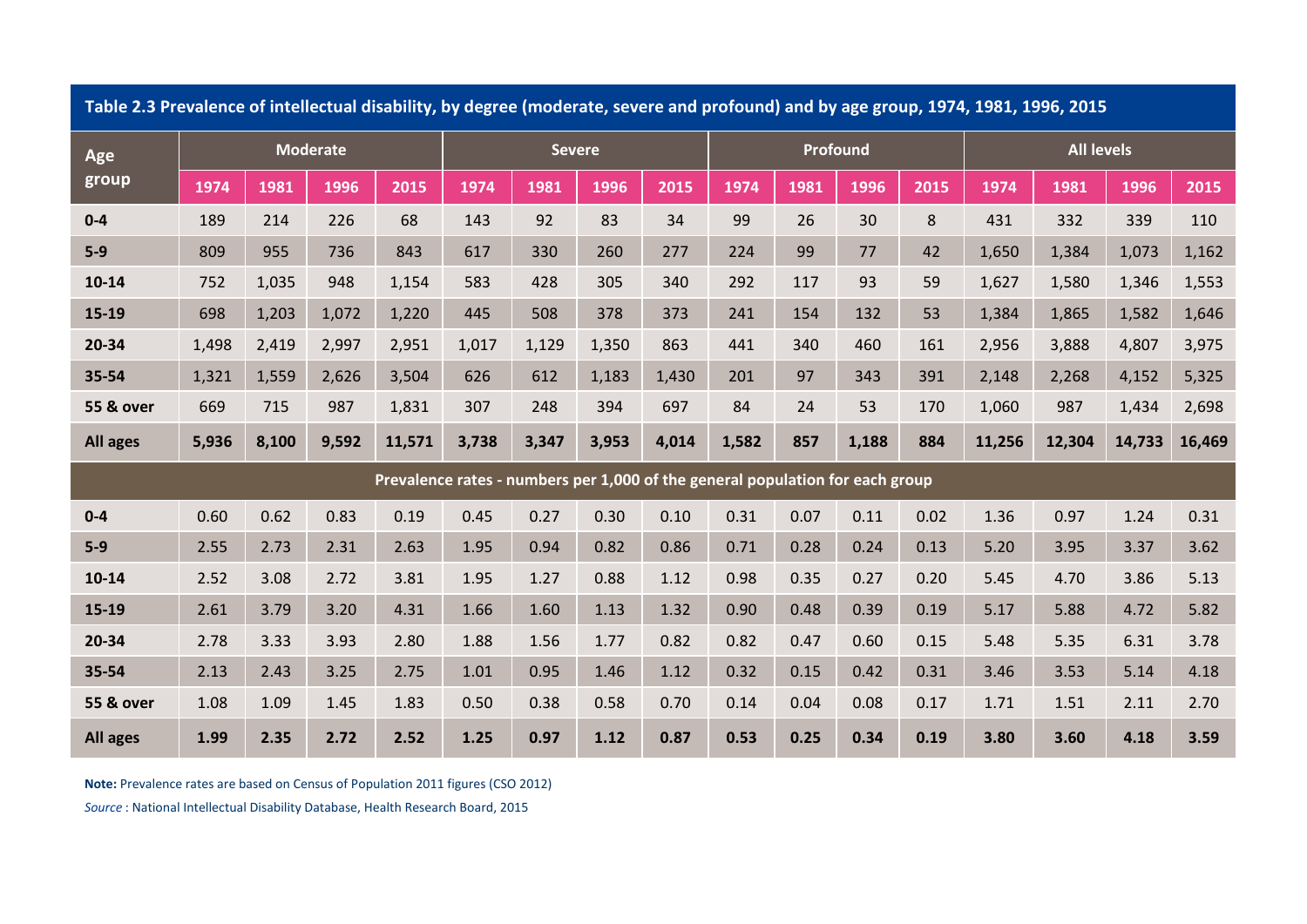**Table 2.3 Prevalence of intellectual disability, by degree (moderate, severe and profound) and by age group, 1974, 1981, 1996, 2015**

| Age group | Moderate | | | | Severe | | | | Profound | | | | All levels | | | |
|---|---|---|---|---|---|---|---|---|---|---|---|---|---|---|---|---|
| | 1974 | 1981 | 1996 | 2015 | 1974 | 1981 | 1996 | 2015 | 1974 | 1981 | 1996 | 2015 | 1974 | 1981 | 1996 | 2015 |
| 0-4 | 189 | 214 | 226 | 68 | 143 | 92 | 83 | 34 | 99 | 26 | 30 | 8 | 431 | 332 | 339 | 110 |
| 5-9 | 809 | 955 | 736 | 843 | 617 | 330 | 260 | 277 | 224 | 99 | 77 | 42 | 1,650 | 1,384 | 1,073 | 1,162 |
| 10-14 | 752 | 1,035 | 948 | 1,154 | 583 | 428 | 305 | 340 | 292 | 117 | 93 | 59 | 1,627 | 1,580 | 1,346 | 1,553 |
| 15-19 | 698 | 1,203 | 1,072 | 1,220 | 445 | 508 | 378 | 373 | 241 | 154 | 132 | 53 | 1,384 | 1,865 | 1,582 | 1,646 |
| 20-34 | 1,498 | 2,419 | 2,997 | 2,951 | 1,017 | 1,129 | 1,350 | 863 | 441 | 340 | 460 | 161 | 2,956 | 3,888 | 4,807 | 3,975 |
| 35-54 | 1,321 | 1,559 | 2,626 | 3,504 | 626 | 612 | 1,183 | 1,430 | 201 | 97 | 343 | 391 | 2,148 | 2,268 | 4,152 | 5,325 |
| 55 & over | 669 | 715 | 987 | 1,831 | 307 | 248 | 394 | 697 | 84 | 24 | 53 | 170 | 1,060 | 987 | 1,434 | 2,698 |
| **All ages** | **5,936** | **8,100** | **9,592** | **11,571** | **3,738** | **3,347** | **3,953** | **4,014** | **1,582** | **857** | **1,188** | **884** | **11,256** | **12,304** | **14,733** | **16,469** |
| **Prevalence rates - numbers per 1,000 of the general population for each group** | | | | | | | | | | | | | | | | |
| 0-4 | 0.60 | 0.62 | 0.83 | 0.19 | 0.45 | 0.27 | 0.30 | 0.10 | 0.31 | 0.07 | 0.11 | 0.02 | 1.36 | 0.97 | 1.24 | 0.31 |
| 5-9 | 2.55 | 2.73 | 2.31 | 2.63 | 1.95 | 0.94 | 0.82 | 0.86 | 0.71 | 0.28 | 0.24 | 0.13 | 5.20 | 3.95 | 3.37 | 3.62 |
| 10-14 | 2.52 | 3.08 | 2.72 | 3.81 | 1.95 | 1.27 | 0.88 | 1.12 | 0.98 | 0.35 | 0.27 | 0.20 | 5.45 | 4.70 | 3.86 | 5.13 |
| 15-19 | 2.61 | 3.79 | 3.20 | 4.31 | 1.66 | 1.60 | 1.13 | 1.32 | 0.90 | 0.48 | 0.39 | 0.19 | 5.17 | 5.88 | 4.72 | 5.82 |
| 20-34 | 2.78 | 3.33 | 3.93 | 2.80 | 1.88 | 1.56 | 1.77 | 0.82 | 0.82 | 0.47 | 0.60 | 0.15 | 5.48 | 5.35 | 6.31 | 3.78 |
| 35-54 | 2.13 | 2.43 | 3.25 | 2.75 | 1.01 | 0.95 | 1.46 | 1.12 | 0.32 | 0.15 | 0.42 | 0.31 | 3.46 | 3.53 | 5.14 | 4.18 |
| 55 & over | 1.08 | 1.09 | 1.45 | 1.83 | 0.50 | 0.38 | 0.58 | 0.70 | 0.14 | 0.04 | 0.08 | 0.17 | 1.71 | 1.51 | 2.11 | 2.70 |
| **All ages** | **1.99** | **2.35** | **2.72** | **2.52** | **1.25** | **0.97** | **1.12** | **0.87** | **0.53** | **0.25** | **0.34** | **0.19** | **3.80** | **3.60** | **4.18** | **3.59** |

**Note:** Prevalence rates are based on Census of Population 2011 figures (CSO 2012)

*Source* : National Intellectual Disability Database, Health Research Board, 2015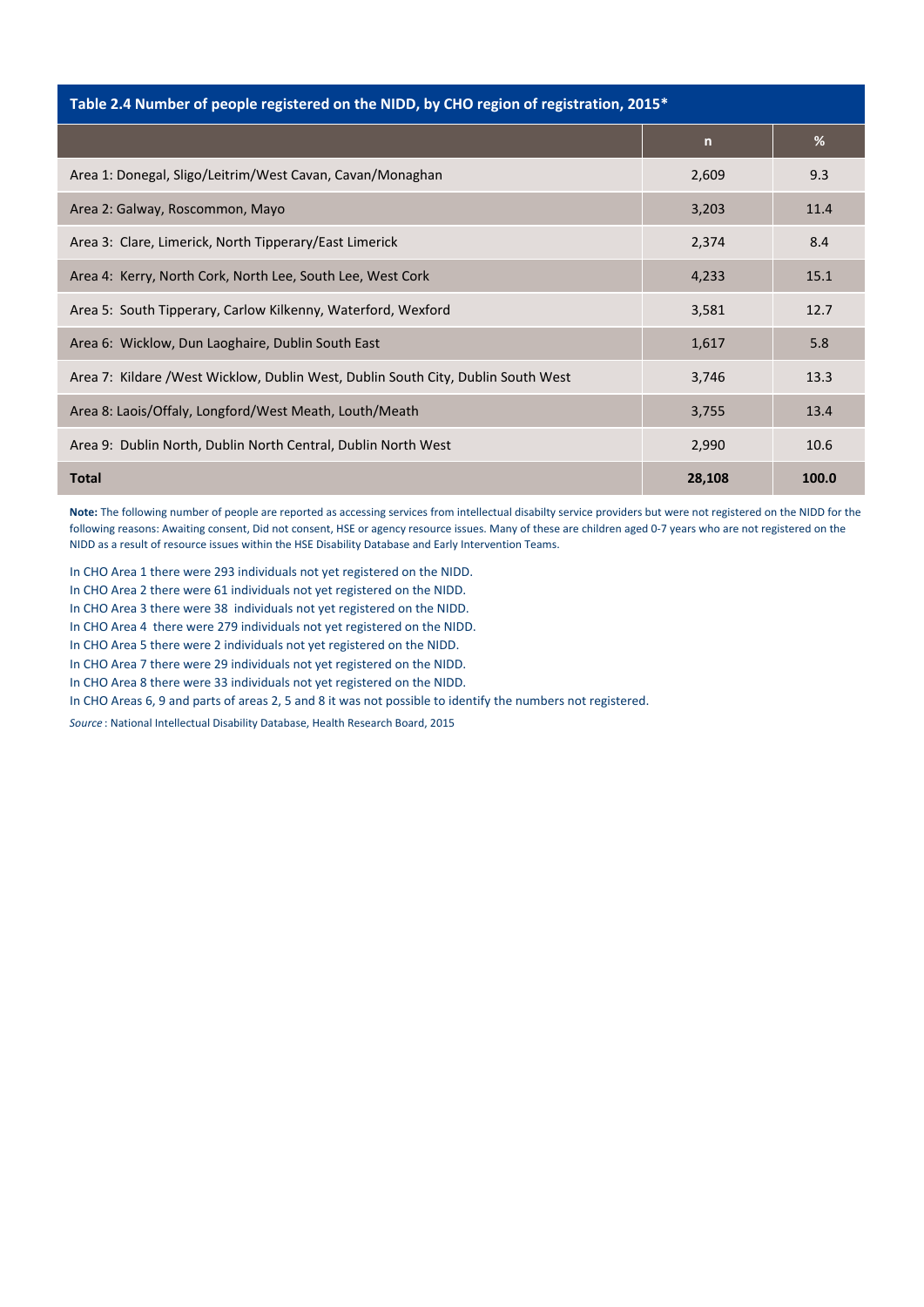**Table 2.4 Number of people registered on the NIDD, by CHO region of registration, 2015***

| | n | % |
|---|---|---|
| Area 1: Donegal, Sligo/Leitrim/West Cavan, Cavan/Monaghan | 2,609 | 9.3 |
| Area 2: Galway, Roscommon, Mayo | 3,203 | 11.4 |
| Area 3: Clare, Limerick, North Tipperary/East Limerick | 2,374 | 8.4 |
| Area 4: Kerry, North Cork, North Lee, South Lee, West Cork | 4,233 | 15.1 |
| Area 5: South Tipperary, Carlow Kilkenny, Waterford, Wexford | 3,581 | 12.7 |
| Area 6: Wicklow, Dun Laoghaire, Dublin South East | 1,617 | 5.8 |
| Area 7: Kildare /West Wicklow, Dublin West, Dublin South City, Dublin South West | 3,746 | 13.3 |
| Area 8: Laois/Offaly, Longford/West Meath, Louth/Meath | 3,755 | 13.4 |
| Area 9: Dublin North, Dublin North Central, Dublin North West | 2,990 | 10.6 |
| **Total** | **28,108** | **100.0** |

**Note:** The following number of people are reported as accessing services from intellectual disabilty service providers but were not registered on the NIDD for the following reasons: Awaiting consent, Did not consent, HSE or agency resource issues. Many of these are children aged 0-7 years who are not registered on the NIDD as a result of resource issues within the HSE Disability Database and Early Intervention Teams.

In CHO Area 1 there were 293 individuals not yet registered on the NIDD.
In CHO Area 2 there were 61 individuals not yet registered on the NIDD.
In CHO Area 3 there were 38 individuals not yet registered on the NIDD.
In CHO Area 4 there were 279 individuals not yet registered on the NIDD.
In CHO Area 5 there were 2 individuals not yet registered on the NIDD.
In CHO Area 7 there were 29 individuals not yet registered on the NIDD.
In CHO Area 8 there were 33 individuals not yet registered on the NIDD.
In CHO Areas 6, 9 and parts of areas 2, 5 and 8 it was not possible to identify the numbers not registered.

*Source* : National Intellectual Disability Database, Health Research Board, 2015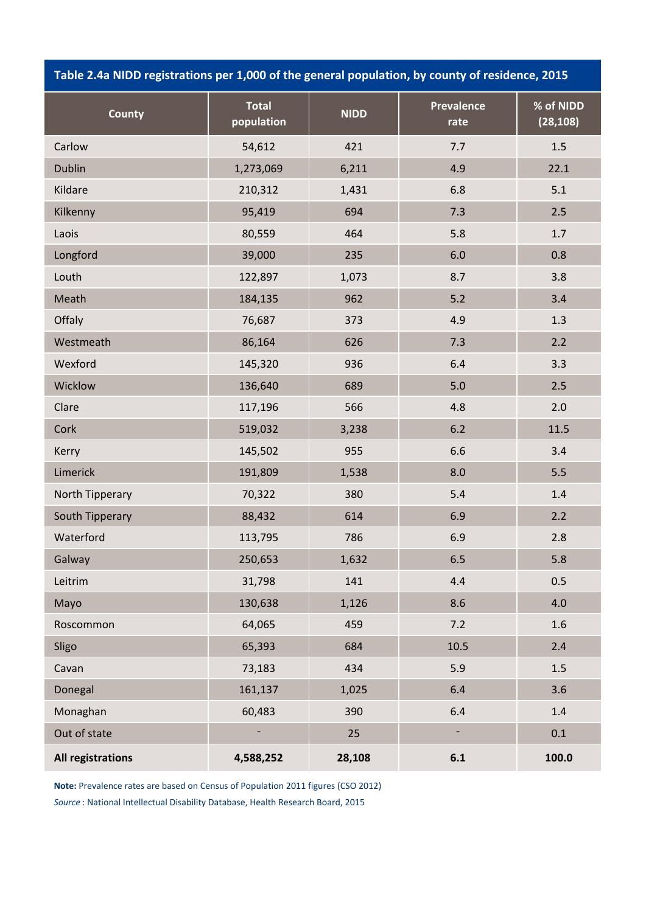**Table 2.4a NIDD registrations per 1,000 of the general population, by county of residence, 2015**

| County | Total population | NIDD | Prevalence rate | % of NIDD (28,108) |
|---|---|---|---|---|
| Carlow | 54,612 | 421 | 7.7 | 1.5 |
| Dublin | 1,273,069 | 6,211 | 4.9 | 22.1 |
| Kildare | 210,312 | 1,431 | 6.8 | 5.1 |
| Kilkenny | 95,419 | 694 | 7.3 | 2.5 |
| Laois | 80,559 | 464 | 5.8 | 1.7 |
| Longford | 39,000 | 235 | 6.0 | 0.8 |
| Louth | 122,897 | 1,073 | 8.7 | 3.8 |
| Meath | 184,135 | 962 | 5.2 | 3.4 |
| Offaly | 76,687 | 373 | 4.9 | 1.3 |
| Westmeath | 86,164 | 626 | 7.3 | 2.2 |
| Wexford | 145,320 | 936 | 6.4 | 3.3 |
| Wicklow | 136,640 | 689 | 5.0 | 2.5 |
| Clare | 117,196 | 566 | 4.8 | 2.0 |
| Cork | 519,032 | 3,238 | 6.2 | 11.5 |
| Kerry | 145,502 | 955 | 6.6 | 3.4 |
| Limerick | 191,809 | 1,538 | 8.0 | 5.5 |
| North Tipperary | 70,322 | 380 | 5.4 | 1.4 |
| South Tipperary | 88,432 | 614 | 6.9 | 2.2 |
| Waterford | 113,795 | 786 | 6.9 | 2.8 |
| Galway | 250,653 | 1,632 | 6.5 | 5.8 |
| Leitrim | 31,798 | 141 | 4.4 | 0.5 |
| Mayo | 130,638 | 1,126 | 8.6 | 4.0 |
| Roscommon | 64,065 | 459 | 7.2 | 1.6 |
| Sligo | 65,393 | 684 | 10.5 | 2.4 |
| Cavan | 73,183 | 434 | 5.9 | 1.5 |
| Donegal | 161,137 | 1,025 | 6.4 | 3.6 |
| Monaghan | 60,483 | 390 | 6.4 | 1.4 |
| Out of state | - | 25 | - | 0.1 |
| **All registrations** | **4,588,252** | **28,108** | **6.1** | **100.0** |

**Note:** Prevalence rates are based on Census of Population 2011 figures (CSO 2012)

*Source* : National Intellectual Disability Database, Health Research Board, 2015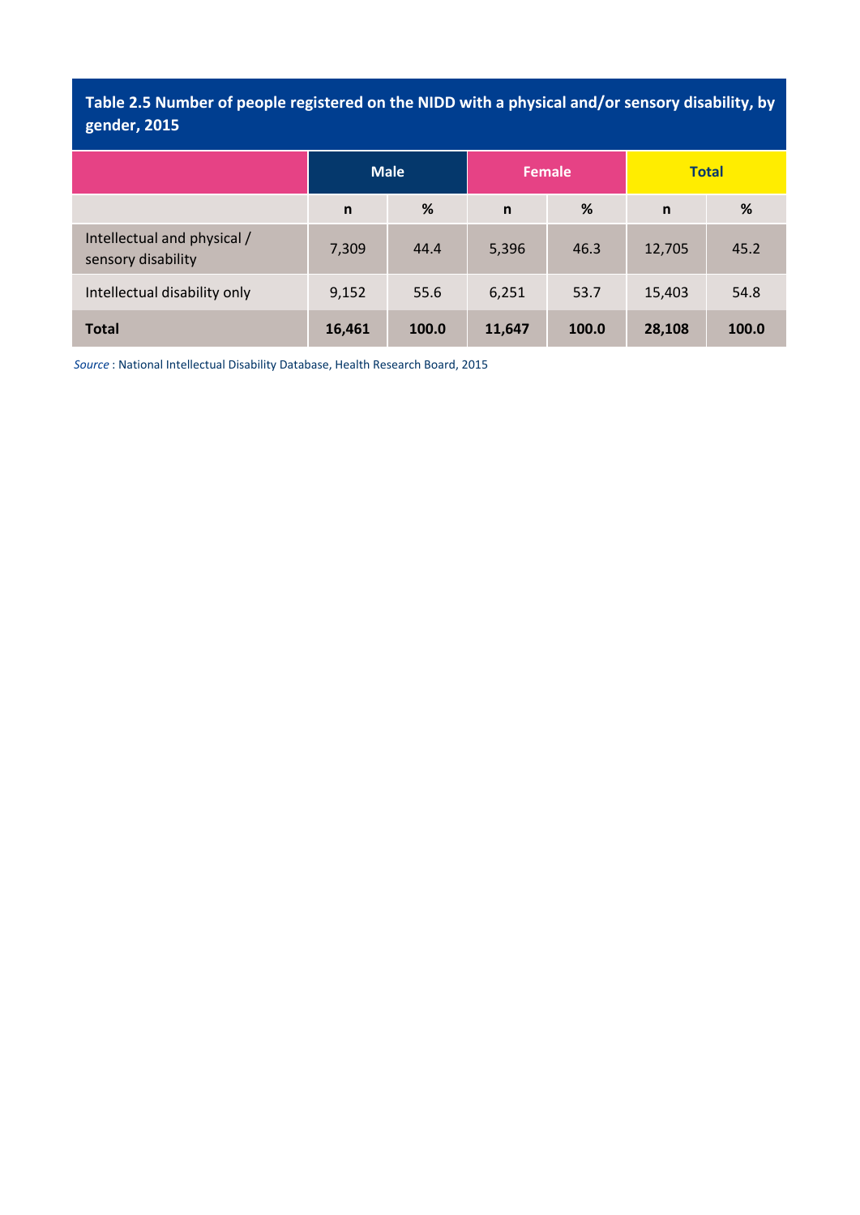**Table 2.5 Number of people registered on the NIDD with a physical and/or sensory disability, by gender, 2015**

| | Male | | Female | | Total | |
|---|---|---|---|---|---|---|
| | n | % | n | % | n | % |
| Intellectual and physical / sensory disability | 7,309 | 44.4 | 5,396 | 46.3 | 12,705 | 45.2 |
| Intellectual disability only | 9,152 | 55.6 | 6,251 | 53.7 | 15,403 | 54.8 |
| **Total** | **16,461** | **100.0** | **11,647** | **100.0** | **28,108** | **100.0** |

*Source* : National Intellectual Disability Database, Health Research Board, 2015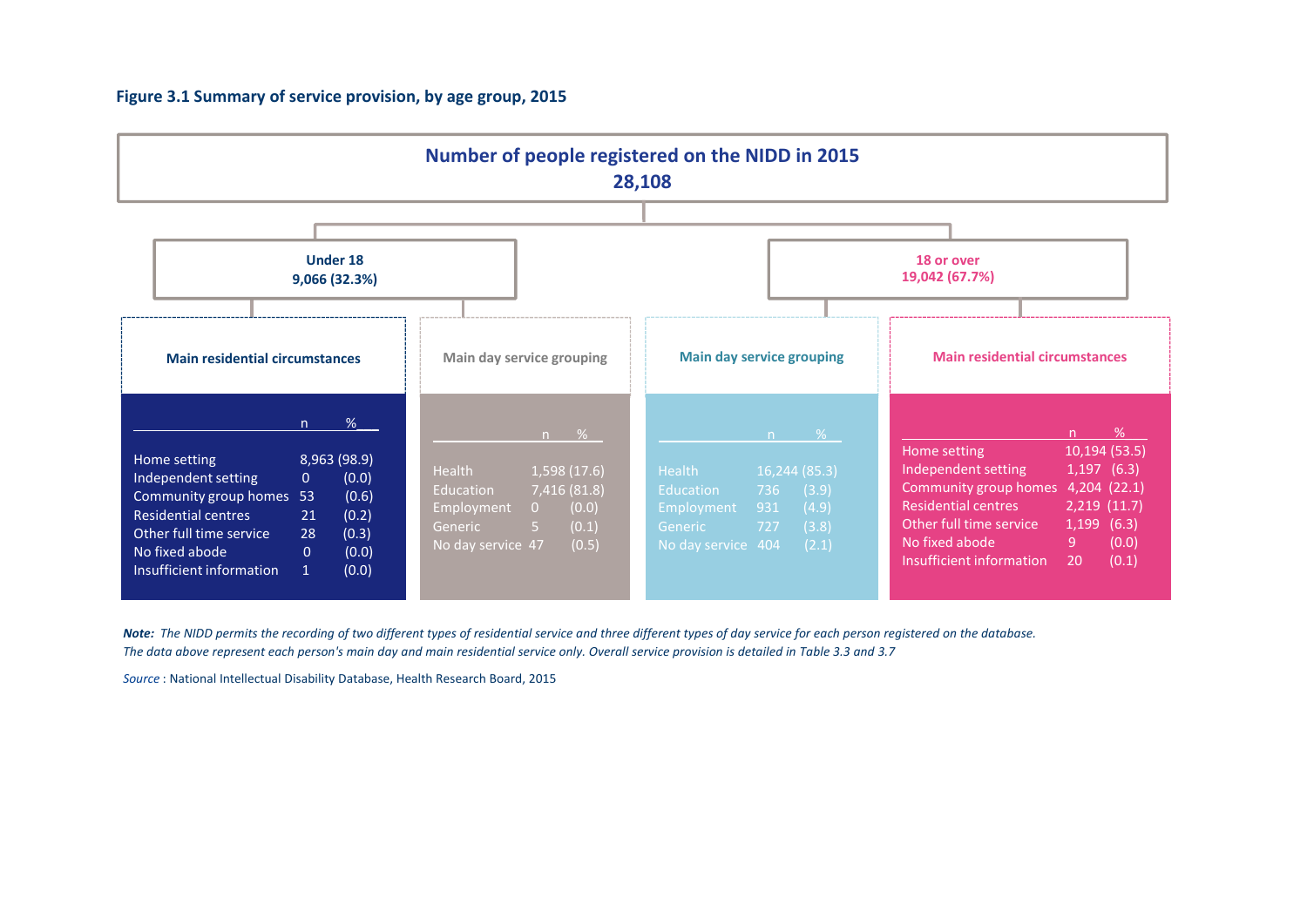**Figure 3.1 Summary of service provision, by age group, 2015**

**Number of people registered on the NIDD in 2015**
**28,108**

**Under 18**
**9,066 (32.3%)**

**Main residential circumstances**

| | n | % |
|---|---|---|
| Home setting | 8,963 | (98.9) |
| Independent setting | 0 | (0.0) |
| Community group homes | 53 | (0.6) |
| Residential centres | 21 | (0.2) |
| Other full time service | 28 | (0.3) |
| No fixed abode | 0 | (0.0) |
| Insufficient information | 1 | (0.0) |

**Main day service grouping**

| | n | % |
|---|---|---|
| Health | 1,598 | (17.6) |
| Education | 7,416 | (81.8) |
| Employment | 0 | (0.0) |
| Generic | 5 | (0.1) |
| No day service | 47 | (0.5) |

**18 or over**
**19,042 (67.7%)**

**Main day service grouping**

| | n | % |
|---|---|---|
| Health | 16,244 | (85.3) |
| Education | 736 | (3.9) |
| Employment | 931 | (4.9) |
| Generic | 727 | (3.8) |
| No day service | 404 | (2.1) |

**Main residential circumstances**

| | n | % |
|---|---|---|
| Home setting | 10,194 | (53.5) |
| Independent setting | 1,197 | (6.3) |
| Community group homes | 4,204 | (22.1) |
| Residential centres | 2,219 | (11.7) |
| Other full time service | 1,199 | (6.3) |
| No fixed abode | 9 | (0.0) |
| Insufficient information | 20 | (0.1) |

***Note:*** *The NIDD permits the recording of two different types of residential service and three different types of day service for each person registered on the database. The data above represent each person's main day and main residential service only. Overall service provision is detailed in Table 3.3 and 3.7*

*Source* : National Intellectual Disability Database, Health Research Board, 2015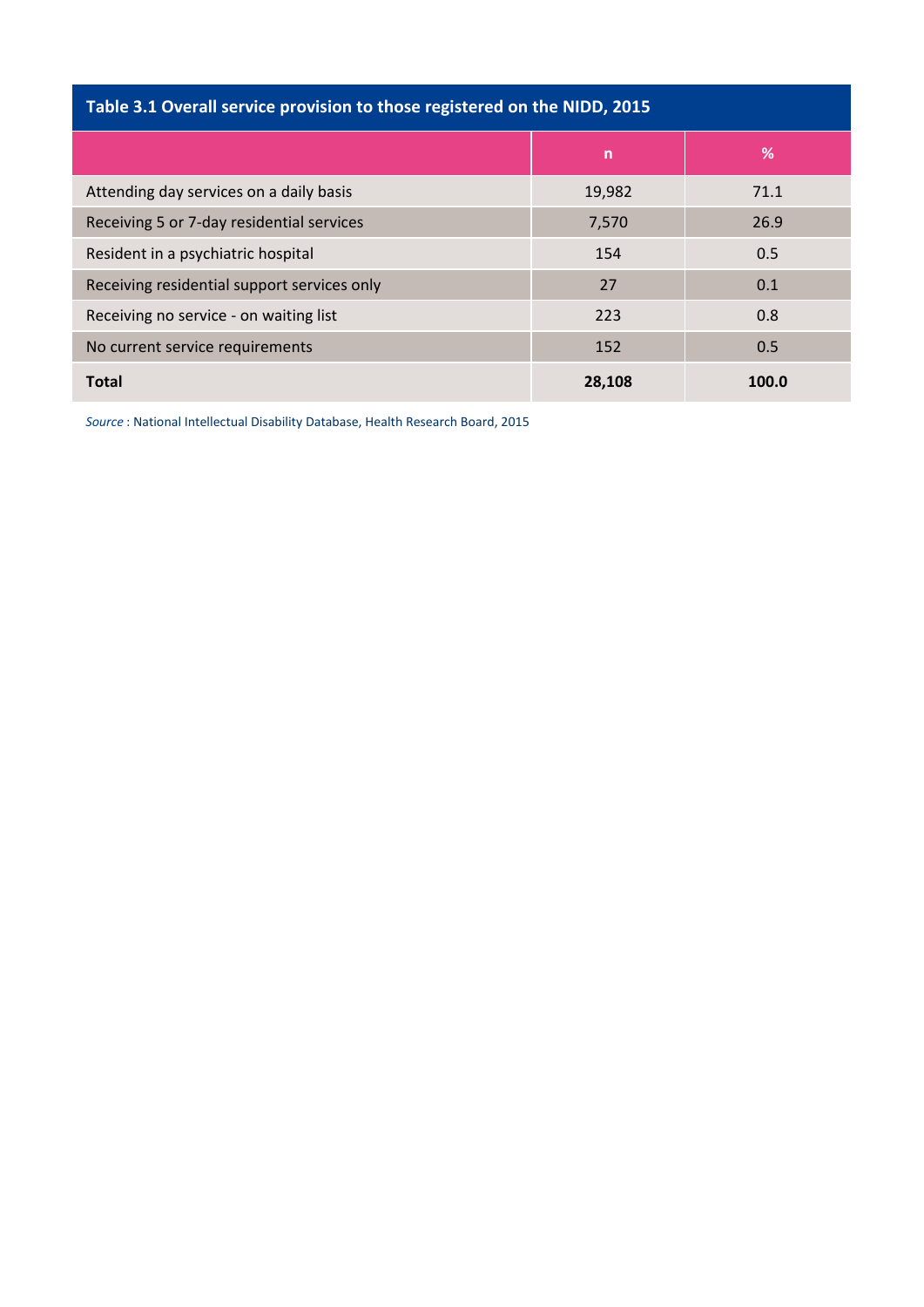**Table 3.1 Overall service provision to those registered on the NIDD, 2015**

| | n | % |
|---|---|---|
| Attending day services on a daily basis | 19,982 | 71.1 |
| Receiving 5 or 7-day residential services | 7,570 | 26.9 |
| Resident in a psychiatric hospital | 154 | 0.5 |
| Receiving residential support services only | 27 | 0.1 |
| Receiving no service - on waiting list | 223 | 0.8 |
| No current service requirements | 152 | 0.5 |
| **Total** | **28,108** | **100.0** |

*Source* : National Intellectual Disability Database, Health Research Board, 2015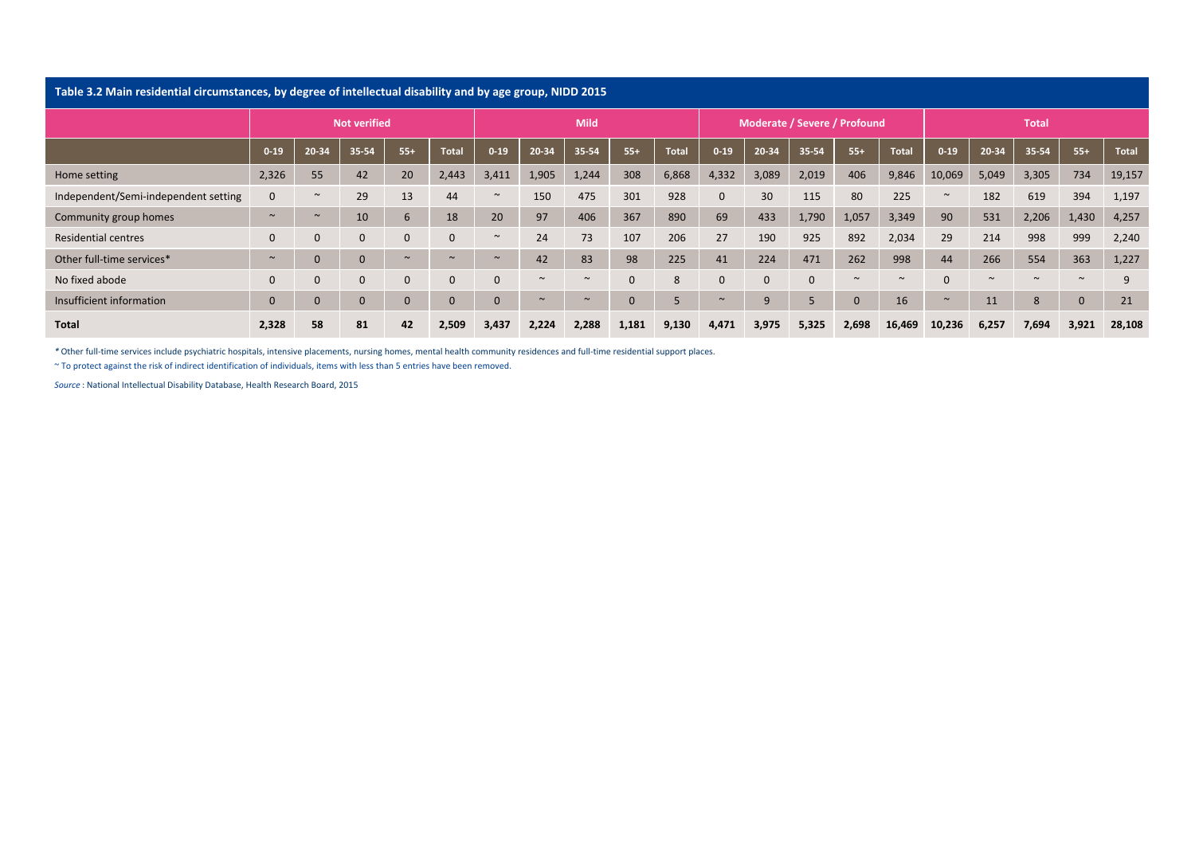## Table 3.2 Main residential circumstances, by degree of intellectual disability and by age group, NIDD 2015

| | Not verified | | | | | Mild | | | | | Moderate / Severe / Profound | | | | | Total | | | | |
|---|---|---|---|---|---|---|---|---|---|---|---|---|---|---|---|---|---|---|---|---|
| | 0-19 | 20-34 | 35-54 | 55+ | Total | 0-19 | 20-34 | 35-54 | 55+ | Total | 0-19 | 20-34 | 35-54 | 55+ | Total | 0-19 | 20-34 | 35-54 | 55+ | Total |
| Home setting | 2,326 | 55 | 42 | 20 | 2,443 | 3,411 | 1,905 | 1,244 | 308 | 6,868 | 4,332 | 3,089 | 2,019 | 406 | 9,846 | 10,069 | 5,049 | 3,305 | 734 | 19,157 |
| Independent/Semi-independent setting | 0 | ~ | 29 | 13 | 44 | ~ | 150 | 475 | 301 | 928 | 0 | 30 | 115 | 80 | 225 | ~ | 182 | 619 | 394 | 1,197 |
| Community group homes | ~ | ~ | 10 | 6 | 18 | 20 | 97 | 406 | 367 | 890 | 69 | 433 | 1,790 | 1,057 | 3,349 | 90 | 531 | 2,206 | 1,430 | 4,257 |
| Residential centres | 0 | 0 | 0 | 0 | 0 | ~ | 24 | 73 | 107 | 206 | 27 | 190 | 925 | 892 | 2,034 | 29 | 214 | 998 | 999 | 2,240 |
| Other full-time services* | ~ | 0 | 0 | ~ | ~ | ~ | 42 | 83 | 98 | 225 | 41 | 224 | 471 | 262 | 998 | 44 | 266 | 554 | 363 | 1,227 |
| No fixed abode | 0 | 0 | 0 | 0 | 0 | 0 | ~ | ~ | 0 | 8 | 0 | 0 | 0 | ~ | ~ | 0 | ~ | ~ | ~ | 9 |
| Insufficient information | 0 | 0 | 0 | 0 | 0 | 0 | ~ | ~ | 0 | 5 | ~ | 9 | 5 | 0 | 16 | ~ | 11 | 8 | 0 | 21 |
| **Total** | **2,328** | **58** | **81** | **42** | **2,509** | **3,437** | **2,224** | **2,288** | **1,181** | **9,130** | **4,471** | **3,975** | **5,325** | **2,698** | **16,469** | **10,236** | **6,257** | **7,694** | **3,921** | **28,108** |

*Other full-time services include psychiatric hospitals, intensive placements, nursing homes, mental health community residences and full-time residential support places.

~ To protect against the risk of indirect identification of individuals, items with less than 5 entries have been removed.

*Source* : National Intellectual Disability Database, Health Research Board, 2015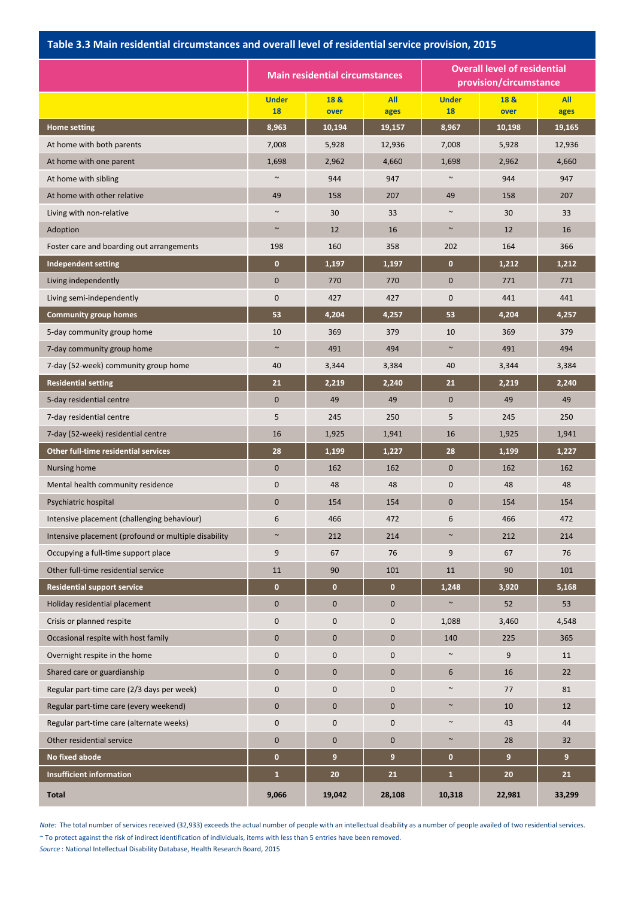**Table 3.3 Main residential circumstances and overall level of residential service provision, 2015**

| | Main residential circumstances | | | Overall level of residential provision/circumstance | | |
|---|---|---|---|---|---|---|
| | Under 18 | 18 & over | All ages | Under 18 | 18 & over | All ages |
| **Home setting** | **8,963** | **10,194** | **19,157** | **8,967** | **10,198** | **19,165** |
| At home with both parents | 7,008 | 5,928 | 12,936 | 7,008 | 5,928 | 12,936 |
| At home with one parent | 1,698 | 2,962 | 4,660 | 1,698 | 2,962 | 4,660 |
| At home with sibling | ~ | 944 | 947 | ~ | 944 | 947 |
| At home with other relative | 49 | 158 | 207 | 49 | 158 | 207 |
| Living with non-relative | ~ | 30 | 33 | ~ | 30 | 33 |
| Adoption | ~ | 12 | 16 | ~ | 12 | 16 |
| Foster care and boarding out arrangements | 198 | 160 | 358 | 202 | 164 | 366 |
| **Independent setting** | **0** | **1,197** | **1,197** | **0** | **1,212** | **1,212** |
| Living independently | 0 | 770 | 770 | 0 | 771 | 771 |
| Living semi-independently | 0 | 427 | 427 | 0 | 441 | 441 |
| **Community group homes** | **53** | **4,204** | **4,257** | **53** | **4,204** | **4,257** |
| 5-day community group home | 10 | 369 | 379 | 10 | 369 | 379 |
| 7-day community group home | ~ | 491 | 494 | ~ | 491 | 494 |
| 7-day (52-week) community group home | 40 | 3,344 | 3,384 | 40 | 3,344 | 3,384 |
| **Residential setting** | **21** | **2,219** | **2,240** | **21** | **2,219** | **2,240** |
| 5-day residential centre | 0 | 49 | 49 | 0 | 49 | 49 |
| 7-day residential centre | 5 | 245 | 250 | 5 | 245 | 250 |
| 7-day (52-week) residential centre | 16 | 1,925 | 1,941 | 16 | 1,925 | 1,941 |
| **Other full-time residential services** | **28** | **1,199** | **1,227** | **28** | **1,199** | **1,227** |
| Nursing home | 0 | 162 | 162 | 0 | 162 | 162 |
| Mental health community residence | 0 | 48 | 48 | 0 | 48 | 48 |
| Psychiatric hospital | 0 | 154 | 154 | 0 | 154 | 154 |
| Intensive placement (challenging behaviour) | 6 | 466 | 472 | 6 | 466 | 472 |
| Intensive placement (profound or multiple disability | ~ | 212 | 214 | ~ | 212 | 214 |
| Occupying a full-time support place | 9 | 67 | 76 | 9 | 67 | 76 |
| Other full-time residential service | 11 | 90 | 101 | 11 | 90 | 101 |
| **Residential support service** | **0** | **0** | **0** | **1,248** | **3,920** | **5,168** |
| Holiday residential placement | 0 | 0 | 0 | ~ | 52 | 53 |
| Crisis or planned respite | 0 | 0 | 0 | 1,088 | 3,460 | 4,548 |
| Occasional respite with host family | 0 | 0 | 0 | 140 | 225 | 365 |
| Overnight respite in the home | 0 | 0 | 0 | ~ | 9 | 11 |
| Shared care or guardianship | 0 | 0 | 0 | 6 | 16 | 22 |
| Regular part-time care (2/3 days per week) | 0 | 0 | 0 | ~ | 77 | 81 |
| Regular part-time care (every weekend) | 0 | 0 | 0 | ~ | 10 | 12 |
| Regular part-time care (alternate weeks) | 0 | 0 | 0 | ~ | 43 | 44 |
| Other residential service | 0 | 0 | 0 | ~ | 28 | 32 |
| **No fixed abode** | **0** | **9** | **9** | **0** | **9** | **9** |
| **Insufficient information** | **1** | **20** | **21** | **1** | **20** | **21** |
| **Total** | **9,066** | **19,042** | **28,108** | **10,318** | **22,981** | **33,299** |

*Note:* The total number of services received (32,933) exceeds the actual number of people with an intellectual disability as a number of people availed of two residential services.

~ To protect against the risk of indirect identification of individuals, items with less than 5 entries have been removed.

*Source* : National Intellectual Disability Database, Health Research Board, 2015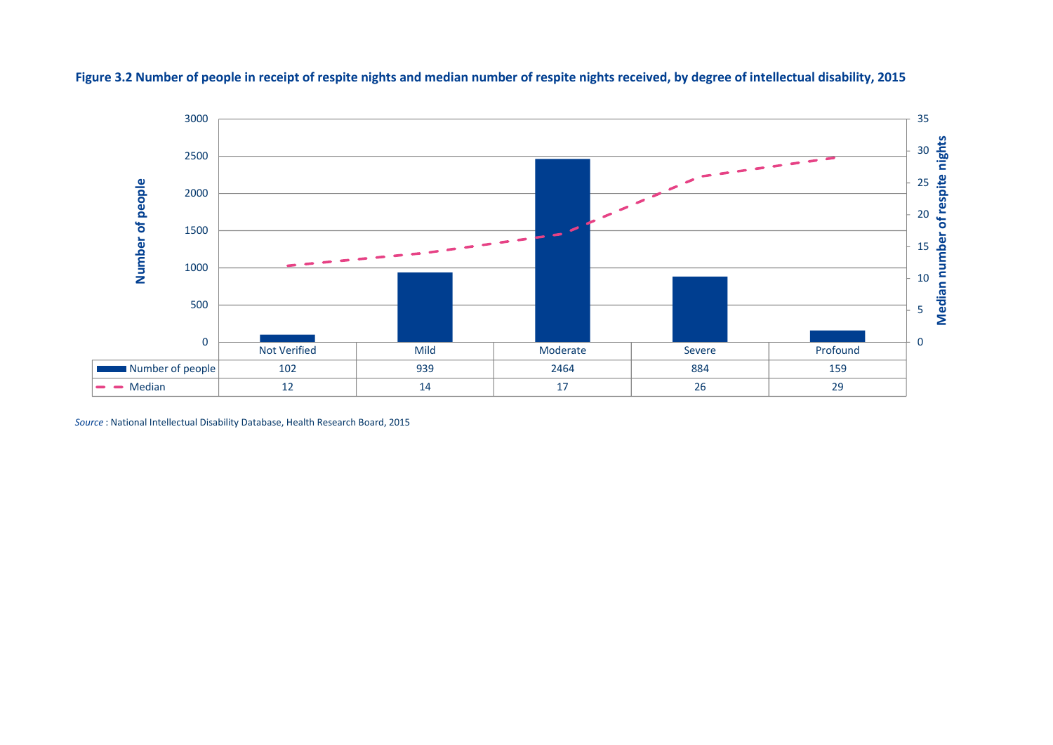**Figure 3.2 Number of people in receipt of respite nights and median number of respite nights received, by degree of intellectual disability, 2015**

| | Not Verified | Mild | Moderate | Severe | Profound |
|---|---|---|---|---|---|
| Number of people | 102 | 939 | 2464 | 884 | 159 |
| Median | 12 | 14 | 17 | 26 | 29 |

*Source* : National Intellectual Disability Database, Health Research Board, 2015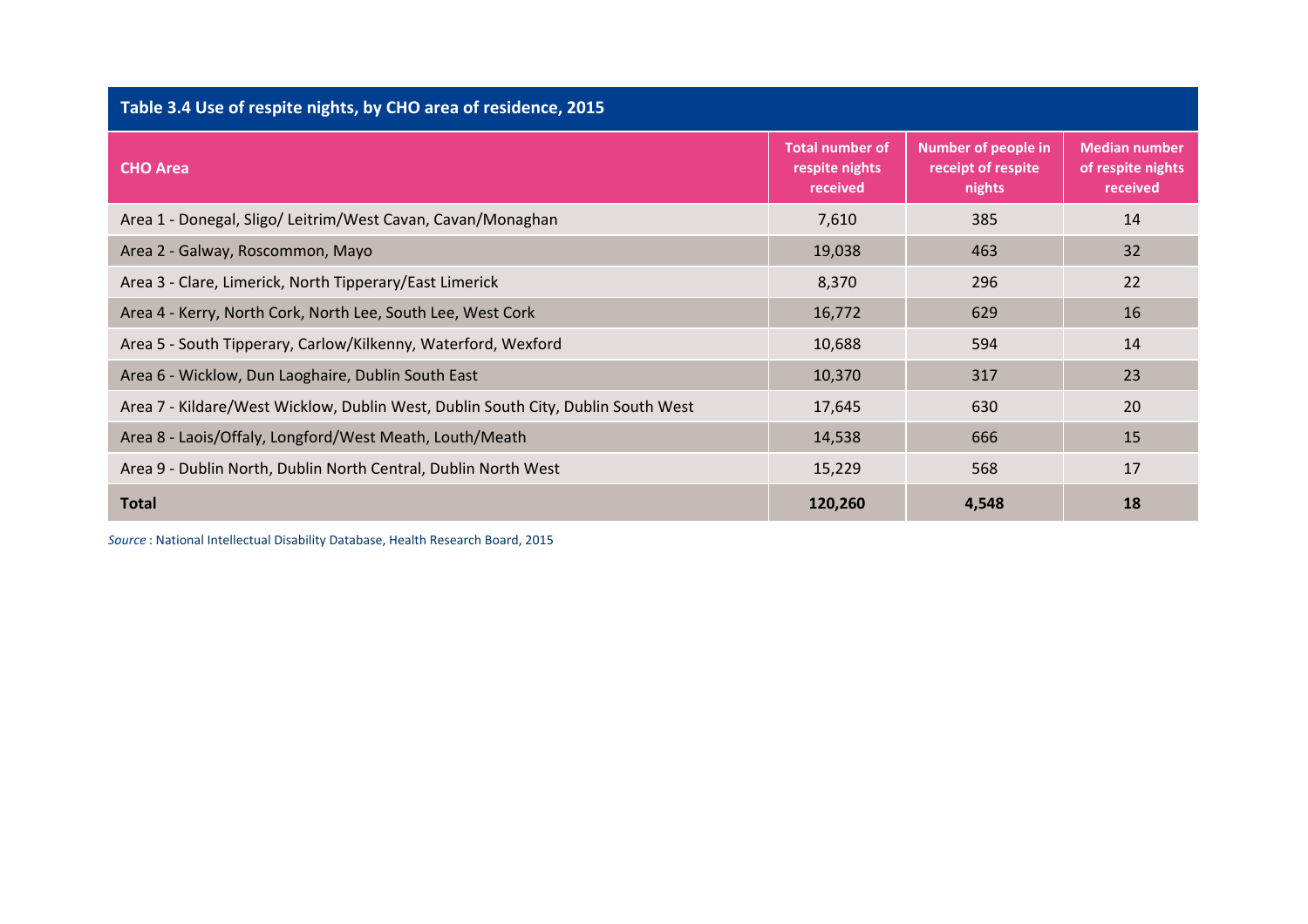## Table 3.4 Use of respite nights, by CHO area of residence, 2015

| CHO Area | Total number of respite nights received | Number of people in receipt of respite nights | Median number of respite nights received |
|---|---|---|---|
| Area 1 - Donegal, Sligo/ Leitrim/West Cavan, Cavan/Monaghan | 7,610 | 385 | 14 |
| Area 2 - Galway, Roscommon, Mayo | 19,038 | 463 | 32 |
| Area 3 - Clare, Limerick, North Tipperary/East Limerick | 8,370 | 296 | 22 |
| Area 4 - Kerry, North Cork, North Lee, South Lee, West Cork | 16,772 | 629 | 16 |
| Area 5 - South Tipperary, Carlow/Kilkenny, Waterford, Wexford | 10,688 | 594 | 14 |
| Area 6 - Wicklow, Dun Laoghaire, Dublin South East | 10,370 | 317 | 23 |
| Area 7 - Kildare/West Wicklow, Dublin West, Dublin South City, Dublin South West | 17,645 | 630 | 20 |
| Area 8 - Laois/Offaly, Longford/West Meath, Louth/Meath | 14,538 | 666 | 15 |
| Area 9 - Dublin North, Dublin North Central, Dublin North West | 15,229 | 568 | 17 |
| **Total** | **120,260** | **4,548** | **18** |

*Source* : National Intellectual Disability Database, Health Research Board, 2015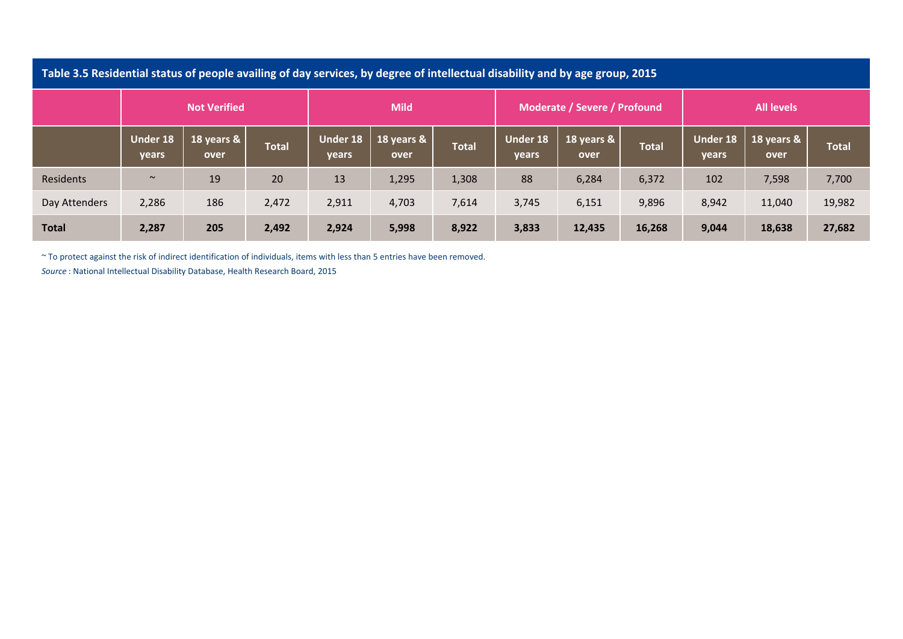**Table 3.5 Residential status of people availing of day services, by degree of intellectual disability and by age group, 2015**

| | Not Verified | | | Mild | | | Moderate / Severe / Profound | | | All levels | | |
|---|---|---|---|---|---|---|---|---|---|---|---|---|
| | Under 18 years | 18 years & over | Total | Under 18 years | 18 years & over | Total | Under 18 years | 18 years & over | Total | Under 18 years | 18 years & over | Total |
| Residents | ~ | 19 | 20 | 13 | 1,295 | 1,308 | 88 | 6,284 | 6,372 | 102 | 7,598 | 7,700 |
| Day Attenders | 2,286 | 186 | 2,472 | 2,911 | 4,703 | 7,614 | 3,745 | 6,151 | 9,896 | 8,942 | 11,040 | 19,982 |
| **Total** | **2,287** | **205** | **2,492** | **2,924** | **5,998** | **8,922** | **3,833** | **12,435** | **16,268** | **9,044** | **18,638** | **27,682** |

~ To protect against the risk of indirect identification of individuals, items with less than 5 entries have been removed.

*Source* : National Intellectual Disability Database, Health Research Board, 2015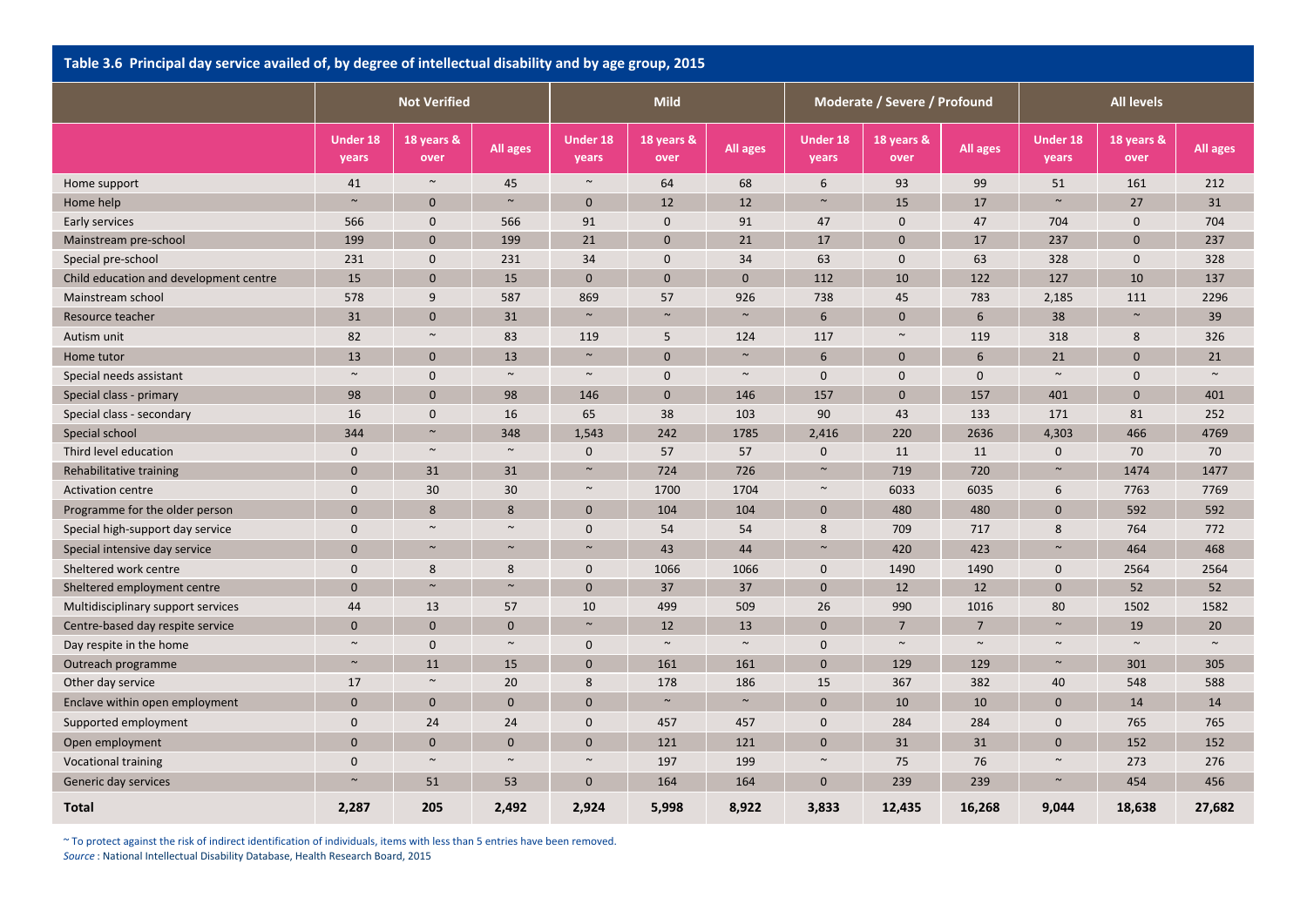**Table 3.6 Principal day service availed of, by degree of intellectual disability and by age group, 2015**

| | Not Verified | | | Mild | | | Moderate / Severe / Profound | | | All levels | | |
|---|---|---|---|---|---|---|---|---|---|---|---|---|
| | Under 18 years | 18 years & over | All ages | Under 18 years | 18 years & over | All ages | Under 18 years | 18 years & over | All ages | Under 18 years | 18 years & over | All ages |
| Home support | 41 | ~ | 45 | ~ | 64 | 68 | 6 | 93 | 99 | 51 | 161 | 212 |
| Home help | ~ | 0 | ~ | 0 | 12 | 12 | ~ | 15 | 17 | ~ | 27 | 31 |
| Early services | 566 | 0 | 566 | 91 | 0 | 91 | 47 | 0 | 47 | 704 | 0 | 704 |
| Mainstream pre-school | 199 | 0 | 199 | 21 | 0 | 21 | 17 | 0 | 17 | 237 | 0 | 237 |
| Special pre-school | 231 | 0 | 231 | 34 | 0 | 34 | 63 | 0 | 63 | 328 | 0 | 328 |
| Child education and development centre | 15 | 0 | 15 | 0 | 0 | 0 | 112 | 10 | 122 | 127 | 10 | 137 |
| Mainstream school | 578 | 9 | 587 | 869 | 57 | 926 | 738 | 45 | 783 | 2,185 | 111 | 2296 |
| Resource teacher | 31 | 0 | 31 | ~ | ~ | ~ | 6 | 0 | 6 | 38 | ~ | 39 |
| Autism unit | 82 | ~ | 83 | 119 | 5 | 124 | 117 | ~ | 119 | 318 | 8 | 326 |
| Home tutor | 13 | 0 | 13 | ~ | 0 | ~ | 6 | 0 | 6 | 21 | 0 | 21 |
| Special needs assistant | ~ | 0 | ~ | ~ | 0 | ~ | 0 | 0 | 0 | ~ | 0 | ~ |
| Special class - primary | 98 | 0 | 98 | 146 | 0 | 146 | 157 | 0 | 157 | 401 | 0 | 401 |
| Special class - secondary | 16 | 0 | 16 | 65 | 38 | 103 | 90 | 43 | 133 | 171 | 81 | 252 |
| Special school | 344 | ~ | 348 | 1,543 | 242 | 1785 | 2,416 | 220 | 2636 | 4,303 | 466 | 4769 |
| Third level education | 0 | ~ | ~ | 0 | 57 | 57 | 0 | 11 | 11 | 0 | 70 | 70 |
| Rehabilitative training | 0 | 31 | 31 | ~ | 724 | 726 | ~ | 719 | 720 | ~ | 1474 | 1477 |
| Activation centre | 0 | 30 | 30 | ~ | 1700 | 1704 | ~ | 6033 | 6035 | 6 | 7763 | 7769 |
| Programme for the older person | 0 | 8 | 8 | 0 | 104 | 104 | 0 | 480 | 480 | 0 | 592 | 592 |
| Special high-support day service | 0 | ~ | ~ | 0 | 54 | 54 | 8 | 709 | 717 | 8 | 764 | 772 |
| Special intensive day service | 0 | ~ | ~ | ~ | 43 | 44 | ~ | 420 | 423 | ~ | 464 | 468 |
| Sheltered work centre | 0 | 8 | 8 | 0 | 1066 | 1066 | 0 | 1490 | 1490 | 0 | 2564 | 2564 |
| Sheltered employment centre | 0 | ~ | ~ | 0 | 37 | 37 | 0 | 12 | 12 | 0 | 52 | 52 |
| Multidisciplinary support services | 44 | 13 | 57 | 10 | 499 | 509 | 26 | 990 | 1016 | 80 | 1502 | 1582 |
| Centre-based day respite service | 0 | 0 | 0 | ~ | 12 | 13 | 0 | 7 | 7 | ~ | 19 | 20 |
| Day respite in the home | ~ | 0 | ~ | 0 | ~ | ~ | 0 | ~ | ~ | ~ | ~ | ~ |
| Outreach programme | ~ | 11 | 15 | 0 | 161 | 161 | 0 | 129 | 129 | ~ | 301 | 305 |
| Other day service | 17 | ~ | 20 | 8 | 178 | 186 | 15 | 367 | 382 | 40 | 548 | 588 |
| Enclave within open employment | 0 | 0 | 0 | 0 | ~ | ~ | 0 | 10 | 10 | 0 | 14 | 14 |
| Supported employment | 0 | 24 | 24 | 0 | 457 | 457 | 0 | 284 | 284 | 0 | 765 | 765 |
| Open employment | 0 | 0 | 0 | 0 | 121 | 121 | 0 | 31 | 31 | 0 | 152 | 152 |
| Vocational training | 0 | ~ | ~ | ~ | 197 | 199 | ~ | 75 | 76 | ~ | 273 | 276 |
| Generic day services | ~ | 51 | 53 | 0 | 164 | 164 | 0 | 239 | 239 | ~ | 454 | 456 |
| **Total** | **2,287** | **205** | **2,492** | **2,924** | **5,998** | **8,922** | **3,833** | **12,435** | **16,268** | **9,044** | **18,638** | **27,682** |

~ To protect against the risk of indirect identification of individuals, items with less than 5 entries have been removed.

*Source* : National Intellectual Disability Database, Health Research Board, 2015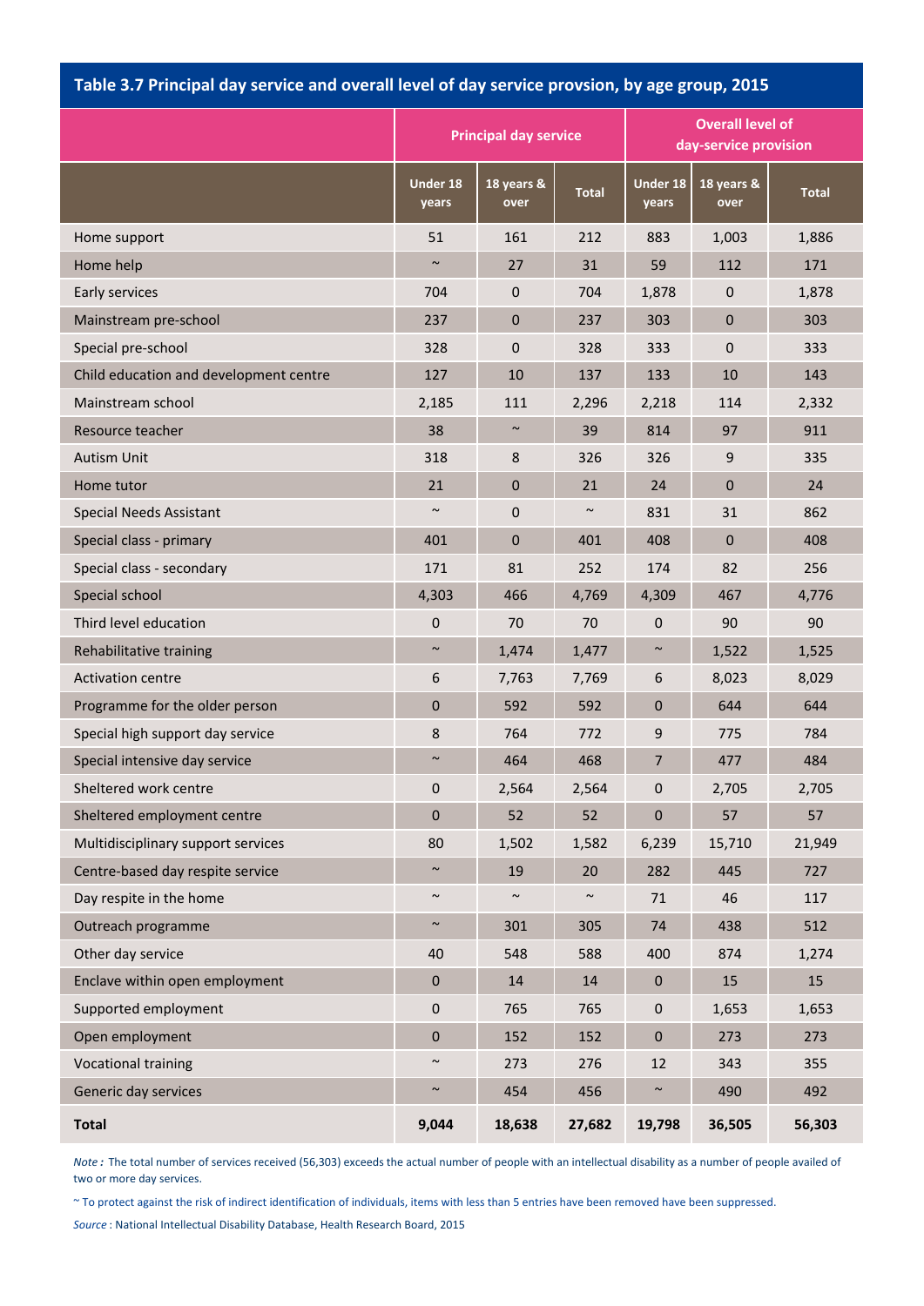**Table 3.7 Principal day service and overall level of day service provsion, by age group, 2015**

| | Principal day service | | | Overall level of day-service provision | | |
|---|---|---|---|---|---|---|
| | Under 18 years | 18 years & over | Total | Under 18 years | 18 years & over | Total |
| Home support | 51 | 161 | 212 | 883 | 1,003 | 1,886 |
| Home help | ~ | 27 | 31 | 59 | 112 | 171 |
| Early services | 704 | 0 | 704 | 1,878 | 0 | 1,878 |
| Mainstream pre-school | 237 | 0 | 237 | 303 | 0 | 303 |
| Special pre-school | 328 | 0 | 328 | 333 | 0 | 333 |
| Child education and development centre | 127 | 10 | 137 | 133 | 10 | 143 |
| Mainstream school | 2,185 | 111 | 2,296 | 2,218 | 114 | 2,332 |
| Resource teacher | 38 | ~ | 39 | 814 | 97 | 911 |
| Autism Unit | 318 | 8 | 326 | 326 | 9 | 335 |
| Home tutor | 21 | 0 | 21 | 24 | 0 | 24 |
| Special Needs Assistant | ~ | 0 | ~ | 831 | 31 | 862 |
| Special class - primary | 401 | 0 | 401 | 408 | 0 | 408 |
| Special class - secondary | 171 | 81 | 252 | 174 | 82 | 256 |
| Special school | 4,303 | 466 | 4,769 | 4,309 | 467 | 4,776 |
| Third level education | 0 | 70 | 70 | 0 | 90 | 90 |
| Rehabilitative training | ~ | 1,474 | 1,477 | ~ | 1,522 | 1,525 |
| Activation centre | 6 | 7,763 | 7,769 | 6 | 8,023 | 8,029 |
| Programme for the older person | 0 | 592 | 592 | 0 | 644 | 644 |
| Special high support day service | 8 | 764 | 772 | 9 | 775 | 784 |
| Special intensive day service | ~ | 464 | 468 | 7 | 477 | 484 |
| Sheltered work centre | 0 | 2,564 | 2,564 | 0 | 2,705 | 2,705 |
| Sheltered employment centre | 0 | 52 | 52 | 0 | 57 | 57 |
| Multidisciplinary support services | 80 | 1,502 | 1,582 | 6,239 | 15,710 | 21,949 |
| Centre-based day respite service | ~ | 19 | 20 | 282 | 445 | 727 |
| Day respite in the home | ~ | ~ | ~ | 71 | 46 | 117 |
| Outreach programme | ~ | 301 | 305 | 74 | 438 | 512 |
| Other day service | 40 | 548 | 588 | 400 | 874 | 1,274 |
| Enclave within open employment | 0 | 14 | 14 | 0 | 15 | 15 |
| Supported employment | 0 | 765 | 765 | 0 | 1,653 | 1,653 |
| Open employment | 0 | 152 | 152 | 0 | 273 | 273 |
| Vocational training | ~ | 273 | 276 | 12 | 343 | 355 |
| Generic day services | ~ | 454 | 456 | ~ | 490 | 492 |
| **Total** | **9,044** | **18,638** | **27,682** | **19,798** | **36,505** | **56,303** |

*Note :* The total number of services received (56,303) exceeds the actual number of people with an intellectual disability as a number of people availed of two or more day services.

~ To protect against the risk of indirect identification of individuals, items with less than 5 entries have been removed have been suppressed.

*Source* : National Intellectual Disability Database, Health Research Board, 2015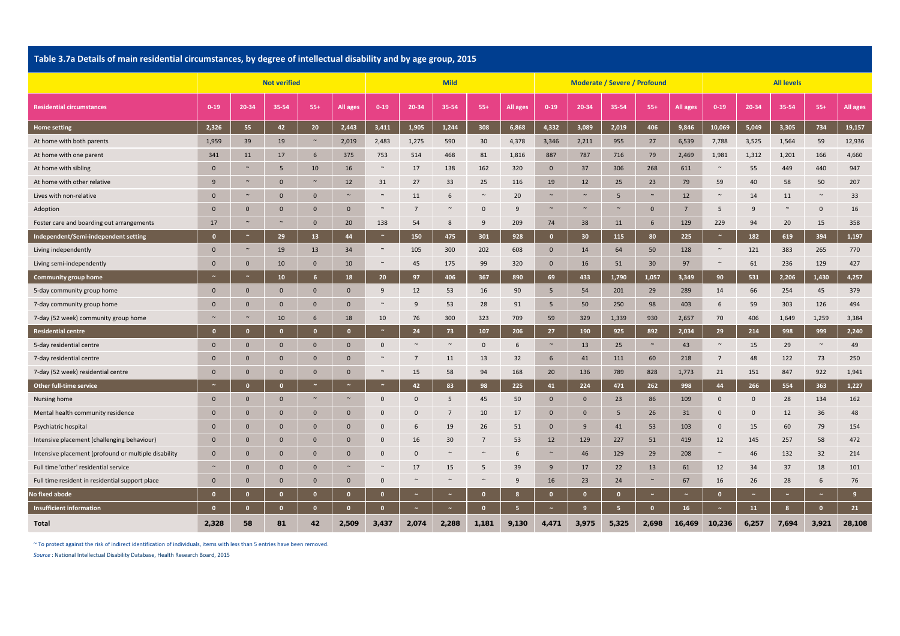## Table 3.7a Details of main residential circumstances, by degree of intellectual disability and by age group, 2015

| | Not verified | | | | | Mild | | | | | Moderate / Severe / Profound | | | | | All levels | | | | |
|---|---|---|---|---|---|---|---|---|---|---|---|---|---|---|---|---|---|---|---|---|
| **Residential circumstances** | 0-19 | 20-34 | 35-54 | 55+ | All ages | 0-19 | 20-34 | 35-54 | 55+ | All ages | 0-19 | 20-34 | 35-54 | 55+ | All ages | 0-19 | 20-34 | 35-54 | 55+ | All ages |
| **Home setting** | **2,326** | **55** | **42** | **20** | **2,443** | **3,411** | **1,905** | **1,244** | **308** | **6,868** | **4,332** | **3,089** | **2,019** | **406** | **9,846** | **10,069** | **5,049** | **3,305** | **734** | **19,157** |
| At home with both parents | 1,959 | 39 | 19 | ~ | 2,019 | 2,483 | 1,275 | 590 | 30 | 4,378 | 3,346 | 2,211 | 955 | 27 | 6,539 | 7,788 | 3,525 | 1,564 | 59 | 12,936 |
| At home with one parent | 341 | 11 | 17 | 6 | 375 | 753 | 514 | 468 | 81 | 1,816 | 887 | 787 | 716 | 79 | 2,469 | 1,981 | 1,312 | 1,201 | 166 | 4,660 |
| At home with sibling | 0 | ~ | 5 | 10 | 16 | ~ | 17 | 138 | 162 | 320 | 0 | 37 | 306 | 268 | 611 | ~ | 55 | 449 | 440 | 947 |
| At home with other relative | 9 | ~ | 0 | ~ | 12 | 31 | 27 | 33 | 25 | 116 | 19 | 12 | 25 | 23 | 79 | 59 | 40 | 58 | 50 | 207 |
| Lives with non-relative | 0 | ~ | 0 | 0 | ~ | ~ | 11 | 6 | ~ | 20 | ~ | ~ | 5 | ~ | 12 | ~ | 14 | 11 | ~ | 33 |
| Adoption | 0 | 0 | 0 | 0 | 0 | ~ | 7 | ~ | 0 | 9 | ~ | ~ | ~ | 0 | 7 | 5 | 9 | ~ | 0 | 16 |
| Foster care and boarding out arrangements | 17 | ~ | ~ | 0 | 20 | 138 | 54 | 8 | 9 | 209 | 74 | 38 | 11 | 6 | 129 | 229 | 94 | 20 | 15 | 358 |
| **Independent/Semi-independent setting** | **0** | **~** | **29** | **13** | **44** | **~** | **150** | **475** | **301** | **928** | **0** | **30** | **115** | **80** | **225** | **~** | **182** | **619** | **394** | **1,197** |
| Living independently | 0 | ~ | 19 | 13 | 34 | ~ | 105 | 300 | 202 | 608 | 0 | 14 | 64 | 50 | 128 | ~ | 121 | 383 | 265 | 770 |
| Living semi-independently | 0 | 0 | 10 | 0 | 10 | ~ | 45 | 175 | 99 | 320 | 0 | 16 | 51 | 30 | 97 | ~ | 61 | 236 | 129 | 427 |
| **Community group home** | **~** | **~** | **10** | **6** | **18** | **20** | **97** | **406** | **367** | **890** | **69** | **433** | **1,790** | **1,057** | **3,349** | **90** | **531** | **2,206** | **1,430** | **4,257** |
| 5-day community group home | 0 | 0 | 0 | 0 | 0 | 9 | 12 | 53 | 16 | 90 | 5 | 54 | 201 | 29 | 289 | 14 | 66 | 254 | 45 | 379 |
| 7-day community group home | 0 | 0 | 0 | 0 | 0 | ~ | 9 | 53 | 28 | 91 | 5 | 50 | 250 | 98 | 403 | 6 | 59 | 303 | 126 | 494 |
| 7-day (52 week) community group home | ~ | ~ | 10 | 6 | 18 | 10 | 76 | 300 | 323 | 709 | 59 | 329 | 1,339 | 930 | 2,657 | 70 | 406 | 1,649 | 1,259 | 3,384 |
| **Residential centre** | **0** | **0** | **0** | **0** | **0** | **~** | **24** | **73** | **107** | **206** | **27** | **190** | **925** | **892** | **2,034** | **29** | **214** | **998** | **999** | **2,240** |
| 5-day residential centre | 0 | 0 | 0 | 0 | 0 | 0 | ~ | ~ | 0 | 6 | ~ | 13 | 25 | ~ | 43 | ~ | 15 | 29 | ~ | 49 |
| 7-day residential centre | 0 | 0 | 0 | 0 | 0 | ~ | 7 | 11 | 13 | 32 | 6 | 41 | 111 | 60 | 218 | 7 | 48 | 122 | 73 | 250 |
| 7-day (52 week) residential centre | 0 | 0 | 0 | 0 | 0 | ~ | 15 | 58 | 94 | 168 | 20 | 136 | 789 | 828 | 1,773 | 21 | 151 | 847 | 922 | 1,941 |
| **Other full-time service** | **~** | **0** | **0** | **~** | **~** | **~** | **42** | **83** | **98** | **225** | **41** | **224** | **471** | **262** | **998** | **44** | **266** | **554** | **363** | **1,227** |
| Nursing home | 0 | 0 | 0 | ~ | ~ | 0 | 0 | 5 | 45 | 50 | 0 | 0 | 23 | 86 | 109 | 0 | 0 | 28 | 134 | 162 |
| Mental health community residence | 0 | 0 | 0 | 0 | 0 | 0 | 0 | 7 | 10 | 17 | 0 | 0 | 5 | 26 | 31 | 0 | 0 | 12 | 36 | 48 |
| Psychiatric hospital | 0 | 0 | 0 | 0 | 0 | 0 | 6 | 19 | 26 | 51 | 0 | 9 | 41 | 53 | 103 | 0 | 15 | 60 | 79 | 154 |
| Intensive placement (challenging behaviour) | 0 | 0 | 0 | 0 | 0 | 0 | 16 | 30 | 7 | 53 | 12 | 129 | 227 | 51 | 419 | 12 | 145 | 257 | 58 | 472 |
| Intensive placement (profound or multiple disability | 0 | 0 | 0 | 0 | 0 | 0 | 0 | ~ | ~ | 6 | ~ | 46 | 129 | 29 | 208 | ~ | 46 | 132 | 32 | 214 |
| Full time 'other' residential service | ~ | 0 | 0 | 0 | ~ | ~ | 17 | 15 | 5 | 39 | 9 | 17 | 22 | 13 | 61 | 12 | 34 | 37 | 18 | 101 |
| Full time resident in residential support place | 0 | 0 | 0 | 0 | 0 | 0 | ~ | ~ | ~ | 9 | 16 | 23 | 24 | ~ | 67 | 16 | 26 | 28 | 6 | 76 |
| **No fixed abode** | **0** | **0** | **0** | **0** | **0** | **0** | **~** | **~** | **0** | **8** | **0** | **0** | **0** | **~** | **~** | **0** | **~** | **~** | **~** | **9** |
| **Insufficient information** | **0** | **0** | **0** | **0** | **0** | **0** | **~** | **~** | **0** | **5** | **~** | **9** | **5** | **0** | **16** | **~** | **11** | **8** | **0** | **21** |
| **Total** | **2,328** | **58** | **81** | **42** | **2,509** | **3,437** | **2,074** | **2,288** | **1,181** | **9,130** | **4,471** | **3,975** | **5,325** | **2,698** | **16,469** | **10,236** | **6,257** | **7,694** | **3,921** | **28,108** |

~ To protect against the risk of indirect identification of individuals, items with less than 5 entries have been removed.

*Source* : National Intellectual Disability Database, Health Research Board, 2015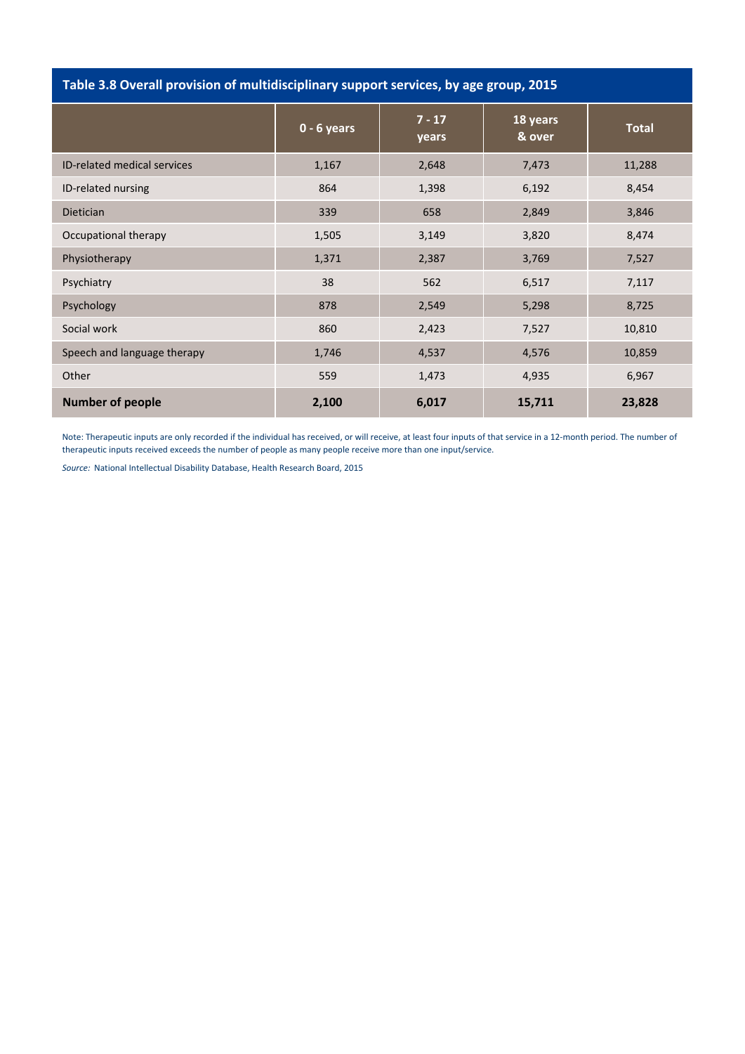**Table 3.8 Overall provision of multidisciplinary support services, by age group, 2015**

| | 0 - 6 years | 7 - 17 years | 18 years & over | Total |
|---|---|---|---|---|
| ID-related medical services | 1,167 | 2,648 | 7,473 | 11,288 |
| ID-related nursing | 864 | 1,398 | 6,192 | 8,454 |
| Dietician | 339 | 658 | 2,849 | 3,846 |
| Occupational therapy | 1,505 | 3,149 | 3,820 | 8,474 |
| Physiotherapy | 1,371 | 2,387 | 3,769 | 7,527 |
| Psychiatry | 38 | 562 | 6,517 | 7,117 |
| Psychology | 878 | 2,549 | 5,298 | 8,725 |
| Social work | 860 | 2,423 | 7,527 | 10,810 |
| Speech and language therapy | 1,746 | 4,537 | 4,576 | 10,859 |
| Other | 559 | 1,473 | 4,935 | 6,967 |
| **Number of people** | **2,100** | **6,017** | **15,711** | **23,828** |

Note: Therapeutic inputs are only recorded if the individual has received, or will receive, at least four inputs of that service in a 12-month period. The number of therapeutic inputs received exceeds the number of people as many people receive more than one input/service.

*Source:* National Intellectual Disability Database, Health Research Board, 2015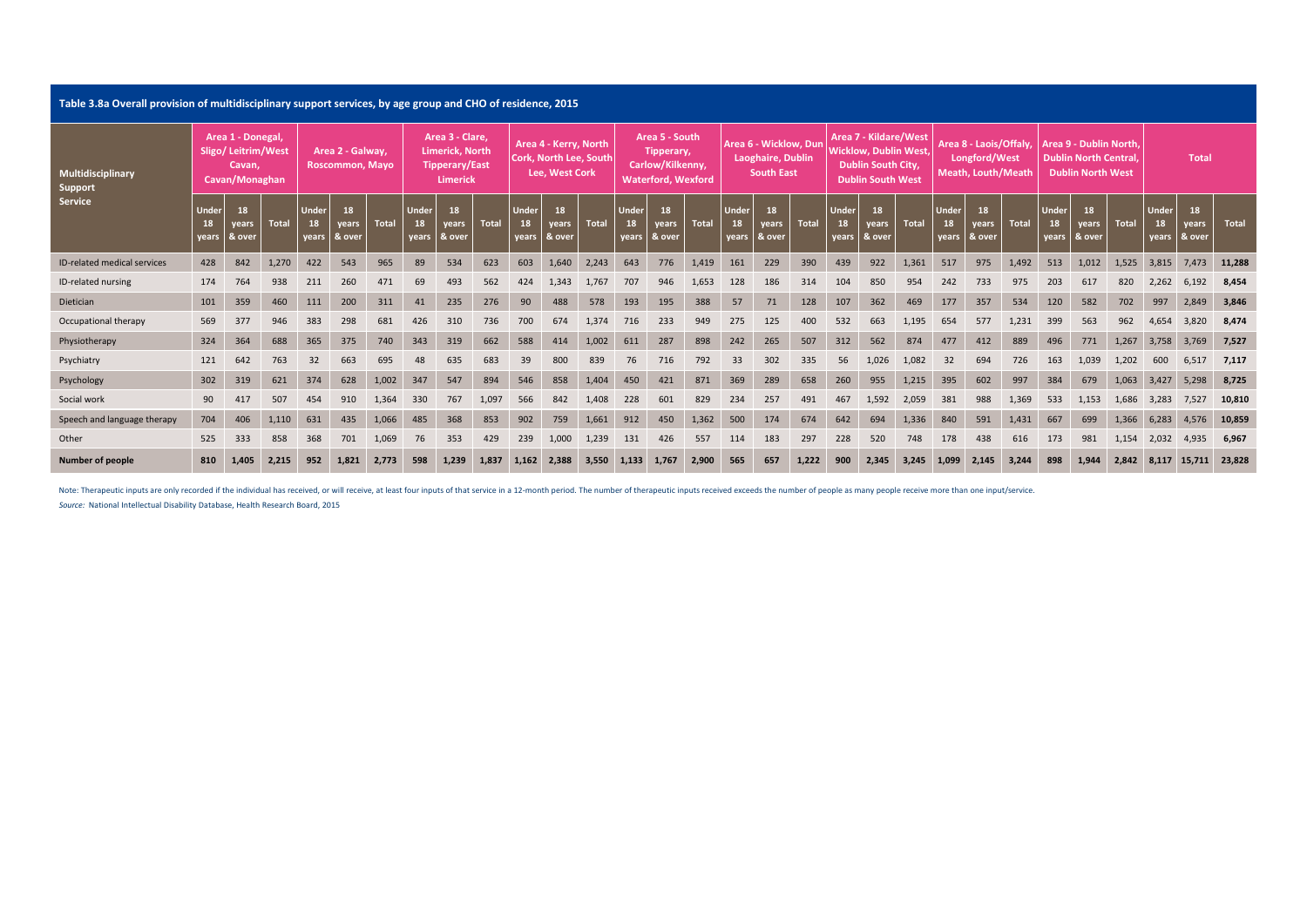## Table 3.8a Overall provision of multidisciplinary support services, by age group and CHO of residence, 2015

| Multidisciplinary Support Service | Area 1 - Donegal, Sligo/ Leitrim/West Cavan, Cavan/Monaghan | | | Area 2 - Galway, Roscommon, Mayo | | | Area 3 - Clare, Limerick, North Tipperary/East Limerick | | | Area 4 - Kerry, North Cork, North Lee, South Lee, West Cork | | | Area 5 - South Tipperary, Carlow/Kilkenny, Waterford, Wexford | | | Area 6 - Wicklow, Dun Laoghaire, Dublin South East | | | Area 7 - Kildare/West Wicklow, Dublin West, Dublin South City, Dublin South West | | | Area 8 - Laois/Offaly, Longford/West Meath, Louth/Meath | | | Area 9 - Dublin North, Dublin North Central, Dublin North West | | | Total | | |
|---|---|---|---|---|---|---|---|---|---|---|---|---|---|---|---|---|---|---|---|---|---|---|---|---|---|---|---|---|---|---|
| | Under 18 years | 18 years & over | Total | Under 18 years | 18 years & over | Total | Under 18 years | 18 years & over | Total | Under 18 years | 18 years & over | Total | Under 18 years | 18 years & over | Total | Under 18 years | 18 years & over | Total | Under 18 years | 18 years & over | Total | Under 18 years | 18 years & over | Total | Under 18 years | 18 years & over | Total | Under 18 years | 18 years & over | Total |
| ID-related medical services | 428 | 842 | 1,270 | 422 | 543 | 965 | 89 | 534 | 623 | 603 | 1,640 | 2,243 | 643 | 776 | 1,419 | 161 | 229 | 390 | 439 | 922 | 1,361 | 517 | 975 | 1,492 | 513 | 1,012 | 1,525 | 3,815 | 7,473 | **11,288** |
| ID-related nursing | 174 | 764 | 938 | 211 | 260 | 471 | 69 | 493 | 562 | 424 | 1,343 | 1,767 | 707 | 946 | 1,653 | 128 | 186 | 314 | 104 | 850 | 954 | 242 | 733 | 975 | 203 | 617 | 820 | 2,262 | 6,192 | **8,454** |
| Dietician | 101 | 359 | 460 | 111 | 200 | 311 | 41 | 235 | 276 | 90 | 488 | 578 | 193 | 195 | 388 | 57 | 71 | 128 | 107 | 362 | 469 | 177 | 357 | 534 | 120 | 582 | 702 | 997 | 2,849 | **3,846** |
| Occupational therapy | 569 | 377 | 946 | 383 | 298 | 681 | 426 | 310 | 736 | 700 | 674 | 1,374 | 716 | 233 | 949 | 275 | 125 | 400 | 532 | 663 | 1,195 | 654 | 577 | 1,231 | 399 | 563 | 962 | 4,654 | 3,820 | **8,474** |
| Physiotherapy | 324 | 364 | 688 | 365 | 375 | 740 | 343 | 319 | 662 | 588 | 414 | 1,002 | 611 | 287 | 898 | 242 | 265 | 507 | 312 | 562 | 874 | 477 | 412 | 889 | 496 | 771 | 1,267 | 3,758 | 3,769 | **7,527** |
| Psychiatry | 121 | 642 | 763 | 32 | 663 | 695 | 48 | 635 | 683 | 39 | 800 | 839 | 76 | 716 | 792 | 33 | 302 | 335 | 56 | 1,026 | 1,082 | 32 | 694 | 726 | 163 | 1,039 | 1,202 | 600 | 6,517 | **7,117** |
| Psychology | 302 | 319 | 621 | 374 | 628 | 1,002 | 347 | 547 | 894 | 546 | 858 | 1,404 | 450 | 421 | 871 | 369 | 289 | 658 | 260 | 955 | 1,215 | 395 | 602 | 997 | 384 | 679 | 1,063 | 3,427 | 5,298 | **8,725** |
| Social work | 90 | 417 | 507 | 454 | 910 | 1,364 | 330 | 767 | 1,097 | 566 | 842 | 1,408 | 228 | 601 | 829 | 234 | 257 | 491 | 467 | 1,592 | 2,059 | 381 | 988 | 1,369 | 533 | 1,153 | 1,686 | 3,283 | 7,527 | **10,810** |
| Speech and language therapy | 704 | 406 | 1,110 | 631 | 435 | 1,066 | 485 | 368 | 853 | 902 | 759 | 1,661 | 912 | 450 | 1,362 | 500 | 174 | 674 | 642 | 694 | 1,336 | 840 | 591 | 1,431 | 667 | 699 | 1,366 | 6,283 | 4,576 | **10,859** |
| Other | 525 | 333 | 858 | 368 | 701 | 1,069 | 76 | 353 | 429 | 239 | 1,000 | 1,239 | 131 | 426 | 557 | 114 | 183 | 297 | 228 | 520 | 748 | 178 | 438 | 616 | 173 | 981 | 1,154 | 2,032 | 4,935 | **6,967** |
| **Number of people** | **810** | **1,405** | **2,215** | **952** | **1,821** | **2,773** | **598** | **1,239** | **1,837** | **1,162** | **2,388** | **3,550** | **1,133** | **1,767** | **2,900** | **565** | **657** | **1,222** | **900** | **2,345** | **3,245** | **1,099** | **2,145** | **3,244** | **898** | **1,944** | **2,842** | **8,117** | **15,711** | **23,828** |

Note: Therapeutic inputs are only recorded if the individual has received, or will receive, at least four inputs of that service in a 12-month period. The number of therapeutic inputs received exceeds the number of people as many people receive more than one input/service.

*Source:* National Intellectual Disability Database, Health Research Board, 2015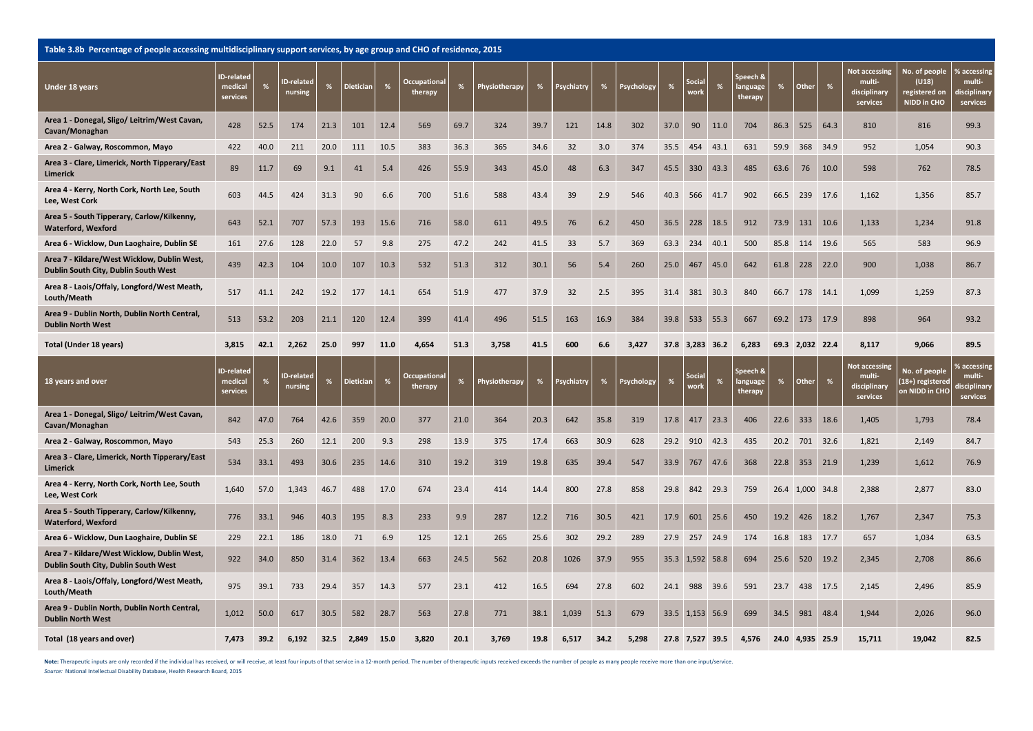## Table 3.8b Percentage of people accessing multidisciplinary support services, by age group and CHO of residence, 2015

| Under 18 years | ID-related medical services | % | ID-related nursing | % | Dietician | % | Occupational therapy | % | Physiotherapy | % | Psychiatry | % | Psychology | % | Social work | % | Speech & language therapy | % | Other | % | Not accessing multi-disciplinary services | No. of people (U18) registered on NIDD in CHO | % accessing multi-disciplinary services |
|---|---|---|---|---|---|---|---|---|---|---|---|---|---|---|---|---|---|---|---|---|---|---|---|
| Area 1 - Donegal, Sligo/ Leitrim/West Cavan, Cavan/Monaghan | 428 | 52.5 | 174 | 21.3 | 101 | 12.4 | 569 | 69.7 | 324 | 39.7 | 121 | 14.8 | 302 | 37.0 | 90 | 11.0 | 704 | 86.3 | 525 | 64.3 | 810 | 816 | 99.3 |
| Area 2 - Galway, Roscommon, Mayo | 422 | 40.0 | 211 | 20.0 | 111 | 10.5 | 383 | 36.3 | 365 | 34.6 | 32 | 3.0 | 374 | 35.5 | 454 | 43.1 | 631 | 59.9 | 368 | 34.9 | 952 | 1,054 | 90.3 |
| Area 3 - Clare, Limerick, North Tipperary/East Limerick | 89 | 11.7 | 69 | 9.1 | 41 | 5.4 | 426 | 55.9 | 343 | 45.0 | 48 | 6.3 | 347 | 45.5 | 330 | 43.3 | 485 | 63.6 | 76 | 10.0 | 598 | 762 | 78.5 |
| Area 4 - Kerry, North Cork, North Lee, South Lee, West Cork | 603 | 44.5 | 424 | 31.3 | 90 | 6.6 | 700 | 51.6 | 588 | 43.4 | 39 | 2.9 | 546 | 40.3 | 566 | 41.7 | 902 | 66.5 | 239 | 17.6 | 1,162 | 1,356 | 85.7 |
| Area 5 - South Tipperary, Carlow/Kilkenny, Waterford, Wexford | 643 | 52.1 | 707 | 57.3 | 193 | 15.6 | 716 | 58.0 | 611 | 49.5 | 76 | 6.2 | 450 | 36.5 | 228 | 18.5 | 912 | 73.9 | 131 | 10.6 | 1,133 | 1,234 | 91.8 |
| Area 6 - Wicklow, Dun Laoghaire, Dublin SE | 161 | 27.6 | 128 | 22.0 | 57 | 9.8 | 275 | 47.2 | 242 | 41.5 | 33 | 5.7 | 369 | 63.3 | 234 | 40.1 | 500 | 85.8 | 114 | 19.6 | 565 | 583 | 96.9 |
| Area 7 - Kildare/West Wicklow, Dublin West, Dublin South City, Dublin South West | 439 | 42.3 | 104 | 10.0 | 107 | 10.3 | 532 | 51.3 | 312 | 30.1 | 56 | 5.4 | 260 | 25.0 | 467 | 45.0 | 642 | 61.8 | 228 | 22.0 | 900 | 1,038 | 86.7 |
| Area 8 - Laois/Offaly, Longford/West Meath, Louth/Meath | 517 | 41.1 | 242 | 19.2 | 177 | 14.1 | 654 | 51.9 | 477 | 37.9 | 32 | 2.5 | 395 | 31.4 | 381 | 30.3 | 840 | 66.7 | 178 | 14.1 | 1,099 | 1,259 | 87.3 |
| Area 9 - Dublin North, Dublin North Central, Dublin North West | 513 | 53.2 | 203 | 21.1 | 120 | 12.4 | 399 | 41.4 | 496 | 51.5 | 163 | 16.9 | 384 | 39.8 | 533 | 55.3 | 667 | 69.2 | 173 | 17.9 | 898 | 964 | 93.2 |
| **Total (Under 18 years)** | **3,815** | **42.1** | **2,262** | **25.0** | **997** | **11.0** | **4,654** | **51.3** | **3,758** | **41.5** | **600** | **6.6** | **3,427** | **37.8** | **3,283** | **36.2** | **6,283** | **69.3** | **2,032** | **22.4** | **8,117** | **9,066** | **89.5** |

| 18 years and over | ID-related medical services | % | ID-related nursing | % | Dietician | % | Occupational therapy | % | Physiotherapy | % | Psychiatry | % | Psychology | % | Social work | % | Speech & language therapy | % | Other | % | Not accessing multi-disciplinary services | No. of people (18+) registered on NIDD in CHO | % accessing multi-disciplinary services |
|---|---|---|---|---|---|---|---|---|---|---|---|---|---|---|---|---|---|---|---|---|---|---|---|
| Area 1 - Donegal, Sligo/ Leitrim/West Cavan, Cavan/Monaghan | 842 | 47.0 | 764 | 42.6 | 359 | 20.0 | 377 | 21.0 | 364 | 20.3 | 642 | 35.8 | 319 | 17.8 | 417 | 23.3 | 406 | 22.6 | 333 | 18.6 | 1,405 | 1,793 | 78.4 |
| Area 2 - Galway, Roscommon, Mayo | 543 | 25.3 | 260 | 12.1 | 200 | 9.3 | 298 | 13.9 | 375 | 17.4 | 663 | 30.9 | 628 | 29.2 | 910 | 42.3 | 435 | 20.2 | 701 | 32.6 | 1,821 | 2,149 | 84.7 |
| Area 3 - Clare, Limerick, North Tipperary/East Limerick | 534 | 33.1 | 493 | 30.6 | 235 | 14.6 | 310 | 19.2 | 319 | 19.8 | 635 | 39.4 | 547 | 33.9 | 767 | 47.6 | 368 | 22.8 | 353 | 21.9 | 1,239 | 1,612 | 76.9 |
| Area 4 - Kerry, North Cork, North Lee, South Lee, West Cork | 1,640 | 57.0 | 1,343 | 46.7 | 488 | 17.0 | 674 | 23.4 | 414 | 14.4 | 800 | 27.8 | 858 | 29.8 | 842 | 29.3 | 759 | 26.4 | 1,000 | 34.8 | 2,388 | 2,877 | 83.0 |
| Area 5 - South Tipperary, Carlow/Kilkenny, Waterford, Wexford | 776 | 33.1 | 946 | 40.3 | 195 | 8.3 | 233 | 9.9 | 287 | 12.2 | 716 | 30.5 | 421 | 17.9 | 601 | 25.6 | 450 | 19.2 | 426 | 18.2 | 1,767 | 2,347 | 75.3 |
| Area 6 - Wicklow, Dun Laoghaire, Dublin SE | 229 | 22.1 | 186 | 18.0 | 71 | 6.9 | 125 | 12.1 | 265 | 25.6 | 302 | 29.2 | 289 | 27.9 | 257 | 24.9 | 174 | 16.8 | 183 | 17.7 | 657 | 1,034 | 63.5 |
| Area 7 - Kildare/West Wicklow, Dublin West, Dublin South City, Dublin South West | 922 | 34.0 | 850 | 31.4 | 362 | 13.4 | 663 | 24.5 | 562 | 20.8 | 1026 | 37.9 | 955 | 35.3 | 1,592 | 58.8 | 694 | 25.6 | 520 | 19.2 | 2,345 | 2,708 | 86.6 |
| Area 8 - Laois/Offaly, Longford/West Meath, Louth/Meath | 975 | 39.1 | 733 | 29.4 | 357 | 14.3 | 577 | 23.1 | 412 | 16.5 | 694 | 27.8 | 602 | 24.1 | 988 | 39.6 | 591 | 23.7 | 438 | 17.5 | 2,145 | 2,496 | 85.9 |
| Area 9 - Dublin North, Dublin North Central, Dublin North West | 1,012 | 50.0 | 617 | 30.5 | 582 | 28.7 | 563 | 27.8 | 771 | 38.1 | 1,039 | 51.3 | 679 | 33.5 | 1,153 | 56.9 | 699 | 34.5 | 981 | 48.4 | 1,944 | 2,026 | 96.0 |
| **Total (18 years and over)** | **7,473** | **39.2** | **6,192** | **32.5** | **2,849** | **15.0** | **3,820** | **20.1** | **3,769** | **19.8** | **6,517** | **34.2** | **5,298** | **27.8** | **7,527** | **39.5** | **4,576** | **24.0** | **4,935** | **25.9** | **15,711** | **19,042** | **82.5** |

**Note:** Therapeutic inputs are only recorded if the individual has received, or will receive, at least four inputs of that service in a 12-month period. The number of therapeutic inputs received exceeds the number of people as many people receive more than one input/service.

*Source:* National Intellectual Disability Database, Health Research Board, 2015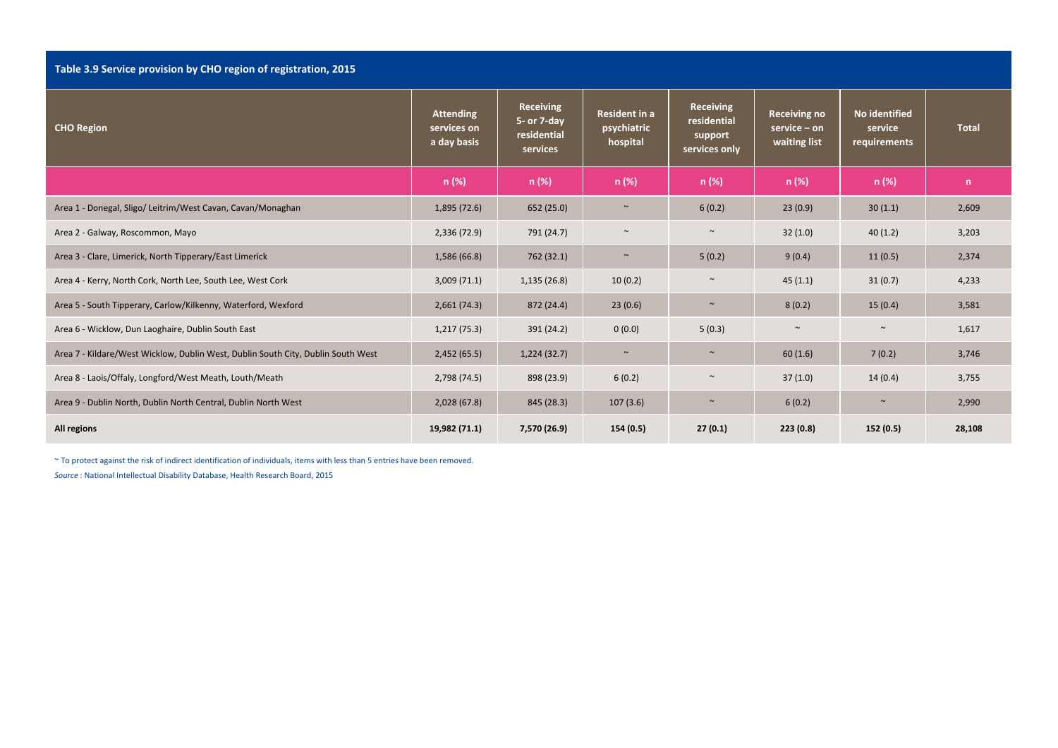**Table 3.9 Service provision by CHO region of registration, 2015**

| CHO Region | Attending services on a day basis | Receiving 5- or 7-day residential services | Resident in a psychiatric hospital | Receiving residential support services only | Receiving no service – on waiting list | No identified service requirements | Total |
|---|---|---|---|---|---|---|---|
| | n (%) | n (%) | n (%) | n (%) | n (%) | n (%) | n |
| Area 1 - Donegal, Sligo/ Leitrim/West Cavan, Cavan/Monaghan | 1,895 (72.6) | 652 (25.0) | ~ | 6 (0.2) | 23 (0.9) | 30 (1.1) | 2,609 |
| Area 2 - Galway, Roscommon, Mayo | 2,336 (72.9) | 791 (24.7) | ~ | ~ | 32 (1.0) | 40 (1.2) | 3,203 |
| Area 3 - Clare, Limerick, North Tipperary/East Limerick | 1,586 (66.8) | 762 (32.1) | ~ | 5 (0.2) | 9 (0.4) | 11 (0.5) | 2,374 |
| Area 4 - Kerry, North Cork, North Lee, South Lee, West Cork | 3,009 (71.1) | 1,135 (26.8) | 10 (0.2) | ~ | 45 (1.1) | 31 (0.7) | 4,233 |
| Area 5 - South Tipperary, Carlow/Kilkenny, Waterford, Wexford | 2,661 (74.3) | 872 (24.4) | 23 (0.6) | ~ | 8 (0.2) | 15 (0.4) | 3,581 |
| Area 6 - Wicklow, Dun Laoghaire, Dublin South East | 1,217 (75.3) | 391 (24.2) | 0 (0.0) | 5 (0.3) | ~ | ~ | 1,617 |
| Area 7 - Kildare/West Wicklow, Dublin West, Dublin South City, Dublin South West | 2,452 (65.5) | 1,224 (32.7) | ~ | ~ | 60 (1.6) | 7 (0.2) | 3,746 |
| Area 8 - Laois/Offaly, Longford/West Meath, Louth/Meath | 2,798 (74.5) | 898 (23.9) | 6 (0.2) | ~ | 37 (1.0) | 14 (0.4) | 3,755 |
| Area 9 - Dublin North, Dublin North Central, Dublin North West | 2,028 (67.8) | 845 (28.3) | 107 (3.6) | ~ | 6 (0.2) | ~ | 2,990 |
| **All regions** | **19,982 (71.1)** | **7,570 (26.9)** | **154 (0.5)** | **27 (0.1)** | **223 (0.8)** | **152 (0.5)** | **28,108** |

~ To protect against the risk of indirect identification of individuals, items with less than 5 entries have been removed.

*Source* : National Intellectual Disability Database, Health Research Board, 2015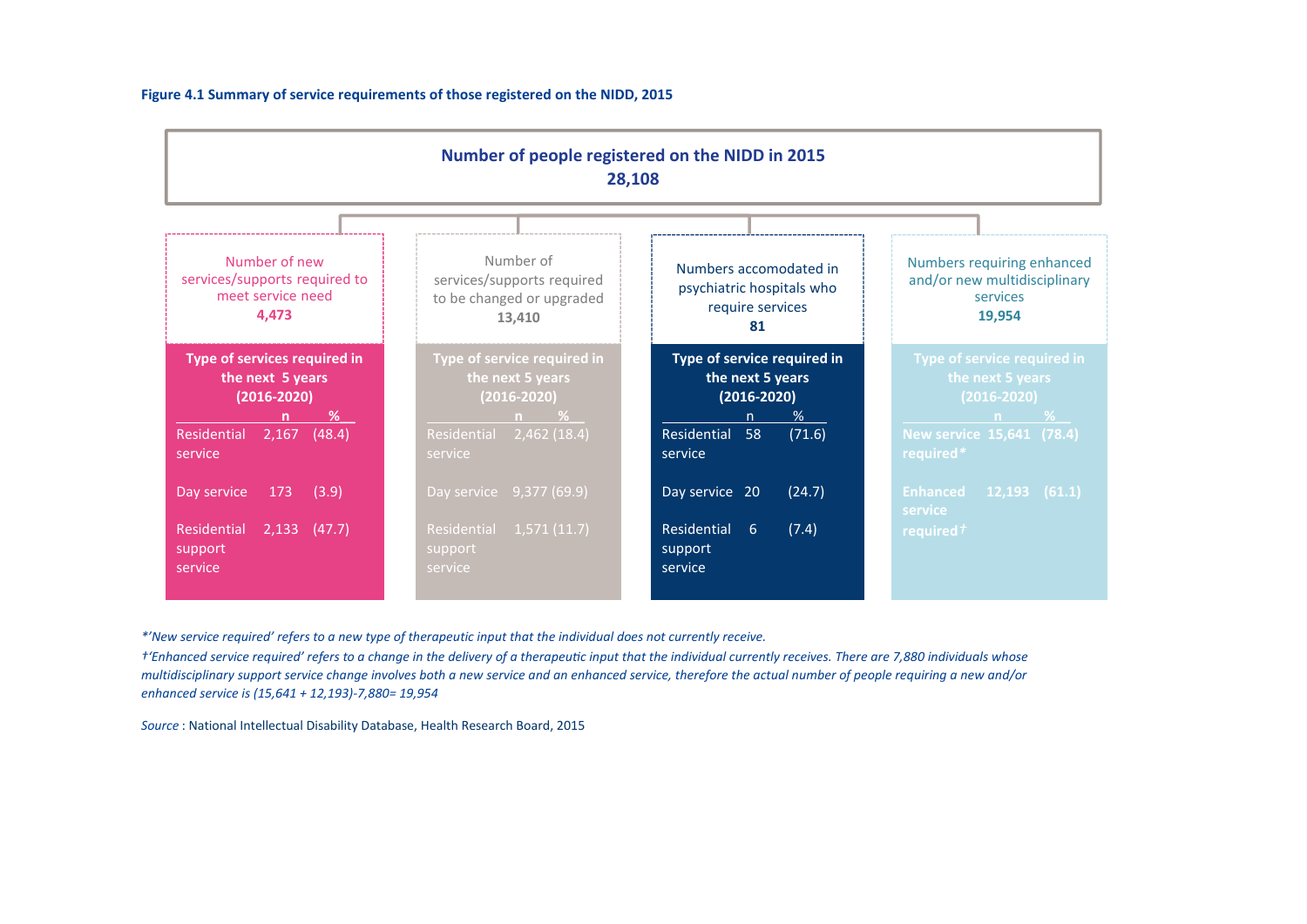**Figure 4.1 Summary of service requirements of those registered on the NIDD, 2015**

**Number of people registered on the NIDD in 2015**
**28,108**

Number of new services/supports required to meet service need
**4,473**

**Type of services required in the next 5 years (2016-2020)**

| | n | % |
|---|---|---|
| Residential service | 2,167 | (48.4) |
| Day service | 173 | (3.9) |
| Residential support service | 2,133 | (47.7) |

Number of services/supports required to be changed or upgraded
**13,410**

**Type of service required in the next 5 years (2016-2020)**

| | n | % |
|---|---|---|
| Residential service | 2,462 | (18.4) |
| Day service | 9,377 | (69.9) |
| Residential support service | 1,571 | (11.7) |

Numbers accomodated in psychiatric hospitals who require services
**81**

**Type of service required in the next 5 years (2016-2020)**

| | n | % |
|---|---|---|
| Residential service | 58 | (71.6) |
| Day service | 20 | (24.7) |
| Residential support service | 6 | (7.4) |

Numbers requiring enhanced and/or new multidisciplinary services
**19,954**

**Type of service required in the next 5 years (2016-2020)**

| | n | % |
|---|---|---|
| **New service required*** | **15,641** | **(78.4)** |
| **Enhanced service required†** | **12,193** | **(61.1)** |

*\*'New service required' refers to a new type of therapeutic input that the individual does not currently receive.*

*†'Enhanced service required' refers to a change in the delivery of a therapeutic input that the individual currently receives. There are 7,880 individuals whose multidisciplinary support service change involves both a new service and an enhanced service, therefore the actual number of people requiring a new and/or enhanced service is (15,641 + 12,193)-7,880= 19,954*

*Source* : National Intellectual Disability Database, Health Research Board, 2015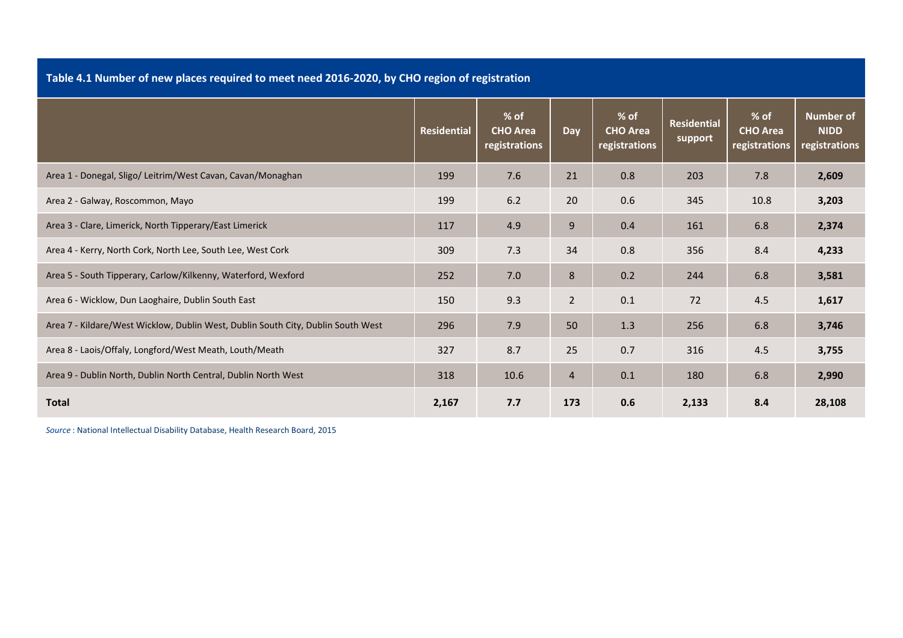**Table 4.1 Number of new places required to meet need 2016-2020, by CHO region of registration**

| | Residential | % of CHO Area registrations | Day | % of CHO Area registrations | Residential support | % of CHO Area registrations | Number of NIDD registrations |
|---|---|---|---|---|---|---|---|
| Area 1 - Donegal, Sligo/ Leitrim/West Cavan, Cavan/Monaghan | 199 | 7.6 | 21 | 0.8 | 203 | 7.8 | **2,609** |
| Area 2 - Galway, Roscommon, Mayo | 199 | 6.2 | 20 | 0.6 | 345 | 10.8 | **3,203** |
| Area 3 - Clare, Limerick, North Tipperary/East Limerick | 117 | 4.9 | 9 | 0.4 | 161 | 6.8 | **2,374** |
| Area 4 - Kerry, North Cork, North Lee, South Lee, West Cork | 309 | 7.3 | 34 | 0.8 | 356 | 8.4 | **4,233** |
| Area 5 - South Tipperary, Carlow/Kilkenny, Waterford, Wexford | 252 | 7.0 | 8 | 0.2 | 244 | 6.8 | **3,581** |
| Area 6 - Wicklow, Dun Laoghaire, Dublin South East | 150 | 9.3 | 2 | 0.1 | 72 | 4.5 | **1,617** |
| Area 7 - Kildare/West Wicklow, Dublin West, Dublin South City, Dublin South West | 296 | 7.9 | 50 | 1.3 | 256 | 6.8 | **3,746** |
| Area 8 - Laois/Offaly, Longford/West Meath, Louth/Meath | 327 | 8.7 | 25 | 0.7 | 316 | 4.5 | **3,755** |
| Area 9 - Dublin North, Dublin North Central, Dublin North West | 318 | 10.6 | 4 | 0.1 | 180 | 6.8 | **2,990** |
| **Total** | **2,167** | **7.7** | **173** | **0.6** | **2,133** | **8.4** | **28,108** |

*Source* : National Intellectual Disability Database, Health Research Board, 2015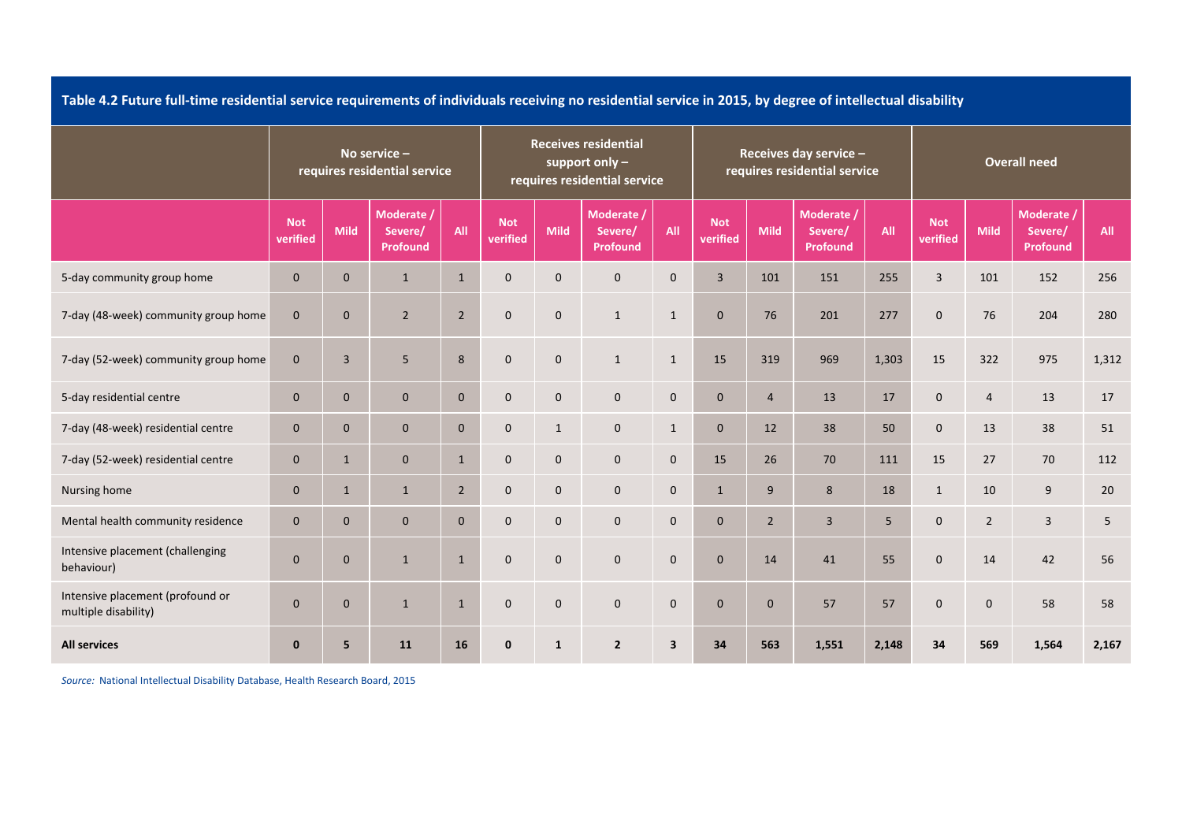**Table 4.2 Future full-time residential service requirements of individuals receiving no residential service in 2015, by degree of intellectual disability**

| | No service – requires residential service | | | | Receives residential support only – requires residential service | | | | Receives day service – requires residential service | | | | Overall need | | | |
|---|---|---|---|---|---|---|---|---|---|---|---|---|---|---|---|---|
| | Not verified | Mild | Moderate / Severe/ Profound | All | Not verified | Mild | Moderate / Severe/ Profound | All | Not verified | Mild | Moderate / Severe/ Profound | All | Not verified | Mild | Moderate / Severe/ Profound | All |
| 5-day community group home | 0 | 0 | 1 | 1 | 0 | 0 | 0 | 0 | 3 | 101 | 151 | 255 | 3 | 101 | 152 | 256 |
| 7-day (48-week) community group home | 0 | 0 | 2 | 2 | 0 | 0 | 1 | 1 | 0 | 76 | 201 | 277 | 0 | 76 | 204 | 280 |
| 7-day (52-week) community group home | 0 | 3 | 5 | 8 | 0 | 0 | 1 | 1 | 15 | 319 | 969 | 1,303 | 15 | 322 | 975 | 1,312 |
| 5-day residential centre | 0 | 0 | 0 | 0 | 0 | 0 | 0 | 0 | 0 | 4 | 13 | 17 | 0 | 4 | 13 | 17 |
| 7-day (48-week) residential centre | 0 | 0 | 0 | 0 | 0 | 1 | 0 | 1 | 0 | 12 | 38 | 50 | 0 | 13 | 38 | 51 |
| 7-day (52-week) residential centre | 0 | 1 | 0 | 1 | 0 | 0 | 0 | 0 | 15 | 26 | 70 | 111 | 15 | 27 | 70 | 112 |
| Nursing home | 0 | 1 | 1 | 2 | 0 | 0 | 0 | 0 | 1 | 9 | 8 | 18 | 1 | 10 | 9 | 20 |
| Mental health community residence | 0 | 0 | 0 | 0 | 0 | 0 | 0 | 0 | 0 | 2 | 3 | 5 | 0 | 2 | 3 | 5 |
| Intensive placement (challenging behaviour) | 0 | 0 | 1 | 1 | 0 | 0 | 0 | 0 | 0 | 14 | 41 | 55 | 0 | 14 | 42 | 56 |
| Intensive placement (profound or multiple disability) | 0 | 0 | 1 | 1 | 0 | 0 | 0 | 0 | 0 | 0 | 57 | 57 | 0 | 0 | 58 | 58 |
| **All services** | **0** | **5** | **11** | **16** | **0** | **1** | **2** | **3** | **34** | **563** | **1,551** | **2,148** | **34** | **569** | **1,564** | **2,167** |

*Source:* National Intellectual Disability Database, Health Research Board, 2015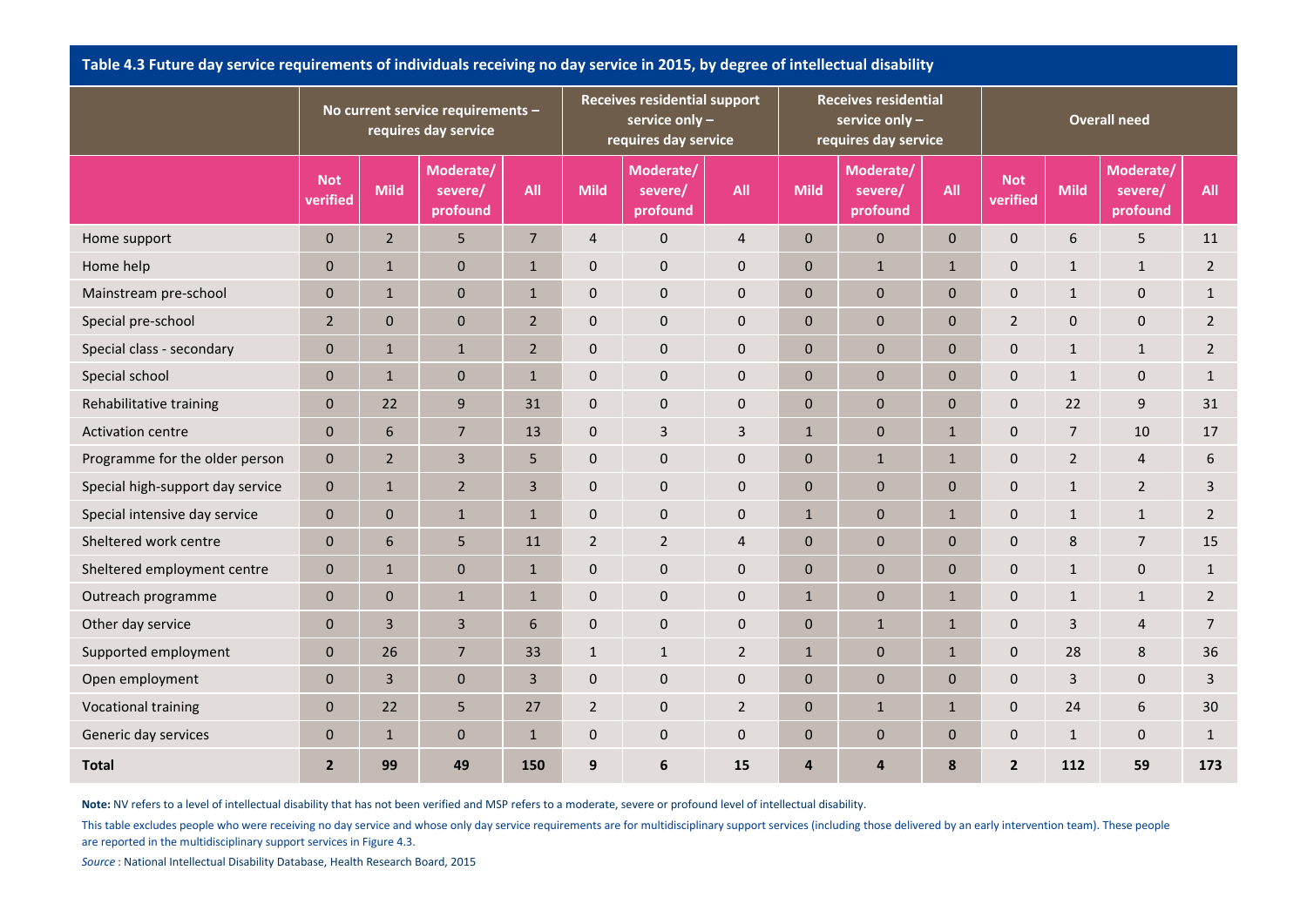**Table 4.3 Future day service requirements of individuals receiving no day service in 2015, by degree of intellectual disability**

| | No current service requirements – requires day service | | | | Receives residential support service only – requires day service | | | Receives residential service only – requires day service | | | Overall need | | | |
|---|---|---|---|---|---|---|---|---|---|---|---|---|---|---|
| | Not verified | Mild | Moderate/ severe/ profound | All | Mild | Moderate/ severe/ profound | All | Mild | Moderate/ severe/ profound | All | Not verified | Mild | Moderate/ severe/ profound | All |
| Home support | 0 | 2 | 5 | 7 | 4 | 0 | 4 | 0 | 0 | 0 | 0 | 6 | 5 | 11 |
| Home help | 0 | 1 | 0 | 1 | 0 | 0 | 0 | 0 | 1 | 1 | 0 | 1 | 1 | 2 |
| Mainstream pre-school | 0 | 1 | 0 | 1 | 0 | 0 | 0 | 0 | 0 | 0 | 0 | 1 | 0 | 1 |
| Special pre-school | 2 | 0 | 0 | 2 | 0 | 0 | 0 | 0 | 0 | 0 | 2 | 0 | 0 | 2 |
| Special class - secondary | 0 | 1 | 1 | 2 | 0 | 0 | 0 | 0 | 0 | 0 | 0 | 1 | 1 | 2 |
| Special school | 0 | 1 | 0 | 1 | 0 | 0 | 0 | 0 | 0 | 0 | 0 | 1 | 0 | 1 |
| Rehabilitative training | 0 | 22 | 9 | 31 | 0 | 0 | 0 | 0 | 0 | 0 | 0 | 22 | 9 | 31 |
| Activation centre | 0 | 6 | 7 | 13 | 0 | 3 | 3 | 1 | 0 | 1 | 0 | 7 | 10 | 17 |
| Programme for the older person | 0 | 2 | 3 | 5 | 0 | 0 | 0 | 0 | 1 | 1 | 0 | 2 | 4 | 6 |
| Special high-support day service | 0 | 1 | 2 | 3 | 0 | 0 | 0 | 0 | 0 | 0 | 0 | 1 | 2 | 3 |
| Special intensive day service | 0 | 0 | 1 | 1 | 0 | 0 | 0 | 1 | 0 | 1 | 0 | 1 | 1 | 2 |
| Sheltered work centre | 0 | 6 | 5 | 11 | 2 | 2 | 4 | 0 | 0 | 0 | 0 | 8 | 7 | 15 |
| Sheltered employment centre | 0 | 1 | 0 | 1 | 0 | 0 | 0 | 0 | 0 | 0 | 0 | 1 | 0 | 1 |
| Outreach programme | 0 | 0 | 1 | 1 | 0 | 0 | 0 | 1 | 0 | 1 | 0 | 1 | 1 | 2 |
| Other day service | 0 | 3 | 3 | 6 | 0 | 0 | 0 | 0 | 1 | 1 | 0 | 3 | 4 | 7 |
| Supported employment | 0 | 26 | 7 | 33 | 1 | 1 | 2 | 1 | 0 | 1 | 0 | 28 | 8 | 36 |
| Open employment | 0 | 3 | 0 | 3 | 0 | 0 | 0 | 0 | 0 | 0 | 0 | 3 | 0 | 3 |
| Vocational training | 0 | 22 | 5 | 27 | 2 | 0 | 2 | 0 | 1 | 1 | 0 | 24 | 6 | 30 |
| Generic day services | 0 | 1 | 0 | 1 | 0 | 0 | 0 | 0 | 0 | 0 | 0 | 1 | 0 | 1 |
| **Total** | **2** | **99** | **49** | **150** | **9** | **6** | **15** | **4** | **4** | **8** | **2** | **112** | **59** | **173** |

**Note:** NV refers to a level of intellectual disability that has not been verified and MSP refers to a moderate, severe or profound level of intellectual disability.

This table excludes people who were receiving no day service and whose only day service requirements are for multidisciplinary support services (including those delivered by an early intervention team). These people are reported in the multidisciplinary support services in Figure 4.3.

*Source* : National Intellectual Disability Database, Health Research Board, 2015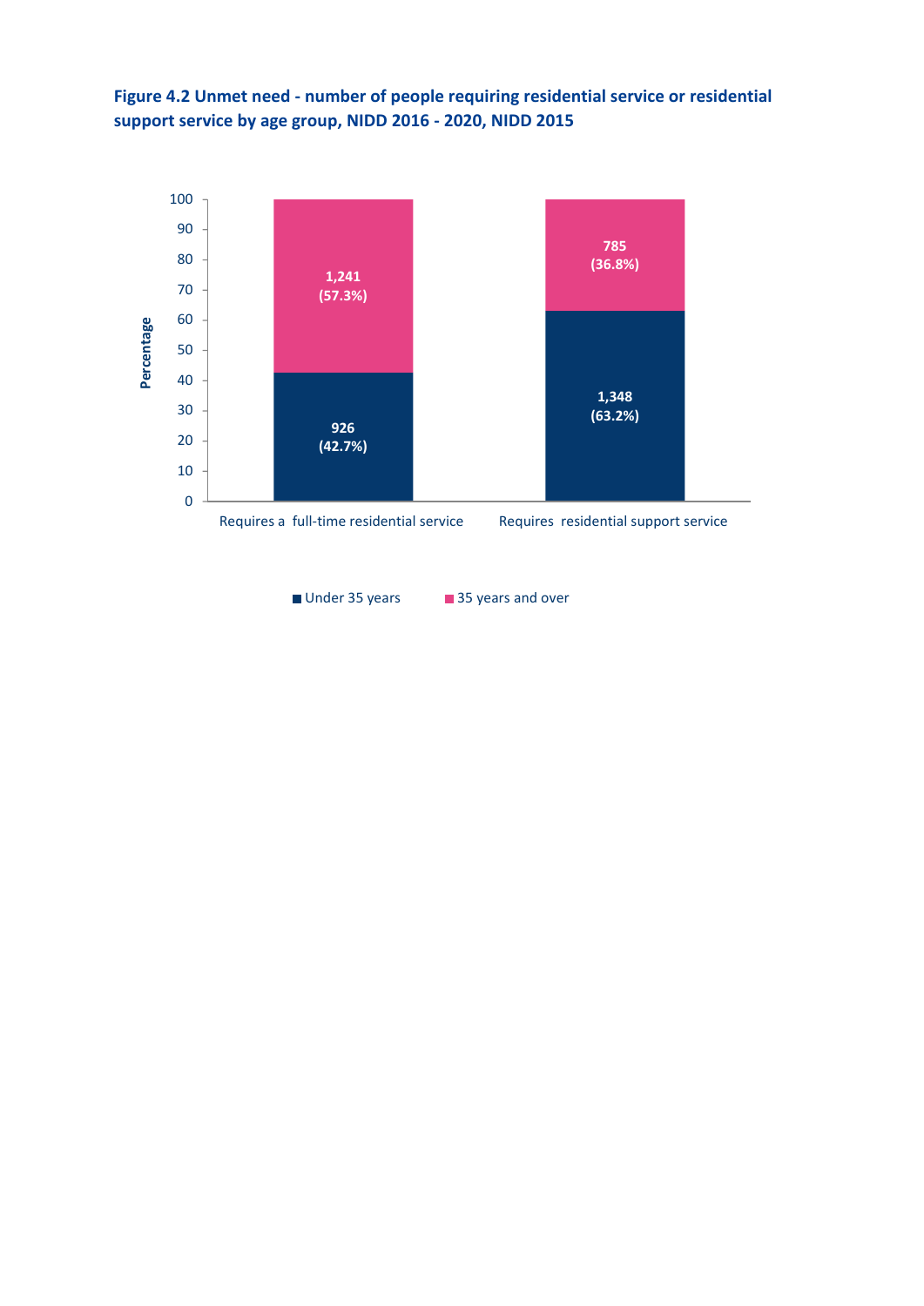**Figure 4.2 Unmet need - number of people requiring residential service or residential support service by age group, NIDD 2016 - 2020, NIDD 2015**

| | Requires a full-time residential service | Requires residential support service |
|---|---|---|
| Under 35 years | 926 (42.7%) | 1,348 (63.2%) |
| 35 years and over | 1,241 (57.3%) | 785 (36.8%) |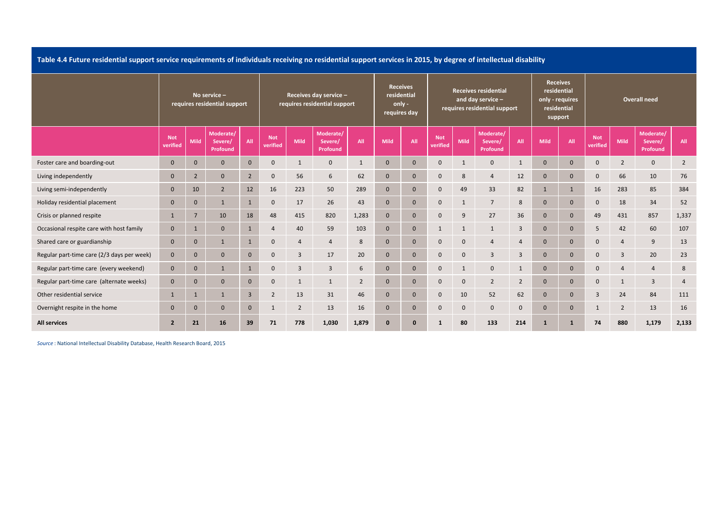**Table 4.4 Future residential support service requirements of individuals receiving no residential support services in 2015, by degree of intellectual disability**

| | No service – requires residential support | | | | Receives day service – requires residential support | | | | Receives residential only - requires day | | Receives residential and day service – requires residential support | | | | Receives residential only - requires residential support | | Overall need | | | |
|---|---|---|---|---|---|---|---|---|---|---|---|---|---|---|---|---|---|---|---|---|
| | Not verified | Mild | Moderate/ Severe/ Profound | All | Not verified | Mild | Moderate/ Severe/ Profound | All | Mild | All | Not verified | Mild | Moderate/ Severe/ Profound | All | Mild | All | Not verified | Mild | Moderate/ Severe/ Profound | All |
| Foster care and boarding-out | 0 | 0 | 0 | 0 | 0 | 1 | 0 | 1 | 0 | 0 | 0 | 1 | 0 | 1 | 0 | 0 | 0 | 2 | 0 | 2 |
| Living independently | 0 | 2 | 0 | 2 | 0 | 56 | 6 | 62 | 0 | 0 | 0 | 8 | 4 | 12 | 0 | 0 | 0 | 66 | 10 | 76 |
| Living semi-independently | 0 | 10 | 2 | 12 | 16 | 223 | 50 | 289 | 0 | 0 | 0 | 49 | 33 | 82 | 1 | 1 | 16 | 283 | 85 | 384 |
| Holiday residential placement | 0 | 0 | 1 | 1 | 0 | 17 | 26 | 43 | 0 | 0 | 0 | 1 | 7 | 8 | 0 | 0 | 0 | 18 | 34 | 52 |
| Crisis or planned respite | 1 | 7 | 10 | 18 | 48 | 415 | 820 | 1,283 | 0 | 0 | 0 | 9 | 27 | 36 | 0 | 0 | 49 | 431 | 857 | 1,337 |
| Occasional respite care with host family | 0 | 1 | 0 | 1 | 4 | 40 | 59 | 103 | 0 | 0 | 1 | 1 | 1 | 3 | 0 | 0 | 5 | 42 | 60 | 107 |
| Shared care or guardianship | 0 | 0 | 1 | 1 | 0 | 4 | 4 | 8 | 0 | 0 | 0 | 0 | 4 | 4 | 0 | 0 | 0 | 4 | 9 | 13 |
| Regular part-time care (2/3 days per week) | 0 | 0 | 0 | 0 | 0 | 3 | 17 | 20 | 0 | 0 | 0 | 0 | 3 | 3 | 0 | 0 | 0 | 3 | 20 | 23 |
| Regular part-time care (every weekend) | 0 | 0 | 1 | 1 | 0 | 3 | 3 | 6 | 0 | 0 | 0 | 1 | 0 | 1 | 0 | 0 | 0 | 4 | 4 | 8 |
| Regular part-time care (alternate weeks) | 0 | 0 | 0 | 0 | 0 | 1 | 1 | 2 | 0 | 0 | 0 | 0 | 2 | 2 | 0 | 0 | 0 | 1 | 3 | 4 |
| Other residential service | 1 | 1 | 1 | 3 | 2 | 13 | 31 | 46 | 0 | 0 | 0 | 10 | 52 | 62 | 0 | 0 | 3 | 24 | 84 | 111 |
| Overnight respite in the home | 0 | 0 | 0 | 0 | 1 | 2 | 13 | 16 | 0 | 0 | 0 | 0 | 0 | 0 | 0 | 0 | 1 | 2 | 13 | 16 |
| **All services** | **2** | **21** | **16** | **39** | **71** | **778** | **1,030** | **1,879** | **0** | **0** | **1** | **80** | **133** | **214** | **1** | **1** | **74** | **880** | **1,179** | **2,133** |

*Source* : National Intellectual Disability Database, Health Research Board, 2015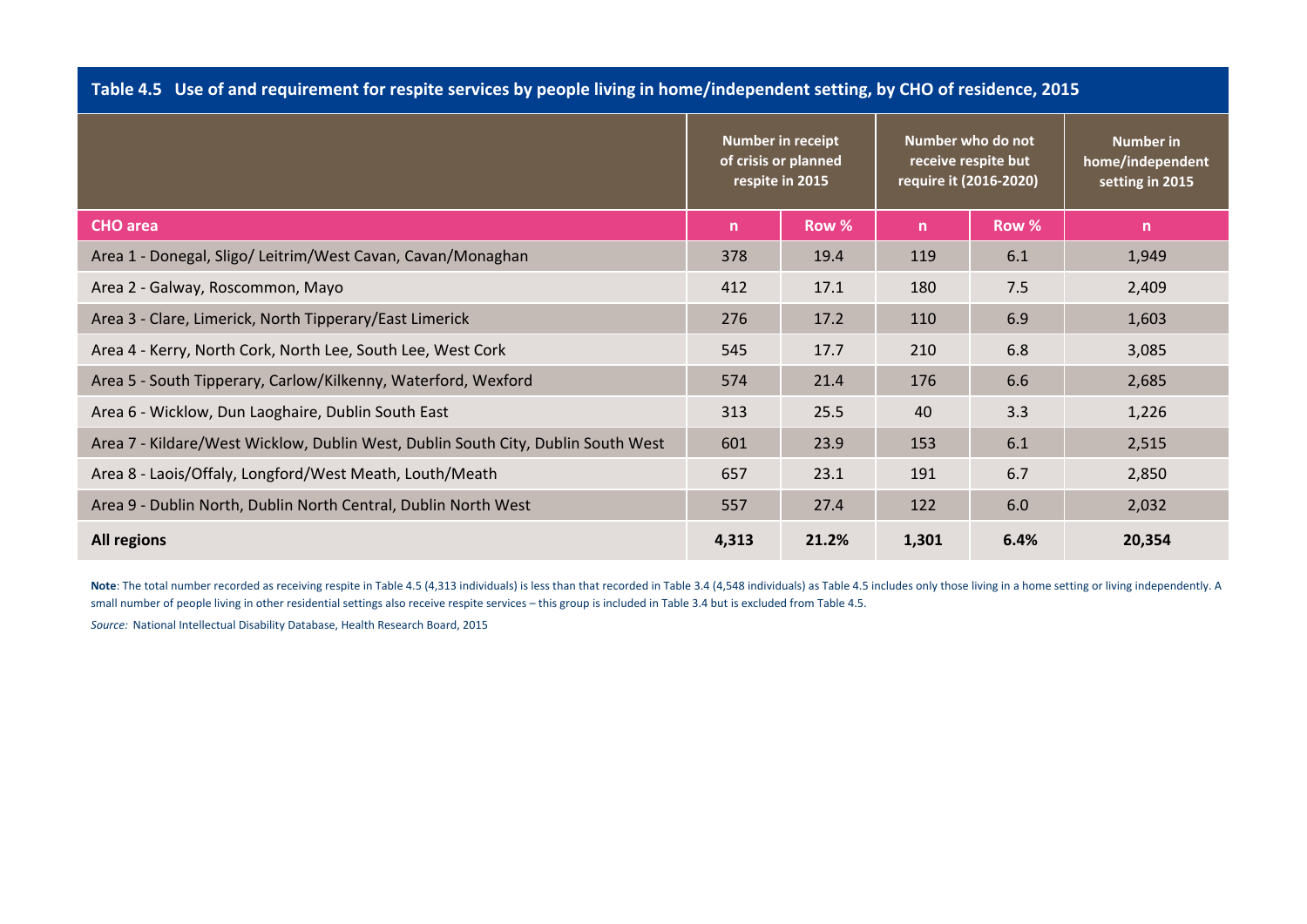**Table 4.5 Use of and requirement for respite services by people living in home/independent setting, by CHO of residence, 2015**

| | Number in receipt of crisis or planned respite in 2015 | | Number who do not receive respite but require it (2016-2020) | | Number in home/independent setting in 2015 |
|---|---|---|---|---|---|
| **CHO area** | **n** | **Row %** | **n** | **Row %** | **n** |
| Area 1 - Donegal, Sligo/ Leitrim/West Cavan, Cavan/Monaghan | 378 | 19.4 | 119 | 6.1 | 1,949 |
| Area 2 - Galway, Roscommon, Mayo | 412 | 17.1 | 180 | 7.5 | 2,409 |
| Area 3 - Clare, Limerick, North Tipperary/East Limerick | 276 | 17.2 | 110 | 6.9 | 1,603 |
| Area 4 - Kerry, North Cork, North Lee, South Lee, West Cork | 545 | 17.7 | 210 | 6.8 | 3,085 |
| Area 5 - South Tipperary, Carlow/Kilkenny, Waterford, Wexford | 574 | 21.4 | 176 | 6.6 | 2,685 |
| Area 6 - Wicklow, Dun Laoghaire, Dublin South East | 313 | 25.5 | 40 | 3.3 | 1,226 |
| Area 7 - Kildare/West Wicklow, Dublin West, Dublin South City, Dublin South West | 601 | 23.9 | 153 | 6.1 | 2,515 |
| Area 8 - Laois/Offaly, Longford/West Meath, Louth/Meath | 657 | 23.1 | 191 | 6.7 | 2,850 |
| Area 9 - Dublin North, Dublin North Central, Dublin North West | 557 | 27.4 | 122 | 6.0 | 2,032 |
| **All regions** | **4,313** | **21.2%** | **1,301** | **6.4%** | **20,354** |

**Note**: The total number recorded as receiving respite in Table 4.5 (4,313 individuals) is less than that recorded in Table 3.4 (4,548 individuals) as Table 4.5 includes only those living in a home setting or living independently. A small number of people living in other residential settings also receive respite services – this group is included in Table 3.4 but is excluded from Table 4.5.

*Source:* National Intellectual Disability Database, Health Research Board, 2015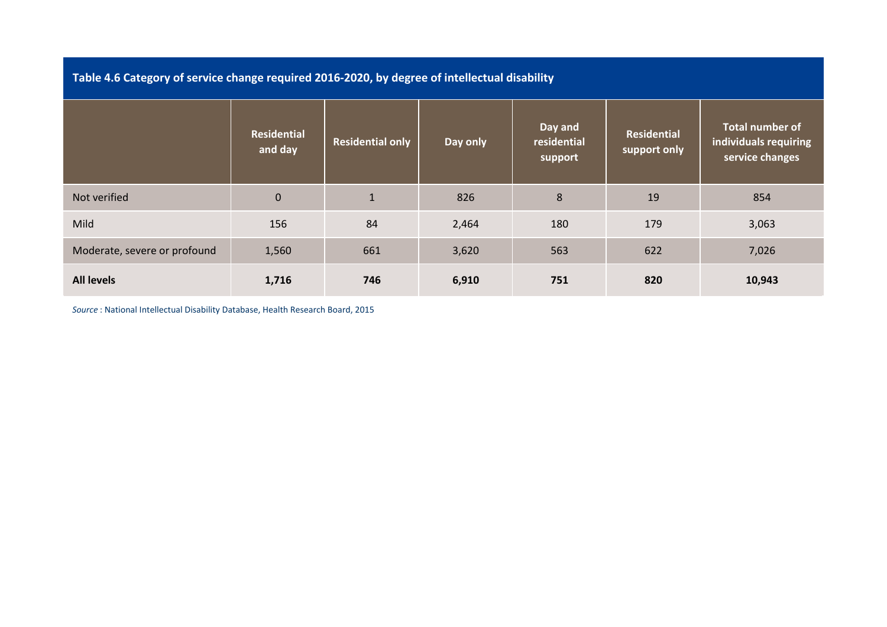**Table 4.6 Category of service change required 2016-2020, by degree of intellectual disability**

| | Residential and day | Residential only | Day only | Day and residential support | Residential support only | Total number of individuals requiring service changes |
|---|---|---|---|---|---|---|
| Not verified | 0 | 1 | 826 | 8 | 19 | 854 |
| Mild | 156 | 84 | 2,464 | 180 | 179 | 3,063 |
| Moderate, severe or profound | 1,560 | 661 | 3,620 | 563 | 622 | 7,026 |
| **All levels** | **1,716** | **746** | **6,910** | **751** | **820** | **10,943** |

*Source* : National Intellectual Disability Database, Health Research Board, 2015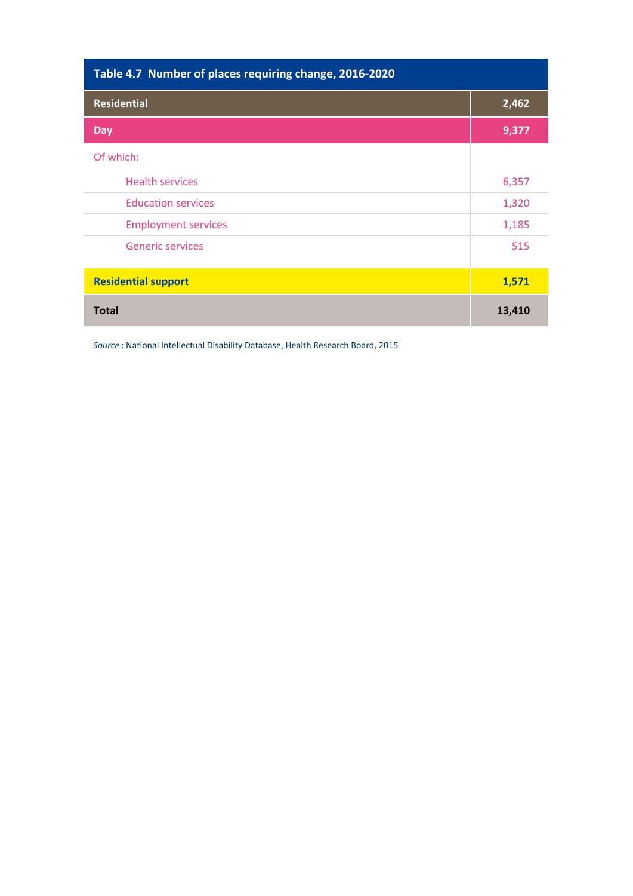| Table 4.7 Number of places requiring change, 2016-2020 | |
|---|---|
| **Residential** | **2,462** |
| **Day** | **9,377** |
| Of which: | |
| Health services | 6,357 |
| Education services | 1,320 |
| Employment services | 1,185 |
| Generic services | 515 |
| **Residential support** | **1,571** |
| **Total** | **13,410** |

*Source* : National Intellectual Disability Database, Health Research Board, 2015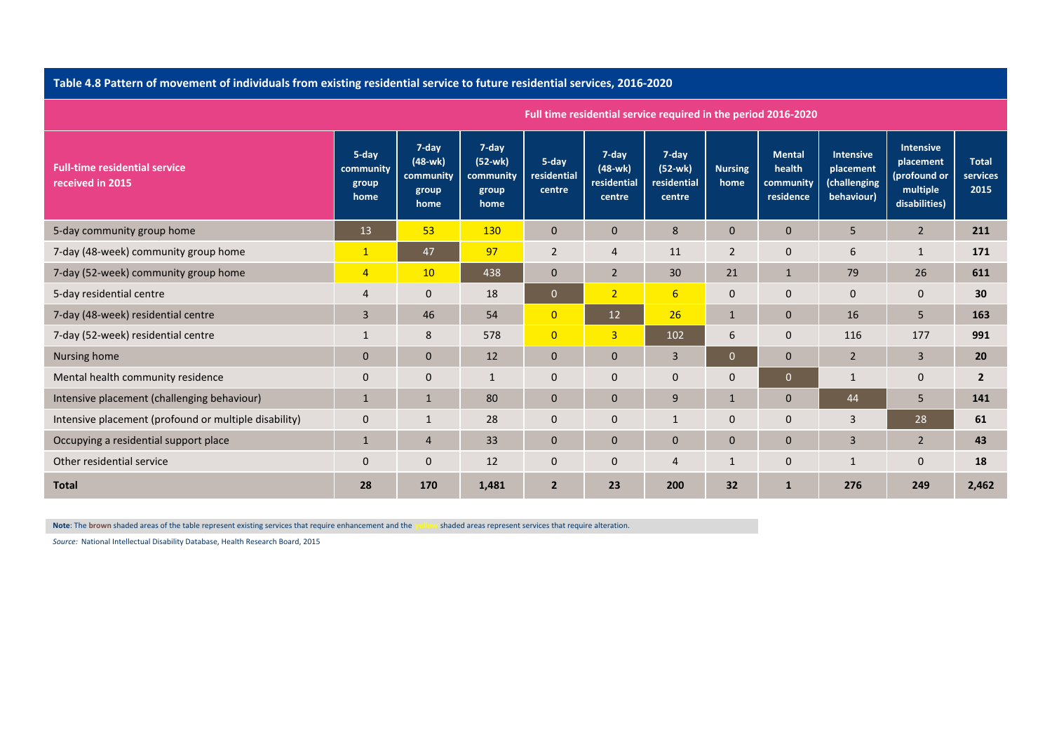**Table 4.8 Pattern of movement of individuals from existing residential service to future residential services, 2016-2020**

| Full-time residential service received in 2015 | Full time residential service required in the period 2016-2020 | | | | | | | | | | |
|---|---|---|---|---|---|---|---|---|---|---|---|
| | 5-day community group home | 7-day (48-wk) community group home | 7-day (52-wk) community group home | 5-day residential centre | 7-day (48-wk) residential centre | 7-day (52-wk) residential centre | Nursing home | Mental health community residence | Intensive placement (challenging behaviour) | Intensive placement (profound or multiple disabilities) | Total services 2015 |
| 5-day community group home | 13 | 53 | 130 | 0 | 0 | 8 | 0 | 0 | 5 | 2 | **211** |
| 7-day (48-week) community group home | 1 | 47 | 97 | 2 | 4 | 11 | 2 | 0 | 6 | 1 | **171** |
| 7-day (52-week) community group home | 4 | 10 | 438 | 0 | 2 | 30 | 21 | 1 | 79 | 26 | **611** |
| 5-day residential centre | 4 | 0 | 18 | 0 | 2 | 6 | 0 | 0 | 0 | 0 | **30** |
| 7-day (48-week) residential centre | 3 | 46 | 54 | 0 | 12 | 26 | 1 | 0 | 16 | 5 | **163** |
| 7-day (52-week) residential centre | 1 | 8 | 578 | 0 | 3 | 102 | 6 | 0 | 116 | 177 | **991** |
| Nursing home | 0 | 0 | 12 | 0 | 0 | 3 | 0 | 0 | 2 | 3 | **20** |
| Mental health community residence | 0 | 0 | 1 | 0 | 0 | 0 | 0 | 0 | 1 | 0 | **2** |
| Intensive placement (challenging behaviour) | 1 | 1 | 80 | 0 | 0 | 9 | 1 | 0 | 44 | 5 | **141** |
| Intensive placement (profound or multiple disability) | 0 | 1 | 28 | 0 | 0 | 1 | 0 | 0 | 3 | 28 | **61** |
| Occupying a residential support place | 1 | 4 | 33 | 0 | 0 | 0 | 0 | 0 | 3 | 2 | **43** |
| Other residential service | 0 | 0 | 12 | 0 | 0 | 4 | 1 | 0 | 1 | 0 | **18** |
| **Total** | **28** | **170** | **1,481** | **2** | **23** | **200** | **32** | **1** | **276** | **249** | **2,462** |

**Note**: The **brown** shaded areas of the table represent existing services that require enhancement and the yellow shaded areas represent services that require alteration.

*Source:* National Intellectual Disability Database, Health Research Board, 2015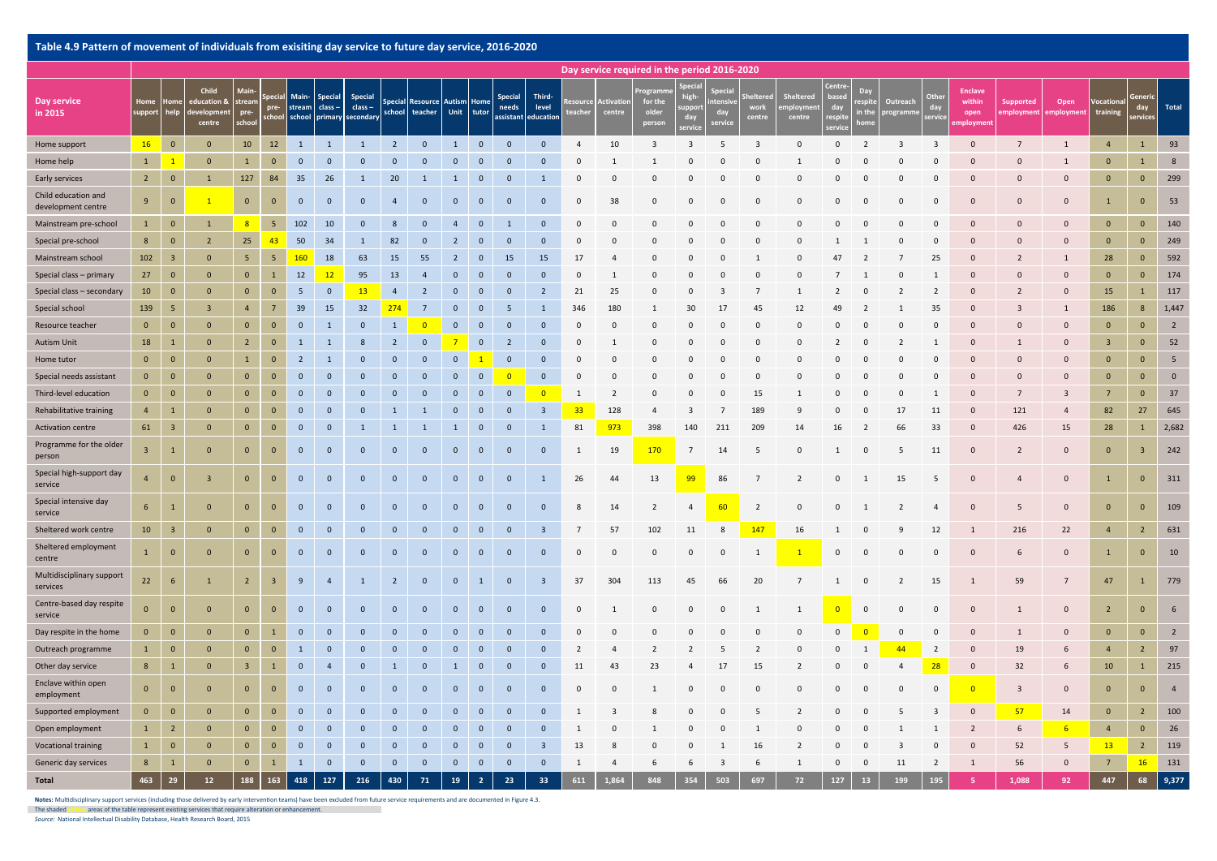## Table 4.9 Pattern of movement of individuals from exisiting day service to future day service, 2016-2020

| Day service in 2015 | Day service required in the period 2016-2020 | | | | | | | | | | | | | | | | | | | | | | | | | | | | | | | | | | |
|---|---|---|---|---|---|---|---|---|---|---|---|---|---|---|---|---|---|---|---|---|---|---|---|---|---|---|---|---|---|---|---|---|---|---|---|
| | Home support | Home help | Child education & development centre | Mainstream pre-school | Special pre-school | Mainstream school | Special class – primary | Special class – secondary | Special school | Resource teacher | Autism Unit | Home tutor | Special needs assistant | Third-level education | Resource teacher | Activation centre | Programme for the older person | Special high-support day service | Special intensive day service | Sheltered work centre | Sheltered employment centre | Centre-based day respite service | Day respite in the home | Outreach programme | Other day service | Enclave within open employment | Supported employment | Open employment | Vocational training | Generic day services | Total |
| Home support | 16 | 0 | 0 | 10 | 12 | 1 | 1 | 1 | 2 | 0 | 1 | 0 | 0 | 0 | 4 | 10 | 3 | 3 | 5 | 3 | 0 | 0 | 2 | 3 | 3 | 0 | 7 | 1 | 4 | 1 | 93 |
| Home help | 1 | 1 | 0 | 1 | 0 | 0 | 0 | 0 | 0 | 0 | 0 | 0 | 0 | 0 | 0 | 1 | 1 | 0 | 0 | 0 | 1 | 0 | 0 | 0 | 0 | 0 | 0 | 1 | 0 | 1 | 8 |
| Early services | 2 | 0 | 1 | 127 | 84 | 35 | 26 | 1 | 20 | 1 | 1 | 0 | 0 | 1 | 0 | 0 | 0 | 0 | 0 | 0 | 0 | 0 | 0 | 0 | 0 | 0 | 0 | 0 | 0 | 0 | 299 |
| Child education and development centre | 9 | 0 | 1 | 0 | 0 | 0 | 0 | 0 | 4 | 0 | 0 | 0 | 0 | 0 | 0 | 38 | 0 | 0 | 0 | 0 | 0 | 0 | 0 | 0 | 0 | 0 | 0 | 0 | 1 | 0 | 53 |
| Mainstream pre-school | 1 | 0 | 1 | 8 | 5 | 102 | 10 | 0 | 8 | 0 | 4 | 0 | 1 | 0 | 0 | 0 | 0 | 0 | 0 | 0 | 0 | 0 | 0 | 0 | 0 | 0 | 0 | 0 | 0 | 0 | 140 |
| Special pre-school | 8 | 0 | 2 | 25 | 43 | 50 | 34 | 1 | 82 | 0 | 2 | 0 | 0 | 0 | 0 | 0 | 0 | 0 | 0 | 0 | 0 | 1 | 1 | 0 | 0 | 0 | 0 | 0 | 0 | 0 | 249 |
| Mainstream school | 102 | 3 | 0 | 5 | 5 | 160 | 18 | 63 | 15 | 55 | 2 | 0 | 15 | 15 | 17 | 4 | 0 | 0 | 0 | 1 | 0 | 47 | 2 | 7 | 25 | 0 | 2 | 1 | 28 | 0 | 592 |
| Special class – primary | 27 | 0 | 0 | 0 | 1 | 12 | 12 | 95 | 13 | 4 | 0 | 0 | 0 | 0 | 0 | 1 | 0 | 0 | 0 | 0 | 0 | 7 | 1 | 0 | 1 | 0 | 0 | 0 | 0 | 0 | 174 |
| Special class – secondary | 10 | 0 | 0 | 0 | 0 | 5 | 0 | 13 | 4 | 2 | 0 | 0 | 0 | 2 | 21 | 25 | 0 | 0 | 3 | 7 | 1 | 2 | 0 | 2 | 2 | 0 | 2 | 0 | 15 | 1 | 117 |
| Special school | 139 | 5 | 3 | 4 | 7 | 39 | 15 | 32 | 274 | 7 | 0 | 0 | 5 | 1 | 346 | 180 | 1 | 30 | 17 | 45 | 12 | 49 | 2 | 1 | 35 | 0 | 3 | 1 | 186 | 8 | 1,447 |
| Resource teacher | 0 | 0 | 0 | 0 | 0 | 0 | 1 | 0 | 1 | 0 | 0 | 0 | 0 | 0 | 0 | 0 | 0 | 0 | 0 | 0 | 0 | 0 | 0 | 0 | 0 | 0 | 0 | 0 | 0 | 0 | 2 |
| Autism Unit | 18 | 1 | 0 | 2 | 0 | 1 | 1 | 8 | 2 | 0 | 7 | 0 | 2 | 0 | 0 | 1 | 0 | 0 | 0 | 0 | 0 | 2 | 0 | 2 | 1 | 0 | 1 | 0 | 3 | 0 | 52 |
| Home tutor | 0 | 0 | 0 | 1 | 0 | 2 | 1 | 0 | 0 | 0 | 0 | 1 | 0 | 0 | 0 | 0 | 0 | 0 | 0 | 0 | 0 | 0 | 0 | 0 | 0 | 0 | 0 | 0 | 0 | 0 | 5 |
| Special needs assistant | 0 | 0 | 0 | 0 | 0 | 0 | 0 | 0 | 0 | 0 | 0 | 0 | 0 | 0 | 0 | 0 | 0 | 0 | 0 | 0 | 0 | 0 | 0 | 0 | 0 | 0 | 0 | 0 | 0 | 0 | 0 |
| Third-level education | 0 | 0 | 0 | 0 | 0 | 0 | 0 | 0 | 0 | 0 | 0 | 0 | 0 | 0 | 1 | 2 | 0 | 0 | 0 | 15 | 1 | 0 | 0 | 0 | 1 | 0 | 7 | 3 | 7 | 0 | 37 |
| Rehabilitative training | 4 | 1 | 0 | 0 | 0 | 0 | 0 | 0 | 1 | 1 | 0 | 0 | 0 | 3 | 33 | 128 | 4 | 3 | 7 | 189 | 9 | 0 | 0 | 17 | 11 | 0 | 121 | 4 | 82 | 27 | 645 |
| Activation centre | 61 | 3 | 0 | 0 | 0 | 0 | 0 | 1 | 1 | 1 | 1 | 0 | 0 | 1 | 81 | 973 | 398 | 140 | 211 | 209 | 14 | 16 | 2 | 66 | 33 | 0 | 426 | 15 | 28 | 1 | 2,682 |
| Programme for the older person | 3 | 1 | 0 | 0 | 0 | 0 | 0 | 0 | 0 | 0 | 0 | 0 | 0 | 0 | 1 | 19 | 170 | 7 | 14 | 5 | 0 | 1 | 0 | 5 | 11 | 0 | 2 | 0 | 0 | 3 | 242 |
| Special high-support day service | 4 | 0 | 3 | 0 | 0 | 0 | 0 | 0 | 0 | 0 | 0 | 0 | 0 | 1 | 26 | 44 | 13 | 99 | 86 | 7 | 2 | 0 | 1 | 15 | 5 | 0 | 4 | 0 | 1 | 0 | 311 |
| Special intensive day service | 6 | 1 | 0 | 0 | 0 | 0 | 0 | 0 | 0 | 0 | 0 | 0 | 0 | 0 | 8 | 14 | 2 | 4 | 60 | 2 | 0 | 0 | 1 | 2 | 4 | 0 | 5 | 0 | 0 | 0 | 109 |
| Sheltered work centre | 10 | 3 | 0 | 0 | 0 | 0 | 0 | 0 | 0 | 0 | 0 | 0 | 0 | 3 | 7 | 57 | 102 | 11 | 8 | 147 | 16 | 1 | 0 | 9 | 12 | 1 | 216 | 22 | 4 | 2 | 631 |
| Sheltered employment centre | 1 | 0 | 0 | 0 | 0 | 0 | 0 | 0 | 0 | 0 | 0 | 0 | 0 | 0 | 0 | 0 | 0 | 0 | 0 | 1 | 1 | 0 | 0 | 0 | 0 | 0 | 6 | 0 | 1 | 0 | 10 |
| Multidisciplinary support services | 22 | 6 | 1 | 2 | 3 | 9 | 4 | 1 | 2 | 0 | 0 | 1 | 0 | 3 | 37 | 304 | 113 | 45 | 66 | 20 | 7 | 1 | 0 | 2 | 15 | 1 | 59 | 7 | 47 | 1 | 779 |
| Centre-based day respite service | 0 | 0 | 0 | 0 | 0 | 0 | 0 | 0 | 0 | 0 | 0 | 0 | 0 | 0 | 0 | 1 | 0 | 0 | 0 | 1 | 1 | 0 | 0 | 0 | 0 | 0 | 1 | 0 | 2 | 0 | 6 |
| Day respite in the home | 0 | 0 | 0 | 0 | 1 | 0 | 0 | 0 | 0 | 0 | 0 | 0 | 0 | 0 | 0 | 0 | 0 | 0 | 0 | 0 | 0 | 0 | 0 | 0 | 0 | 0 | 1 | 0 | 0 | 0 | 2 |
| Outreach programme | 1 | 0 | 0 | 0 | 0 | 1 | 0 | 0 | 0 | 0 | 0 | 0 | 0 | 0 | 2 | 4 | 2 | 2 | 5 | 2 | 0 | 0 | 1 | 44 | 2 | 0 | 19 | 6 | 4 | 2 | 97 |
| Other day service | 8 | 1 | 0 | 3 | 1 | 0 | 4 | 0 | 1 | 0 | 1 | 0 | 0 | 0 | 11 | 43 | 23 | 4 | 17 | 15 | 2 | 0 | 0 | 4 | 28 | 0 | 32 | 6 | 10 | 1 | 215 |
| Enclave within open employment | 0 | 0 | 0 | 0 | 0 | 0 | 0 | 0 | 0 | 0 | 0 | 0 | 0 | 0 | 0 | 0 | 1 | 0 | 0 | 0 | 0 | 0 | 0 | 0 | 0 | 0 | 3 | 0 | 0 | 0 | 4 |
| Supported employment | 0 | 0 | 0 | 0 | 0 | 0 | 0 | 0 | 0 | 0 | 0 | 0 | 0 | 0 | 1 | 3 | 8 | 0 | 0 | 5 | 2 | 0 | 0 | 5 | 3 | 0 | 57 | 14 | 0 | 2 | 100 |
| Open employment | 1 | 2 | 0 | 0 | 0 | 0 | 0 | 0 | 0 | 0 | 0 | 0 | 0 | 0 | 1 | 0 | 1 | 0 | 0 | 1 | 0 | 0 | 0 | 1 | 1 | 2 | 6 | 6 | 4 | 0 | 26 |
| Vocational training | 1 | 0 | 0 | 0 | 0 | 0 | 0 | 0 | 0 | 0 | 0 | 0 | 0 | 3 | 13 | 8 | 0 | 0 | 1 | 16 | 2 | 0 | 0 | 3 | 0 | 0 | 52 | 5 | 13 | 2 | 119 |
| Generic day services | 8 | 1 | 0 | 0 | 1 | 1 | 0 | 0 | 0 | 0 | 0 | 0 | 0 | 0 | 1 | 4 | 6 | 6 | 3 | 6 | 1 | 0 | 0 | 11 | 2 | 1 | 56 | 0 | 7 | 16 | 131 |
| **Total** | **463** | **29** | **12** | **188** | **163** | **418** | **127** | **216** | **430** | **71** | **19** | **2** | **23** | **33** | **611** | **1,864** | **848** | **354** | **503** | **697** | **72** | **127** | **13** | **199** | **195** | **5** | **1,088** | **92** | **447** | **68** | **9,377** |

**Notes:** Multidisciplinary support services (including those delivered by early intervention teams) have been excluded from future service requirements and are documented in Figure 4.3.
The shaded yellow areas of the table represent existing services that require alteration or enhancement.

*Source:* National Intellectual Disability Database, Health Research Board, 2015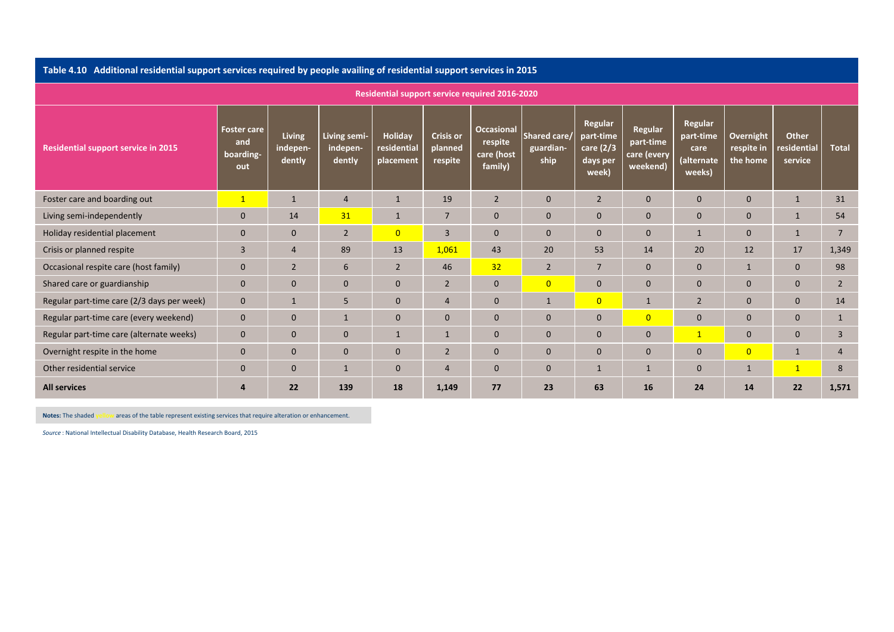**Table 4.10 Additional residential support services required by people availing of residential support services in 2015**

| Residential support service in 2015 | Residential support service required 2016-2020 | | | | | | | | | | | | |
|---|---|---|---|---|---|---|---|---|---|---|---|---|---|
| | Foster care and boarding-out | Living indepen-dently | Living semi-indepen-dently | Holiday residential placement | Crisis or planned respite | Occasional respite care (host family) | Shared care/ guardian-ship | Regular part-time care (2/3 days per week) | Regular part-time care (every weekend) | Regular part-time care (alternate weeks) | Overnight respite in the home | Other residential service | Total |
| Foster care and boarding out | 1 | 1 | 4 | 1 | 19 | 2 | 0 | 2 | 0 | 0 | 0 | 1 | 31 |
| Living semi-independently | 0 | 14 | 31 | 1 | 7 | 0 | 0 | 0 | 0 | 0 | 0 | 1 | 54 |
| Holiday residential placement | 0 | 0 | 2 | 0 | 3 | 0 | 0 | 0 | 0 | 1 | 0 | 1 | 7 |
| Crisis or planned respite | 3 | 4 | 89 | 13 | 1,061 | 43 | 20 | 53 | 14 | 20 | 12 | 17 | 1,349 |
| Occasional respite care (host family) | 0 | 2 | 6 | 2 | 46 | 32 | 2 | 7 | 0 | 0 | 1 | 0 | 98 |
| Shared care or guardianship | 0 | 0 | 0 | 0 | 2 | 0 | 0 | 0 | 0 | 0 | 0 | 0 | 2 |
| Regular part-time care (2/3 days per week) | 0 | 1 | 5 | 0 | 4 | 0 | 1 | 0 | 1 | 2 | 0 | 0 | 14 |
| Regular part-time care (every weekend) | 0 | 0 | 1 | 0 | 0 | 0 | 0 | 0 | 0 | 0 | 0 | 0 | 1 |
| Regular part-time care (alternate weeks) | 0 | 0 | 0 | 1 | 1 | 0 | 0 | 0 | 0 | 1 | 0 | 0 | 3 |
| Overnight respite in the home | 0 | 0 | 0 | 0 | 2 | 0 | 0 | 0 | 0 | 0 | 0 | 1 | 4 |
| Other residential service | 0 | 0 | 1 | 0 | 4 | 0 | 0 | 1 | 1 | 0 | 1 | 1 | 8 |
| **All services** | **4** | **22** | **139** | **18** | **1,149** | **77** | **23** | **63** | **16** | **24** | **14** | **22** | **1,571** |

**Notes:** The shaded yellow areas of the table represent existing services that require alteration or enhancement.

*Source* : National Intellectual Disability Database, Health Research Board, 2015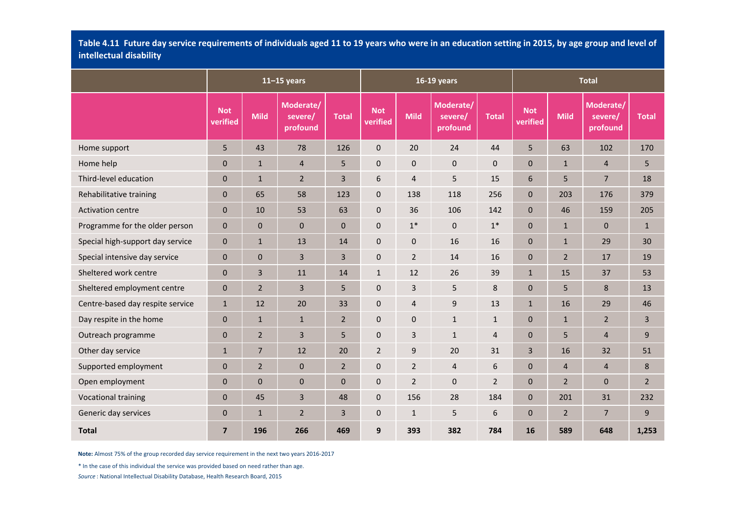**Table 4.11 Future day service requirements of individuals aged 11 to 19 years who were in an education setting in 2015, by age group and level of intellectual disability**

| | 11–15 years | | | | 16-19 years | | | | Total | | | |
|---|---|---|---|---|---|---|---|---|---|---|---|---|
| | Not verified | Mild | Moderate/ severe/ profound | Total | Not verified | Mild | Moderate/ severe/ profound | Total | Not verified | Mild | Moderate/ severe/ profound | Total |
| Home support | 5 | 43 | 78 | 126 | 0 | 20 | 24 | 44 | 5 | 63 | 102 | 170 |
| Home help | 0 | 1 | 4 | 5 | 0 | 0 | 0 | 0 | 0 | 1 | 4 | 5 |
| Third-level education | 0 | 1 | 2 | 3 | 6 | 4 | 5 | 15 | 6 | 5 | 7 | 18 |
| Rehabilitative training | 0 | 65 | 58 | 123 | 0 | 138 | 118 | 256 | 0 | 203 | 176 | 379 |
| Activation centre | 0 | 10 | 53 | 63 | 0 | 36 | 106 | 142 | 0 | 46 | 159 | 205 |
| Programme for the older person | 0 | 0 | 0 | 0 | 0 | 1* | 0 | 1* | 0 | 1 | 0 | 1 |
| Special high-support day service | 0 | 1 | 13 | 14 | 0 | 0 | 16 | 16 | 0 | 1 | 29 | 30 |
| Special intensive day service | 0 | 0 | 3 | 3 | 0 | 2 | 14 | 16 | 0 | 2 | 17 | 19 |
| Sheltered work centre | 0 | 3 | 11 | 14 | 1 | 12 | 26 | 39 | 1 | 15 | 37 | 53 |
| Sheltered employment centre | 0 | 2 | 3 | 5 | 0 | 3 | 5 | 8 | 0 | 5 | 8 | 13 |
| Centre-based day respite service | 1 | 12 | 20 | 33 | 0 | 4 | 9 | 13 | 1 | 16 | 29 | 46 |
| Day respite in the home | 0 | 1 | 1 | 2 | 0 | 0 | 1 | 1 | 0 | 1 | 2 | 3 |
| Outreach programme | 0 | 2 | 3 | 5 | 0 | 3 | 1 | 4 | 0 | 5 | 4 | 9 |
| Other day service | 1 | 7 | 12 | 20 | 2 | 9 | 20 | 31 | 3 | 16 | 32 | 51 |
| Supported employment | 0 | 2 | 0 | 2 | 0 | 2 | 4 | 6 | 0 | 4 | 4 | 8 |
| Open employment | 0 | 0 | 0 | 0 | 0 | 2 | 0 | 2 | 0 | 2 | 0 | 2 |
| Vocational training | 0 | 45 | 3 | 48 | 0 | 156 | 28 | 184 | 0 | 201 | 31 | 232 |
| Generic day services | 0 | 1 | 2 | 3 | 0 | 1 | 5 | 6 | 0 | 2 | 7 | 9 |
| **Total** | **7** | **196** | **266** | **469** | **9** | **393** | **382** | **784** | **16** | **589** | **648** | **1,253** |

**Note:** Almost 75% of the group recorded day service requirement in the next two years 2016-2017

\* In the case of this individual the service was provided based on need rather than age.

*Source* : National Intellectual Disability Database, Health Research Board, 2015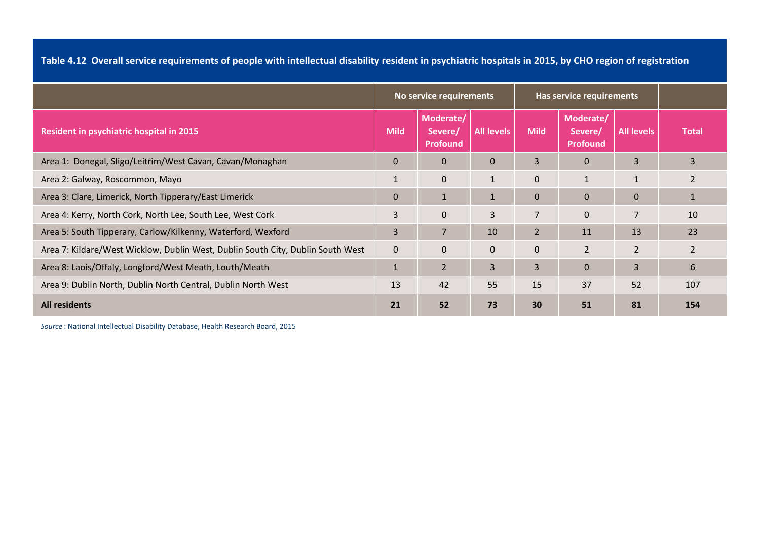**Table 4.12 Overall service requirements of people with intellectual disability resident in psychiatric hospitals in 2015, by CHO region of registration**

| | No service requirements | | | Has service requirements | | | |
|---|---|---|---|---|---|---|---|
| **Resident in psychiatric hospital in 2015** | **Mild** | **Moderate/ Severe/ Profound** | **All levels** | **Mild** | **Moderate/ Severe/ Profound** | **All levels** | **Total** |
| Area 1: Donegal, Sligo/Leitrim/West Cavan, Cavan/Monaghan | 0 | 0 | 0 | 3 | 0 | 3 | 3 |
| Area 2: Galway, Roscommon, Mayo | 1 | 0 | 1 | 0 | 1 | 1 | 2 |
| Area 3: Clare, Limerick, North Tipperary/East Limerick | 0 | 1 | 1 | 0 | 0 | 0 | 1 |
| Area 4: Kerry, North Cork, North Lee, South Lee, West Cork | 3 | 0 | 3 | 7 | 0 | 7 | 10 |
| Area 5: South Tipperary, Carlow/Kilkenny, Waterford, Wexford | 3 | 7 | 10 | 2 | 11 | 13 | 23 |
| Area 7: Kildare/West Wicklow, Dublin West, Dublin South City, Dublin South West | 0 | 0 | 0 | 0 | 2 | 2 | 2 |
| Area 8: Laois/Offaly, Longford/West Meath, Louth/Meath | 1 | 2 | 3 | 3 | 0 | 3 | 6 |
| Area 9: Dublin North, Dublin North Central, Dublin North West | 13 | 42 | 55 | 15 | 37 | 52 | 107 |
| **All residents** | **21** | **52** | **73** | **30** | **51** | **81** | **154** |

*Source* : National Intellectual Disability Database, Health Research Board, 2015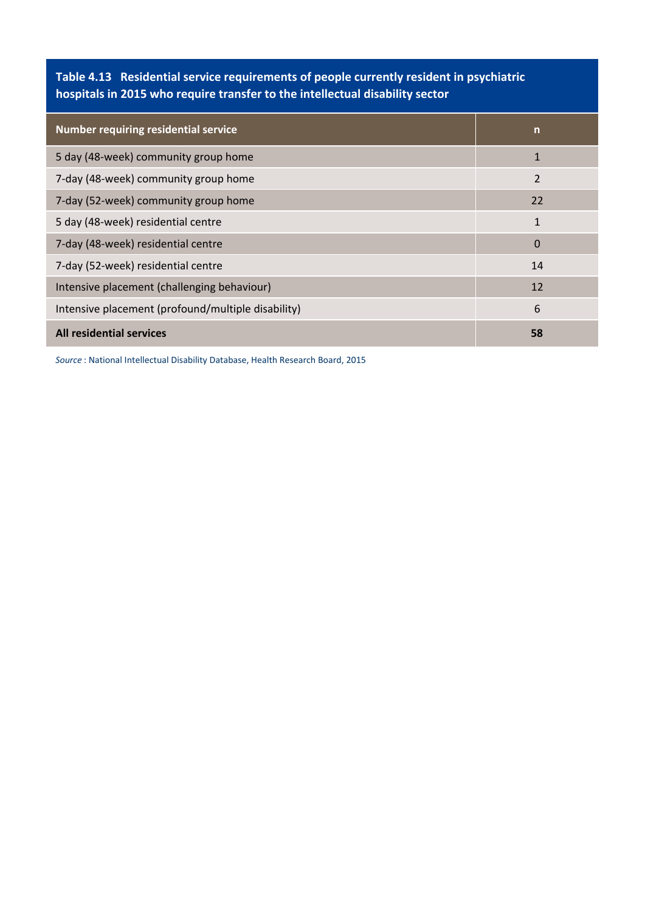**Table 4.13 Residential service requirements of people currently resident in psychiatric hospitals in 2015 who require transfer to the intellectual disability sector**

| Number requiring residential service | n |
|---|---|
| 5 day (48-week) community group home | 1 |
| 7-day (48-week) community group home | 2 |
| 7-day (52-week) community group home | 22 |
| 5 day (48-week) residential centre | 1 |
| 7-day (48-week) residential centre | 0 |
| 7-day (52-week) residential centre | 14 |
| Intensive placement (challenging behaviour) | 12 |
| Intensive placement (profound/multiple disability) | 6 |
| **All residential services** | **58** |

*Source* : National Intellectual Disability Database, Health Research Board, 2015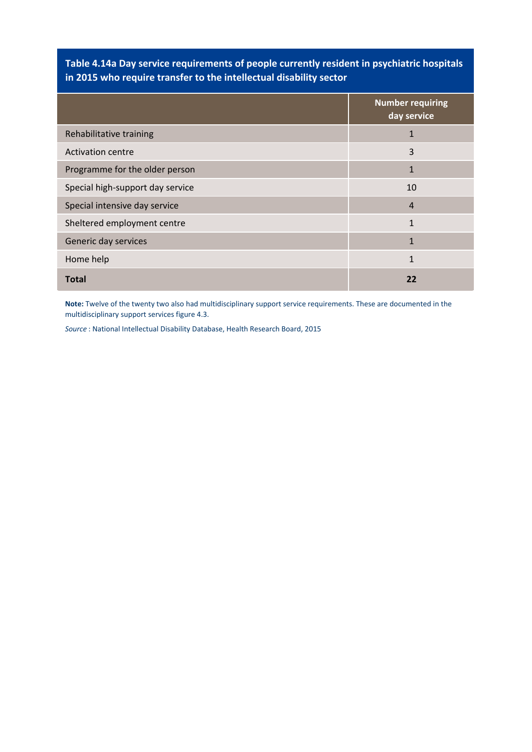**Table 4.14a Day service requirements of people currently resident in psychiatric hospitals in 2015 who require transfer to the intellectual disability sector**

| | Number requiring day service |
|---|---|
| Rehabilitative training | 1 |
| Activation centre | 3 |
| Programme for the older person | 1 |
| Special high-support day service | 10 |
| Special intensive day service | 4 |
| Sheltered employment centre | 1 |
| Generic day services | 1 |
| Home help | 1 |
| **Total** | **22** |

**Note:** Twelve of the twenty two also had multidisciplinary support service requirements. These are documented in the multidisciplinary support services figure 4.3.

*Source* : National Intellectual Disability Database, Health Research Board, 2015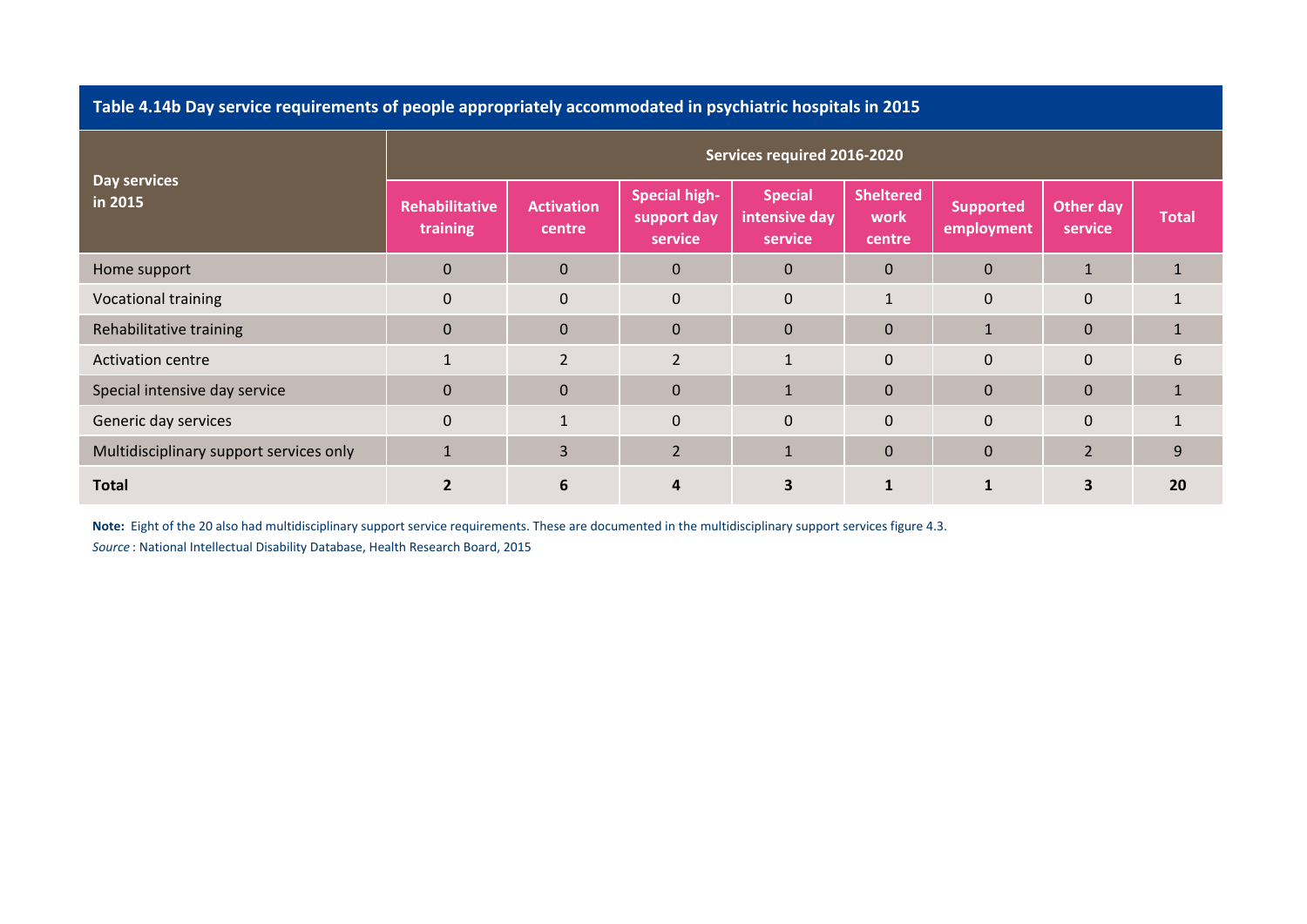**Table 4.14b Day service requirements of people appropriately accommodated in psychiatric hospitals in 2015**

| Day services in 2015 | Services required 2016-2020 | | | | | | | |
|---|---|---|---|---|---|---|---|---|
| | Rehabilitative training | Activation centre | Special high-support day service | Special intensive day service | Sheltered work centre | Supported employment | Other day service | Total |
| Home support | 0 | 0 | 0 | 0 | 0 | 0 | 1 | 1 |
| Vocational training | 0 | 0 | 0 | 0 | 1 | 0 | 0 | 1 |
| Rehabilitative training | 0 | 0 | 0 | 0 | 0 | 1 | 0 | 1 |
| Activation centre | 1 | 2 | 2 | 1 | 0 | 0 | 0 | 6 |
| Special intensive day service | 0 | 0 | 0 | 1 | 0 | 0 | 0 | 1 |
| Generic day services | 0 | 1 | 0 | 0 | 0 | 0 | 0 | 1 |
| Multidisciplinary support services only | 1 | 3 | 2 | 1 | 0 | 0 | 2 | 9 |
| **Total** | **2** | **6** | **4** | **3** | **1** | **1** | **3** | **20** |

**Note:** Eight of the 20 also had multidisciplinary support service requirements. These are documented in the multidisciplinary support services figure 4.3.

*Source* : National Intellectual Disability Database, Health Research Board, 2015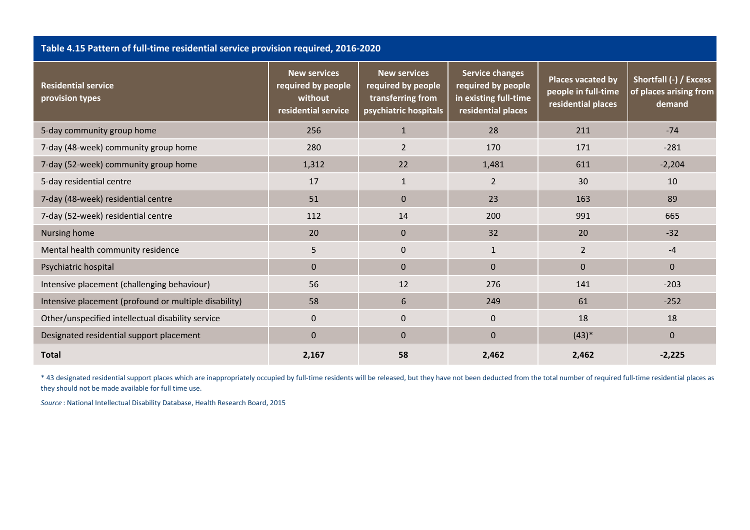**Table 4.15 Pattern of full-time residential service provision required, 2016-2020**

| Residential service provision types | New services required by people without residential service | New services required by people transferring from psychiatric hospitals | Service changes required by people in existing full-time residential places | Places vacated by people in full-time residential places | Shortfall (-) / Excess of places arising from demand |
|---|---|---|---|---|---|
| 5-day community group home | 256 | 1 | 28 | 211 | -74 |
| 7-day (48-week) community group home | 280 | 2 | 170 | 171 | -281 |
| 7-day (52-week) community group home | 1,312 | 22 | 1,481 | 611 | -2,204 |
| 5-day residential centre | 17 | 1 | 2 | 30 | 10 |
| 7-day (48-week) residential centre | 51 | 0 | 23 | 163 | 89 |
| 7-day (52-week) residential centre | 112 | 14 | 200 | 991 | 665 |
| Nursing home | 20 | 0 | 32 | 20 | -32 |
| Mental health community residence | 5 | 0 | 1 | 2 | -4 |
| Psychiatric hospital | 0 | 0 | 0 | 0 | 0 |
| Intensive placement (challenging behaviour) | 56 | 12 | 276 | 141 | -203 |
| Intensive placement (profound or multiple disability) | 58 | 6 | 249 | 61 | -252 |
| Other/unspecified intellectual disability service | 0 | 0 | 0 | 18 | 18 |
| Designated residential support placement | 0 | 0 | 0 | (43)* | 0 |
| **Total** | **2,167** | **58** | **2,462** | **2,462** | **-2,225** |

* 43 designated residential support places which are inappropriately occupied by full-time residents will be released, but they have not been deducted from the total number of required full-time residential places as they should not be made available for full time use.

*Source* : National Intellectual Disability Database, Health Research Board, 2015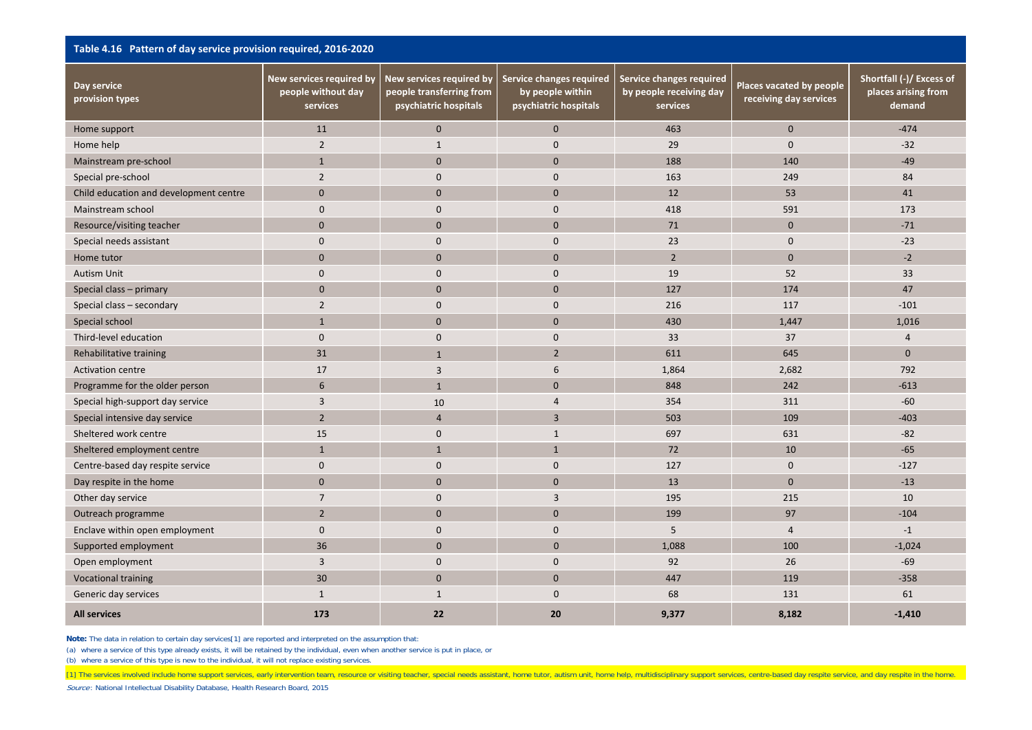**Table 4.16 Pattern of day service provision required, 2016-2020**

| Day service provision types | New services required by people without day services | New services required by people transferring from psychiatric hospitals | Service changes required by people within psychiatric hospitals | Service changes required by people receiving day services | Places vacated by people receiving day services | Shortfall (-)/ Excess of places arising from demand |
|---|---|---|---|---|---|---|
| Home support | 11 | 0 | 0 | 463 | 0 | -474 |
| Home help | 2 | 1 | 0 | 29 | 0 | -32 |
| Mainstream pre-school | 1 | 0 | 0 | 188 | 140 | -49 |
| Special pre-school | 2 | 0 | 0 | 163 | 249 | 84 |
| Child education and development centre | 0 | 0 | 0 | 12 | 53 | 41 |
| Mainstream school | 0 | 0 | 0 | 418 | 591 | 173 |
| Resource/visiting teacher | 0 | 0 | 0 | 71 | 0 | -71 |
| Special needs assistant | 0 | 0 | 0 | 23 | 0 | -23 |
| Home tutor | 0 | 0 | 0 | 2 | 0 | -2 |
| Autism Unit | 0 | 0 | 0 | 19 | 52 | 33 |
| Special class – primary | 0 | 0 | 0 | 127 | 174 | 47 |
| Special class – secondary | 2 | 0 | 0 | 216 | 117 | -101 |
| Special school | 1 | 0 | 0 | 430 | 1,447 | 1,016 |
| Third-level education | 0 | 0 | 0 | 33 | 37 | 4 |
| Rehabilitative training | 31 | 1 | 2 | 611 | 645 | 0 |
| Activation centre | 17 | 3 | 6 | 1,864 | 2,682 | 792 |
| Programme for the older person | 6 | 1 | 0 | 848 | 242 | -613 |
| Special high-support day service | 3 | 10 | 4 | 354 | 311 | -60 |
| Special intensive day service | 2 | 4 | 3 | 503 | 109 | -403 |
| Sheltered work centre | 15 | 0 | 1 | 697 | 631 | -82 |
| Sheltered employment centre | 1 | 1 | 1 | 72 | 10 | -65 |
| Centre-based day respite service | 0 | 0 | 0 | 127 | 0 | -127 |
| Day respite in the home | 0 | 0 | 0 | 13 | 0 | -13 |
| Other day service | 7 | 0 | 3 | 195 | 215 | 10 |
| Outreach programme | 2 | 0 | 0 | 199 | 97 | -104 |
| Enclave within open employment | 0 | 0 | 0 | 5 | 4 | -1 |
| Supported employment | 36 | 0 | 0 | 1,088 | 100 | -1,024 |
| Open employment | 3 | 0 | 0 | 92 | 26 | -69 |
| Vocational training | 30 | 0 | 0 | 447 | 119 | -358 |
| Generic day services | 1 | 1 | 0 | 68 | 131 | 61 |
| **All services** | **173** | **22** | **20** | **9,377** | **8,182** | **-1,410** |

**Note:** The data in relation to certain day services[1] are reported and interpreted on the assumption that:

(a) where a service of this type already exists, it will be retained by the individual, even when another service is put in place, or

(b) where a service of this type is new to the individual, it will not replace existing services.

[1] The services involved include home support services, early intervention team, resource or visiting teacher, special needs assistant, home tutor, autism unit, home help, multidisciplinary support services, centre-based day respite service, and day respite in the home.

*Source*: National Intellectual Disability Database, Health Research Board, 2015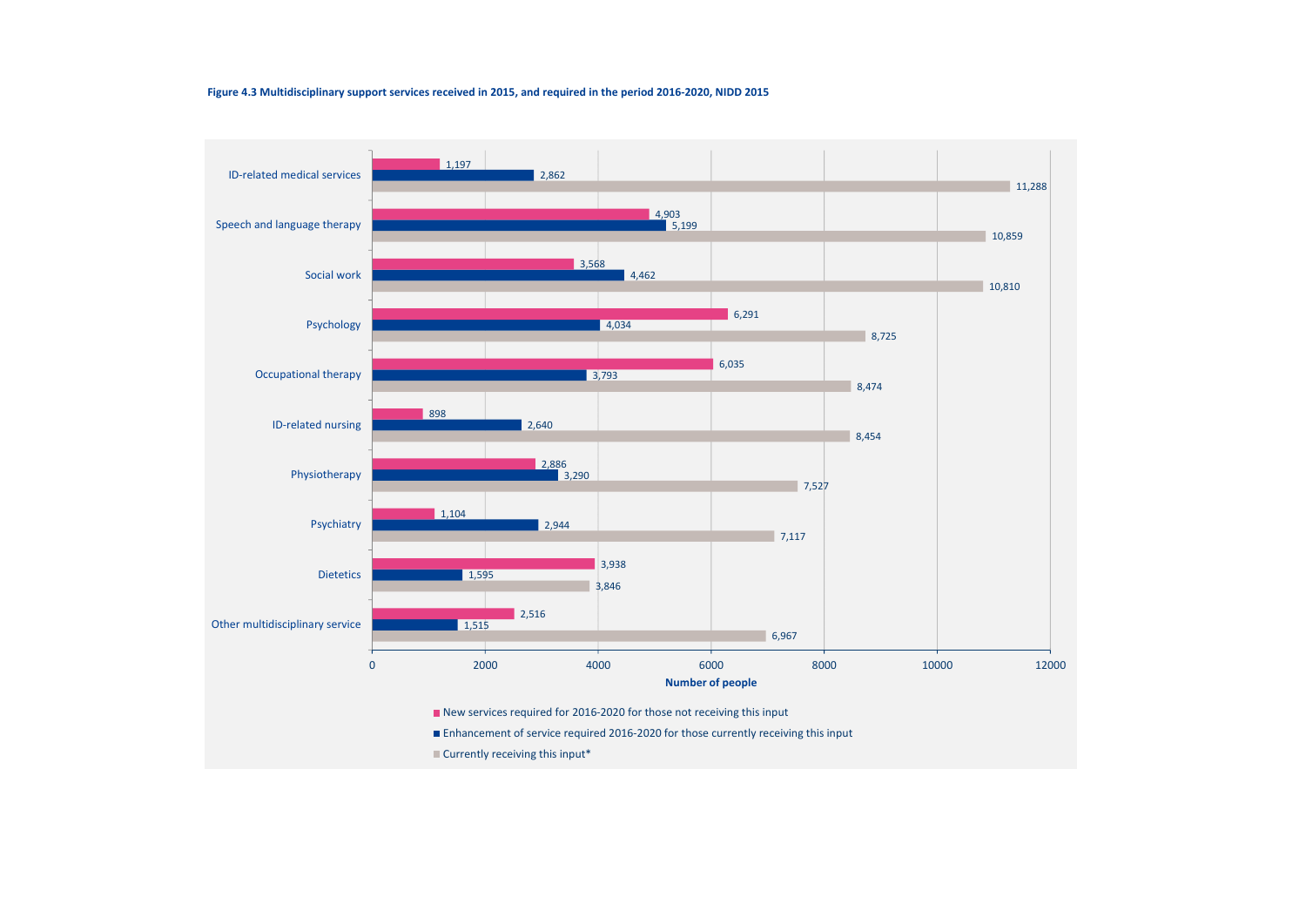**Figure 4.3 Multidisciplinary support services received in 2015, and required in the period 2016-2020, NIDD 2015**

ID-related medical services
1,197
2,862
11,288

Speech and language therapy
4,903
5,199
10,859

Social work
3,568
4,462
10,810

Psychology
6,291
4,034
8,725

Occupational therapy
6,035
3,793
8,474

ID-related nursing
898
2,640
8,454

Physiotherapy
2,886
3,290
7,527

Psychiatry
1,104
2,944
7,117

Dietetics
3,938
1,595
3,846

Other multidisciplinary service
2,516
1,515
6,967

0
2000
4000
6000
8000
10000
12000

Number of people

New services required for 2016-2020 for those not receiving this input

Enhancement of service required 2016-2020 for those currently receiving this input

Currently receiving this input*